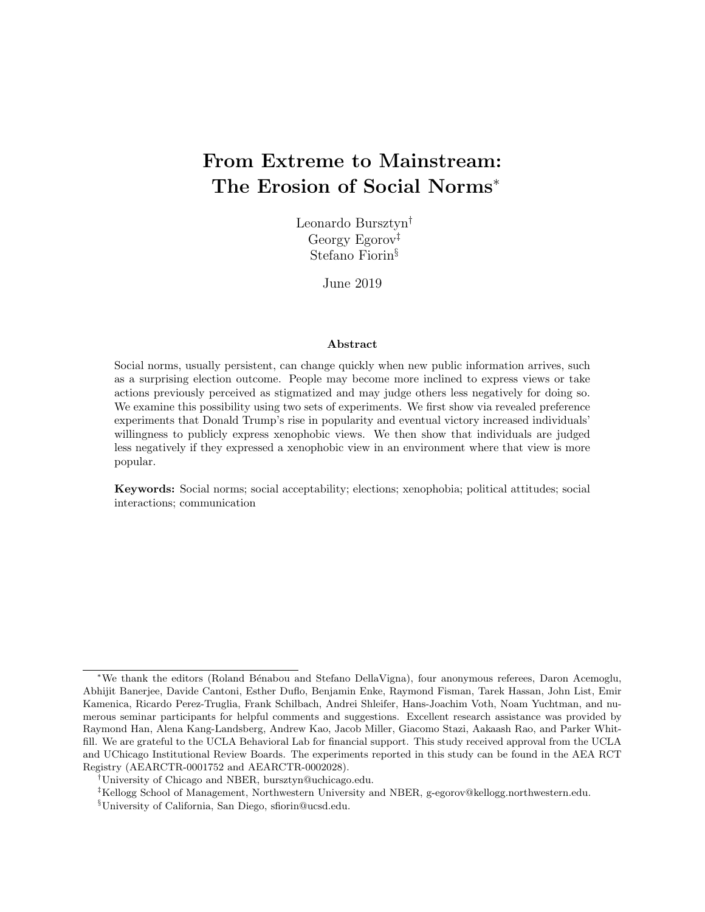# From Extreme to Mainstream: The Erosion of Social Norms[*]

Leonardo Bursztyn[†]
Georgy Egorov[‡]
Stefano Fiorin[§]

June 2019

### Abstract

Social norms, usually persistent, can change quickly when new public information arrives, such as a surprising election outcome. People may become more inclined to express views or take actions previously perceived as stigmatized and may judge others less negatively for doing so. We examine this possibility using two sets of experiments. We first show via revealed preference experiments that Donald Trump's rise in popularity and eventual victory increased individuals' willingness to publicly express xenophobic views. We then show that individuals are judged less negatively if they expressed a xenophobic view in an environment where that view is more popular.

**Keywords:** Social norms; social acceptability; elections; xenophobia; political attitudes; social interactions; communication

---

[*] We thank the editors (Roland Bénabou and Stefano DellaVigna), four anonymous referees, Daron Acemoglu, Abhijit Banerjee, Davide Cantoni, Esther Duflo, Benjamin Enke, Raymond Fisman, Tarek Hassan, John List, Emir Kamenica, Ricardo Perez-Truglia, Frank Schilbach, Andrei Shleifer, Hans-Joachim Voth, Noam Yuchtman, and numerous seminar participants for helpful comments and suggestions. Excellent research assistance was provided by Raymond Han, Alena Kang-Landsberg, Andrew Kao, Jacob Miller, Giacomo Stazi, Aakaash Rao, and Parker Whitfill. We are grateful to the UCLA Behavioral Lab for financial support. This study received approval from the UCLA and UChicago Institutional Review Boards. The experiments reported in this study can be found in the AEA RCT Registry (AEARCTR-0001752 and AEARCTR-0002028).

[†] University of Chicago and NBER, bursztyn@uchicago.edu.

[‡] Kellogg School of Management, Northwestern University and NBER, g-egorov@kellogg.northwestern.edu.

[§] University of California, San Diego, sfiorin@ucsd.edu.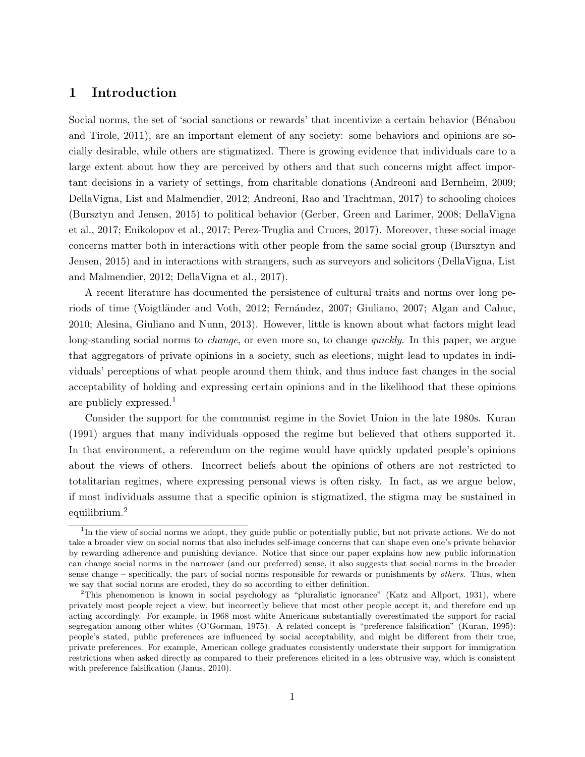## 1 Introduction

Social norms, the set of 'social sanctions or rewards' that incentivize a certain behavior (Bénabou and Tirole, 2011), are an important element of any society: some behaviors and opinions are socially desirable, while others are stigmatized. There is growing evidence that individuals care to a large extent about how they are perceived by others and that such concerns might affect important decisions in a variety of settings, from charitable donations (Andreoni and Bernheim, 2009; DellaVigna, List and Malmendier, 2012; Andreoni, Rao and Trachtman, 2017) to schooling choices (Bursztyn and Jensen, 2015) to political behavior (Gerber, Green and Larimer, 2008; DellaVigna et al., 2017; Enikolopov et al., 2017; Perez-Truglia and Cruces, 2017). Moreover, these social image concerns matter both in interactions with other people from the same social group (Bursztyn and Jensen, 2015) and in interactions with strangers, such as surveyors and solicitors (DellaVigna, List and Malmendier, 2012; DellaVigna et al., 2017).

A recent literature has documented the persistence of cultural traits and norms over long periods of time (Voigtländer and Voth, 2012; Fernández, 2007; Giuliano, 2007; Algan and Cahuc, 2010; Alesina, Giuliano and Nunn, 2013). However, little is known about what factors might lead long-standing social norms to *change*, or even more so, to change *quickly*. In this paper, we argue that aggregators of private opinions in a society, such as elections, might lead to updates in individuals' perceptions of what people around them think, and thus induce fast changes in the social acceptability of holding and expressing certain opinions and in the likelihood that these opinions are publicly expressed.[1]

Consider the support for the communist regime in the Soviet Union in the late 1980s. Kuran (1991) argues that many individuals opposed the regime but believed that others supported it. In that environment, a referendum on the regime would have quickly updated people's opinions about the views of others. Incorrect beliefs about the opinions of others are not restricted to totalitarian regimes, where expressing personal views is often risky. In fact, as we argue below, if most individuals assume that a specific opinion is stigmatized, the stigma may be sustained in equilibrium.[2]

[1] In the view of social norms we adopt, they guide public or potentially public, but not private actions. We do not take a broader view on social norms that also includes self-image concerns that can shape even one's private behavior by rewarding adherence and punishing deviance. Notice that since our paper explains how new public information can change social norms in the narrower (and our preferred) sense, it also suggests that social norms in the broader sense change – specifically, the part of social norms responsible for rewards or punishments by *others*. Thus, when we say that social norms are eroded, they do so according to either definition.

[2] This phenomenon is known in social psychology as "pluralistic ignorance" (Katz and Allport, 1931), where privately most people reject a view, but incorrectly believe that most other people accept it, and therefore end up acting accordingly. For example, in 1968 most white Americans substantially overestimated the support for racial segregation among other whites (O'Gorman, 1975). A related concept is "preference falsification" (Kuran, 1995): people's stated, public preferences are influenced by social acceptability, and might be different from their true, private preferences. For example, American college graduates consistently understate their support for immigration restrictions when asked directly as compared to their preferences elicited in a less obtrusive way, which is consistent with preference falsification (Janus, 2010).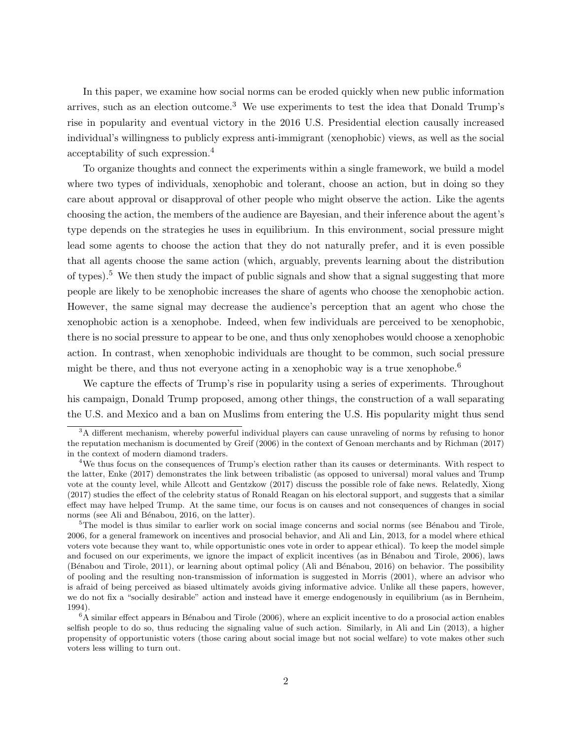In this paper, we examine how social norms can be eroded quickly when new public information arrives, such as an election outcome.[3] We use experiments to test the idea that Donald Trump's rise in popularity and eventual victory in the 2016 U.S. Presidential election causally increased individual's willingness to publicly express anti-immigrant (xenophobic) views, as well as the social acceptability of such expression.[4]

To organize thoughts and connect the experiments within a single framework, we build a model where two types of individuals, xenophobic and tolerant, choose an action, but in doing so they care about approval or disapproval of other people who might observe the action. Like the agents choosing the action, the members of the audience are Bayesian, and their inference about the agent's type depends on the strategies he uses in equilibrium. In this environment, social pressure might lead some agents to choose the action that they do not naturally prefer, and it is even possible that all agents choose the same action (which, arguably, prevents learning about the distribution of types).[5] We then study the impact of public signals and show that a signal suggesting that more people are likely to be xenophobic increases the share of agents who choose the xenophobic action. However, the same signal may decrease the audience's perception that an agent who chose the xenophobic action is a xenophobe. Indeed, when few individuals are perceived to be xenophobic, there is no social pressure to appear to be one, and thus only xenophobes would choose a xenophobic action. In contrast, when xenophobic individuals are thought to be common, such social pressure might be there, and thus not everyone acting in a xenophobic way is a true xenophobe.[6]

We capture the effects of Trump's rise in popularity using a series of experiments. Throughout his campaign, Donald Trump proposed, among other things, the construction of a wall separating the U.S. and Mexico and a ban on Muslims from entering the U.S. His popularity might thus send

---

[3] A different mechanism, whereby powerful individual players can cause unraveling of norms by refusing to honor the reputation mechanism is documented by Greif (2006) in the context of Genoan merchants and by Richman (2017) in the context of modern diamond traders.

[4] We thus focus on the consequences of Trump's election rather than its causes or determinants. With respect to the latter, Enke (2017) demonstrates the link between tribalistic (as opposed to universal) moral values and Trump vote at the county level, while Allcott and Gentzkow (2017) discuss the possible role of fake news. Relatedly, Xiong (2017) studies the effect of the celebrity status of Ronald Reagan on his electoral support, and suggests that a similar effect may have helped Trump. At the same time, our focus is on causes and not consequences of changes in social norms (see Ali and Bénabou, 2016, on the latter).

[5] The model is thus similar to earlier work on social image concerns and social norms (see Bénabou and Tirole, 2006, for a general framework on incentives and prosocial behavior, and Ali and Lin, 2013, for a model where ethical voters vote because they want to, while opportunistic ones vote in order to appear ethical). To keep the model simple and focused on our experiments, we ignore the impact of explicit incentives (as in Bénabou and Tirole, 2006), laws (Bénabou and Tirole, 2011), or learning about optimal policy (Ali and Bénabou, 2016) on behavior. The possibility of pooling and the resulting non-transmission of information is suggested in Morris (2001), where an advisor who is afraid of being perceived as biased ultimately avoids giving informative advice. Unlike all these papers, however, we do not fix a "socially desirable" action and instead have it emerge endogenously in equilibrium (as in Bernheim, 1994).

[6] A similar effect appears in Bénabou and Tirole (2006), where an explicit incentive to do a prosocial action enables selfish people to do so, thus reducing the signaling value of such action. Similarly, in Ali and Lin (2013), a higher propensity of opportunistic voters (those caring about social image but not social welfare) to vote makes other such voters less willing to turn out.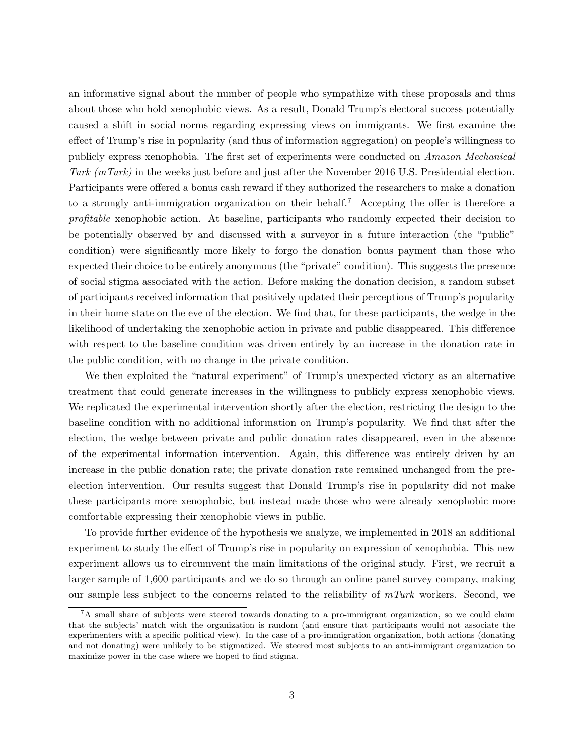an informative signal about the number of people who sympathize with these proposals and thus about those who hold xenophobic views. As a result, Donald Trump's electoral success potentially caused a shift in social norms regarding expressing views on immigrants. We first examine the effect of Trump's rise in popularity (and thus of information aggregation) on people's willingness to publicly express xenophobia. The first set of experiments were conducted on *Amazon Mechanical Turk (mTurk)* in the weeks just before and just after the November 2016 U.S. Presidential election. Participants were offered a bonus cash reward if they authorized the researchers to make a donation to a strongly anti-immigration organization on their behalf.[7] Accepting the offer is therefore a *profitable* xenophobic action. At baseline, participants who randomly expected their decision to be potentially observed by and discussed with a surveyor in a future interaction (the "public" condition) were significantly more likely to forgo the donation bonus payment than those who expected their choice to be entirely anonymous (the "private" condition). This suggests the presence of social stigma associated with the action. Before making the donation decision, a random subset of participants received information that positively updated their perceptions of Trump's popularity in their home state on the eve of the election. We find that, for these participants, the wedge in the likelihood of undertaking the xenophobic action in private and public disappeared. This difference with respect to the baseline condition was driven entirely by an increase in the donation rate in the public condition, with no change in the private condition.

We then exploited the "natural experiment" of Trump's unexpected victory as an alternative treatment that could generate increases in the willingness to publicly express xenophobic views. We replicated the experimental intervention shortly after the election, restricting the design to the baseline condition with no additional information on Trump's popularity. We find that after the election, the wedge between private and public donation rates disappeared, even in the absence of the experimental information intervention. Again, this difference was entirely driven by an increase in the public donation rate; the private donation rate remained unchanged from the pre-election intervention. Our results suggest that Donald Trump's rise in popularity did not make these participants more xenophobic, but instead made those who were already xenophobic more comfortable expressing their xenophobic views in public.

To provide further evidence of the hypothesis we analyze, we implemented in 2018 an additional experiment to study the effect of Trump's rise in popularity on expression of xenophobia. This new experiment allows us to circumvent the main limitations of the original study. First, we recruit a larger sample of 1,600 participants and we do so through an online panel survey company, making our sample less subject to the concerns related to the reliability of *mTurk* workers. Second, we

[7] A small share of subjects were steered towards donating to a pro-immigrant organization, so we could claim that the subjects' match with the organization is random (and ensure that participants would not associate the experimenters with a specific political view). In the case of a pro-immigration organization, both actions (donating and not donating) were unlikely to be stigmatized. We steered most subjects to an anti-immigrant organization to maximize power in the case where we hoped to find stigma.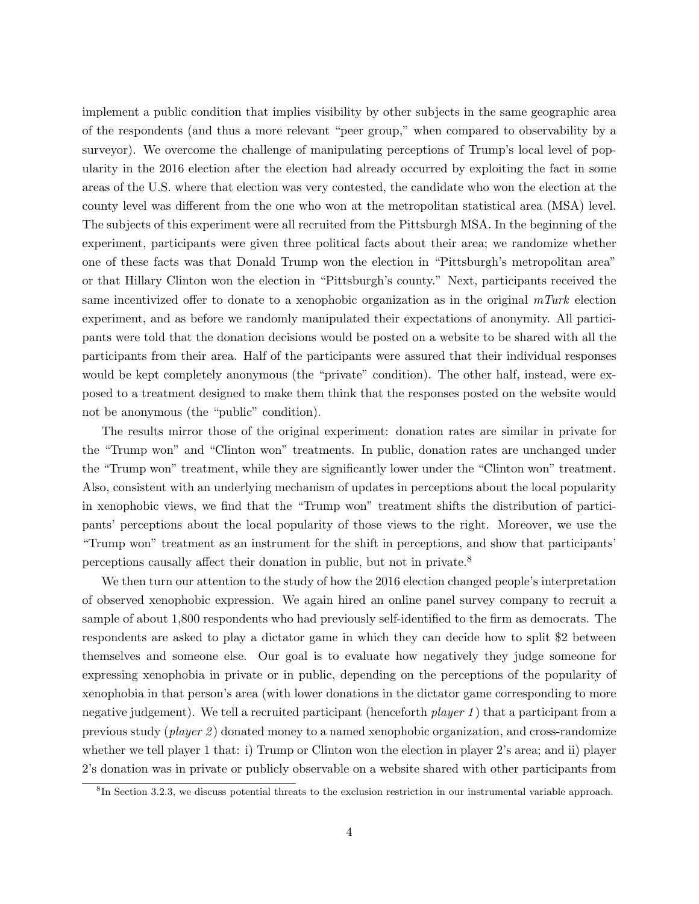implement a public condition that implies visibility by other subjects in the same geographic area of the respondents (and thus a more relevant "peer group," when compared to observability by a surveyor). We overcome the challenge of manipulating perceptions of Trump's local level of popularity in the 2016 election after the election had already occurred by exploiting the fact in some areas of the U.S. where that election was very contested, the candidate who won the election at the county level was different from the one who won at the metropolitan statistical area (MSA) level. The subjects of this experiment were all recruited from the Pittsburgh MSA. In the beginning of the experiment, participants were given three political facts about their area; we randomize whether one of these facts was that Donald Trump won the election in "Pittsburgh's metropolitan area" or that Hillary Clinton won the election in "Pittsburgh's county." Next, participants received the same incentivized offer to donate to a xenophobic organization as in the original *mTurk* election experiment, and as before we randomly manipulated their expectations of anonymity. All participants were told that the donation decisions would be posted on a website to be shared with all the participants from their area. Half of the participants were assured that their individual responses would be kept completely anonymous (the "private" condition). The other half, instead, were exposed to a treatment designed to make them think that the responses posted on the website would not be anonymous (the "public" condition).

The results mirror those of the original experiment: donation rates are similar in private for the "Trump won" and "Clinton won" treatments. In public, donation rates are unchanged under the "Trump won" treatment, while they are significantly lower under the "Clinton won" treatment. Also, consistent with an underlying mechanism of updates in perceptions about the local popularity in xenophobic views, we find that the "Trump won" treatment shifts the distribution of participants' perceptions about the local popularity of those views to the right. Moreover, we use the "Trump won" treatment as an instrument for the shift in perceptions, and show that participants' perceptions causally affect their donation in public, but not in private.[8]

We then turn our attention to the study of how the 2016 election changed people's interpretation of observed xenophobic expression. We again hired an online panel survey company to recruit a sample of about 1,800 respondents who had previously self-identified to the firm as democrats. The respondents are asked to play a dictator game in which they can decide how to split $2 between themselves and someone else. Our goal is to evaluate how negatively they judge someone for expressing xenophobia in private or in public, depending on the perceptions of the popularity of xenophobia in that person's area (with lower donations in the dictator game corresponding to more negative judgement). We tell a recruited participant (henceforth *player 1*) that a participant from a previous study (*player 2*) donated money to a named xenophobic organization, and cross-randomize whether we tell player 1 that: i) Trump or Clinton won the election in player 2's area; and ii) player 2's donation was in private or publicly observable on a website shared with other participants from

[8] In Section 3.2.3, we discuss potential threats to the exclusion restriction in our instrumental variable approach.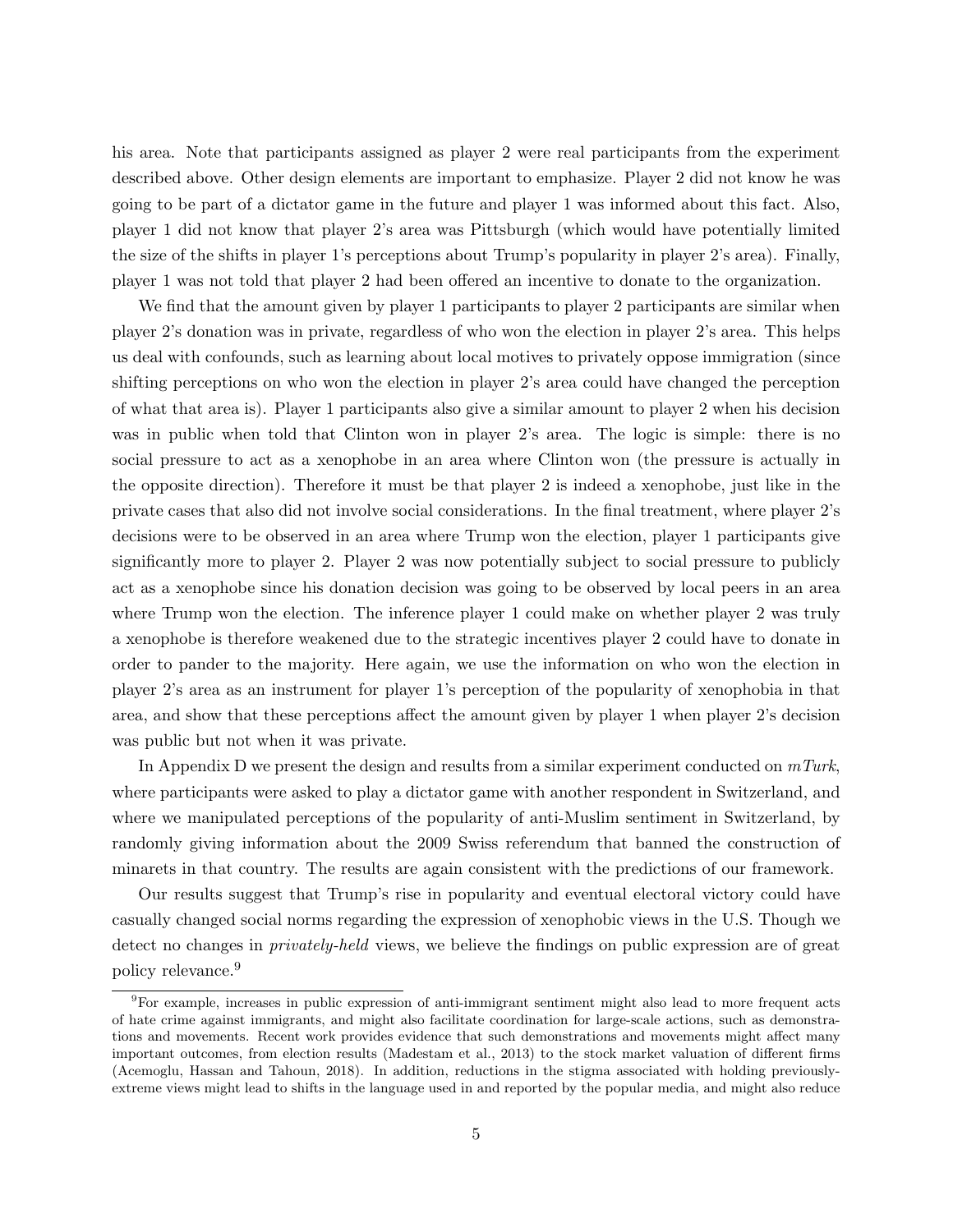his area. Note that participants assigned as player 2 were real participants from the experiment described above. Other design elements are important to emphasize. Player 2 did not know he was going to be part of a dictator game in the future and player 1 was informed about this fact. Also, player 1 did not know that player 2's area was Pittsburgh (which would have potentially limited the size of the shifts in player 1's perceptions about Trump's popularity in player 2's area). Finally, player 1 was not told that player 2 had been offered an incentive to donate to the organization.

We find that the amount given by player 1 participants to player 2 participants are similar when player 2's donation was in private, regardless of who won the election in player 2's area. This helps us deal with confounds, such as learning about local motives to privately oppose immigration (since shifting perceptions on who won the election in player 2's area could have changed the perception of what that area is). Player 1 participants also give a similar amount to player 2 when his decision was in public when told that Clinton won in player 2's area. The logic is simple: there is no social pressure to act as a xenophobe in an area where Clinton won (the pressure is actually in the opposite direction). Therefore it must be that player 2 is indeed a xenophobe, just like in the private cases that also did not involve social considerations. In the final treatment, where player 2's decisions were to be observed in an area where Trump won the election, player 1 participants give significantly more to player 2. Player 2 was now potentially subject to social pressure to publicly act as a xenophobe since his donation decision was going to be observed by local peers in an area where Trump won the election. The inference player 1 could make on whether player 2 was truly a xenophobe is therefore weakened due to the strategic incentives player 2 could have to donate in order to pander to the majority. Here again, we use the information on who won the election in player 2's area as an instrument for player 1's perception of the popularity of xenophobia in that area, and show that these perceptions affect the amount given by player 1 when player 2's decision was public but not when it was private.

In Appendix D we present the design and results from a similar experiment conducted on *mTurk*, where participants were asked to play a dictator game with another respondent in Switzerland, and where we manipulated perceptions of the popularity of anti-Muslim sentiment in Switzerland, by randomly giving information about the 2009 Swiss referendum that banned the construction of minarets in that country. The results are again consistent with the predictions of our framework.

Our results suggest that Trump's rise in popularity and eventual electoral victory could have casually changed social norms regarding the expression of xenophobic views in the U.S. Though we detect no changes in *privately-held* views, we believe the findings on public expression are of great policy relevance.[9]

[9] For example, increases in public expression of anti-immigrant sentiment might also lead to more frequent acts of hate crime against immigrants, and might also facilitate coordination for large-scale actions, such as demonstrations and movements. Recent work provides evidence that such demonstrations and movements might affect many important outcomes, from election results (Madestam et al., 2013) to the stock market valuation of different firms (Acemoglu, Hassan and Tahoun, 2018). In addition, reductions in the stigma associated with holding previously-extreme views might lead to shifts in the language used in and reported by the popular media, and might also reduce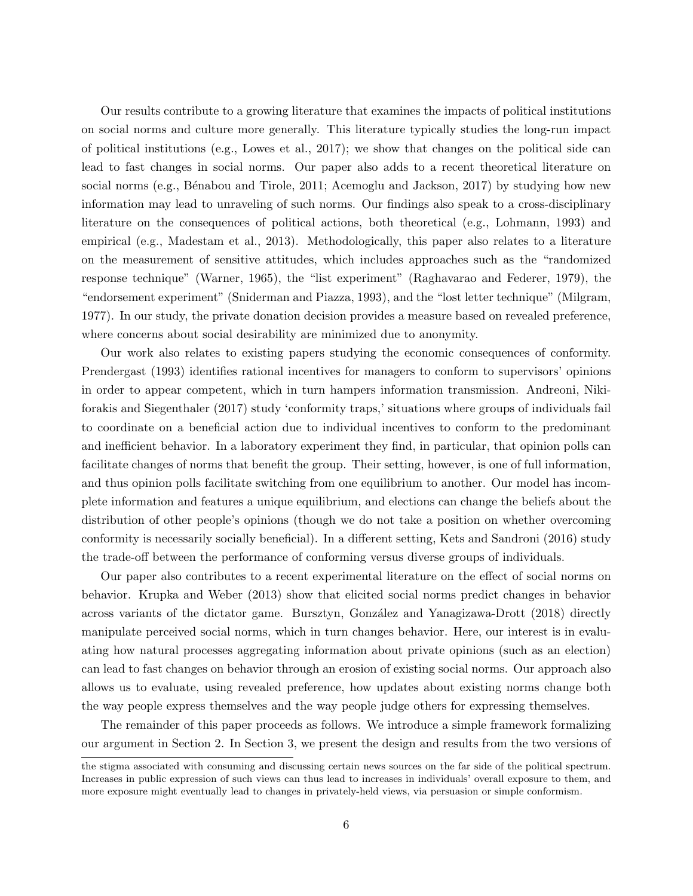Our results contribute to a growing literature that examines the impacts of political institutions on social norms and culture more generally. This literature typically studies the long-run impact of political institutions (e.g., Lowes et al., 2017); we show that changes on the political side can lead to fast changes in social norms. Our paper also adds to a recent theoretical literature on social norms (e.g., Bénabou and Tirole, 2011; Acemoglu and Jackson, 2017) by studying how new information may lead to unraveling of such norms. Our findings also speak to a cross-disciplinary literature on the consequences of political actions, both theoretical (e.g., Lohmann, 1993) and empirical (e.g., Madestam et al., 2013). Methodologically, this paper also relates to a literature on the measurement of sensitive attitudes, which includes approaches such as the "randomized response technique" (Warner, 1965), the "list experiment" (Raghavarao and Federer, 1979), the "endorsement experiment" (Sniderman and Piazza, 1993), and the "lost letter technique" (Milgram, 1977). In our study, the private donation decision provides a measure based on revealed preference, where concerns about social desirability are minimized due to anonymity.

Our work also relates to existing papers studying the economic consequences of conformity. Prendergast (1993) identifies rational incentives for managers to conform to supervisors' opinions in order to appear competent, which in turn hampers information transmission. Andreoni, Nikiforakis and Siegenthaler (2017) study 'conformity traps,' situations where groups of individuals fail to coordinate on a beneficial action due to individual incentives to conform to the predominant and inefficient behavior. In a laboratory experiment they find, in particular, that opinion polls can facilitate changes of norms that benefit the group. Their setting, however, is one of full information, and thus opinion polls facilitate switching from one equilibrium to another. Our model has incomplete information and features a unique equilibrium, and elections can change the beliefs about the distribution of other people's opinions (though we do not take a position on whether overcoming conformity is necessarily socially beneficial). In a different setting, Kets and Sandroni (2016) study the trade-off between the performance of conforming versus diverse groups of individuals.

Our paper also contributes to a recent experimental literature on the effect of social norms on behavior. Krupka and Weber (2013) show that elicited social norms predict changes in behavior across variants of the dictator game. Bursztyn, González and Yanagizawa-Drott (2018) directly manipulate perceived social norms, which in turn changes behavior. Here, our interest is in evaluating how natural processes aggregating information about private opinions (such as an election) can lead to fast changes on behavior through an erosion of existing social norms. Our approach also allows us to evaluate, using revealed preference, how updates about existing norms change both the way people express themselves and the way people judge others for expressing themselves.

The remainder of this paper proceeds as follows. We introduce a simple framework formalizing our argument in Section 2. In Section 3, we present the design and results from the two versions of

the stigma associated with consuming and discussing certain news sources on the far side of the political spectrum. Increases in public expression of such views can thus lead to increases in individuals' overall exposure to them, and more exposure might eventually lead to changes in privately-held views, via persuasion or simple conformism.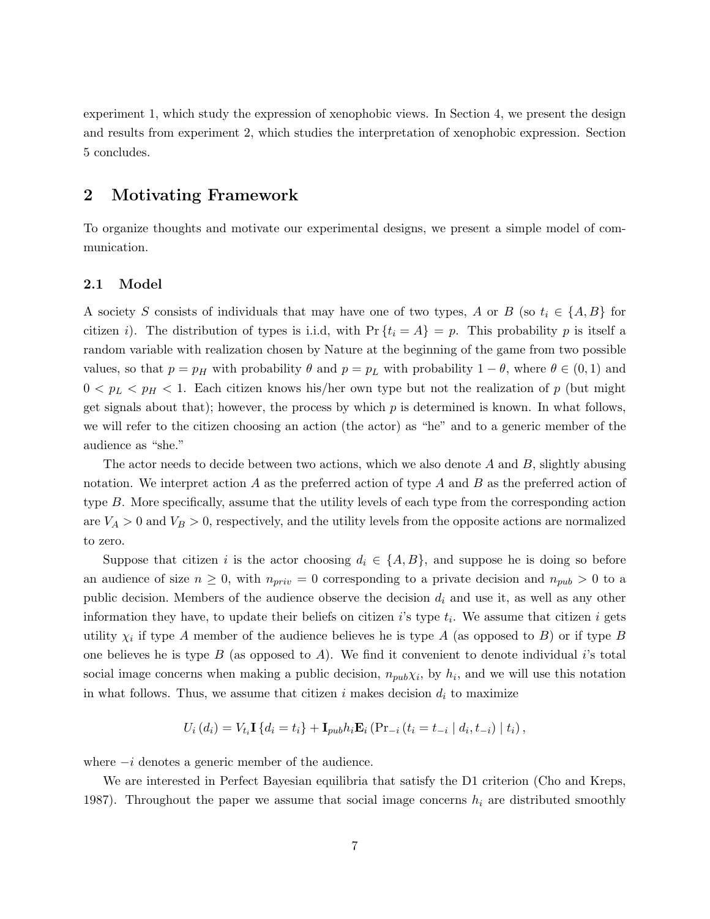experiment 1, which study the expression of xenophobic views. In Section 4, we present the design and results from experiment 2, which studies the interpretation of xenophobic expression. Section 5 concludes.

## 2 Motivating Framework

To organize thoughts and motivate our experimental designs, we present a simple model of communication.

### 2.1 Model

A society $S$ consists of individuals that may have one of two types, $A$ or $B$ (so $t_i \in \{A, B\}$ for citizen $i$). The distribution of types is i.i.d, with $\Pr\{t_i = A\} = p$. This probability $p$ is itself a random variable with realization chosen by Nature at the beginning of the game from two possible values, so that $p = p_H$ with probability $\theta$ and $p = p_L$ with probability $1 - \theta$, where $\theta \in (0, 1)$ and $0 < p_L < p_H < 1$. Each citizen knows his/her own type but not the realization of $p$ (but might get signals about that); however, the process by which $p$ is determined is known. In what follows, we will refer to the citizen choosing an action (the actor) as "he" and to a generic member of the audience as "she."

The actor needs to decide between two actions, which we also denote $A$ and $B$, slightly abusing notation. We interpret action $A$ as the preferred action of type $A$ and $B$ as the preferred action of type $B$. More specifically, assume that the utility levels of each type from the corresponding action are $V_A > 0$ and $V_B > 0$, respectively, and the utility levels from the opposite actions are normalized to zero.

Suppose that citizen $i$ is the actor choosing $d_i \in \{A, B\}$, and suppose he is doing so before an audience of size $n \geq 0$, with $n_{priv} = 0$ corresponding to a private decision and $n_{pub} > 0$ to a public decision. Members of the audience observe the decision $d_i$ and use it, as well as any other information they have, to update their beliefs on citizen $i$'s type $t_i$. We assume that citizen $i$ gets utility $\chi_i$ if type $A$ member of the audience believes he is type $A$ (as opposed to $B$) or if type $B$ one believes he is type $B$ (as opposed to $A$). We find it convenient to denote individual $i$'s total social image concerns when making a public decision, $n_{pub}\chi_i$, by $h_i$, and we will use this notation in what follows. Thus, we assume that citizen $i$ makes decision $d_i$ to maximize

$$U_i(d_i) = V_{t_i}\mathbf{I}\{d_i = t_i\} + \mathbf{I}_{pub} h_i \mathbf{E}_i \left(\Pr_{-i}(t_i = t_{-i} \mid d_i, t_{-i}) \mid t_i\right),$$

where $-i$ denotes a generic member of the audience.

We are interested in Perfect Bayesian equilibria that satisfy the D1 criterion (Cho and Kreps, 1987). Throughout the paper we assume that social image concerns $h_i$ are distributed smoothly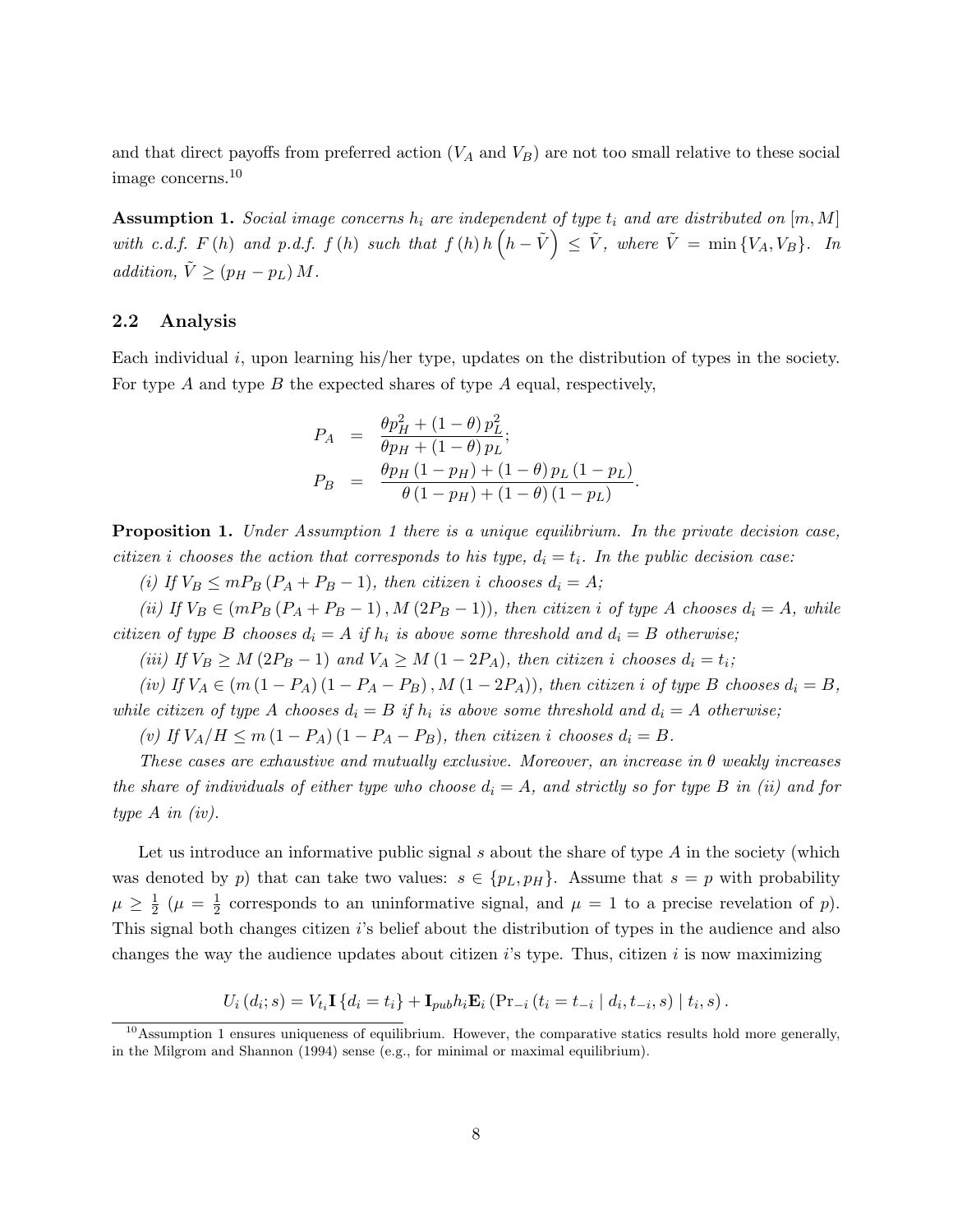and that direct payoffs from preferred action ($V_A$ and $V_B$) are not too small relative to these social image concerns.[10]

**Assumption 1.** *Social image concerns $h_i$ are independent of type $t_i$ and are distributed on $[m, M]$ with c.d.f. $F(h)$ and p.d.f. $f(h)$ such that $f(h) h \left(h - \tilde{V}\right) \leq \tilde{V}$, where $\tilde{V} = \min\{V_A, V_B\}$. In addition, $\tilde{V} \geq (p_H - p_L) M$.*

## 2.2 Analysis

Each individual $i$, upon learning his/her type, updates on the distribution of types in the society. For type $A$ and type $B$ the expected shares of type $A$ equal, respectively,

$$P_A = \frac{\theta p_H^2 + (1-\theta) p_L^2}{\theta p_H + (1-\theta) p_L};$$

$$P_B = \frac{\theta p_H (1-p_H) + (1-\theta) p_L (1-p_L)}{\theta (1-p_H) + (1-\theta)(1-p_L)}.$$

**Proposition 1.** *Under Assumption 1 there is a unique equilibrium. In the private decision case, citizen $i$ chooses the action that corresponds to his type, $d_i = t_i$. In the public decision case:*

*(i) If $V_B \leq m P_B (P_A + P_B - 1)$, then citizen $i$ chooses $d_i = A$;*

*(ii) If $V_B \in (m P_B (P_A + P_B - 1), M (2P_B - 1))$, then citizen $i$ of type $A$ chooses $d_i = A$, while citizen of type $B$ chooses $d_i = A$ if $h_i$ is above some threshold and $d_i = B$ otherwise;*

*(iii) If $V_B \geq M (2P_B - 1)$ and $V_A \geq M (1 - 2P_A)$, then citizen $i$ chooses $d_i = t_i$;*

*(iv) If $V_A \in (m (1 - P_A)(1 - P_A - P_B), M (1 - 2P_A))$, then citizen $i$ of type $B$ chooses $d_i = B$, while citizen of type $A$ chooses $d_i = B$ if $h_i$ is above some threshold and $d_i = A$ otherwise;*

*(v) If $V_A/H \leq m (1 - P_A)(1 - P_A - P_B)$, then citizen $i$ chooses $d_i = B$.*

*These cases are exhaustive and mutually exclusive. Moreover, an increase in $\theta$ weakly increases the share of individuals of either type who choose $d_i = A$, and strictly so for type $B$ in (ii) and for type $A$ in (iv).*

Let us introduce an informative public signal $s$ about the share of type $A$ in the society (which was denoted by $p$) that can take two values: $s \in \{p_L, p_H\}$. Assume that $s = p$ with probability $\mu \geq \frac{1}{2}$ ($\mu = \frac{1}{2}$ corresponds to an uninformative signal, and $\mu = 1$ to a precise revelation of $p$). This signal both changes citizen $i$'s belief about the distribution of types in the audience and also changes the way the audience updates about citizen $i$'s type. Thus, citizen $i$ is now maximizing

$$U_i (d_i; s) = V_{t_i} \mathbf{I}\{d_i = t_i\} + \mathbf{I}_{pub} h_i \mathbf{E}_i \left(\Pr_{-i} (t_i = t_{-i} \mid d_i, t_{-i}, s) \mid t_i, s\right).$$

[10] Assumption 1 ensures uniqueness of equilibrium. However, the comparative statics results hold more generally, in the Milgrom and Shannon (1994) sense (e.g., for minimal or maximal equilibrium).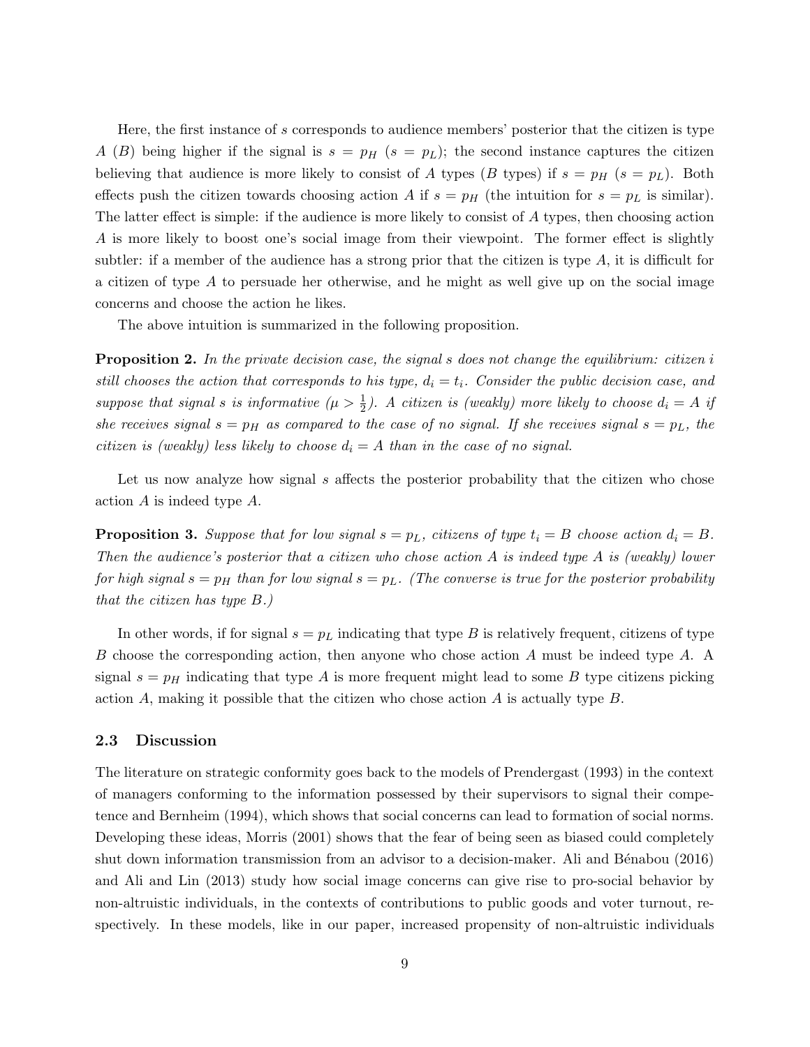Here, the first instance of $s$ corresponds to audience members' posterior that the citizen is type $A$ ($B$) being higher if the signal is $s = p_H$ ($s = p_L$); the second instance captures the citizen believing that audience is more likely to consist of $A$ types ($B$ types) if $s = p_H$ ($s = p_L$). Both effects push the citizen towards choosing action $A$ if $s = p_H$ (the intuition for $s = p_L$ is similar). The latter effect is simple: if the audience is more likely to consist of $A$ types, then choosing action $A$ is more likely to boost one's social image from their viewpoint. The former effect is slightly subtler: if a member of the audience has a strong prior that the citizen is type $A$, it is difficult for a citizen of type $A$ to persuade her otherwise, and he might as well give up on the social image concerns and choose the action he likes.

The above intuition is summarized in the following proposition.

**Proposition 2.** *In the private decision case, the signal $s$ does not change the equilibrium: citizen $i$ still chooses the action that corresponds to his type, $d_i = t_i$. Consider the public decision case, and suppose that signal $s$ is informative ($\mu > \frac{1}{2}$). A citizen is (weakly) more likely to choose $d_i = A$ if she receives signal $s = p_H$ as compared to the case of no signal. If she receives signal $s = p_L$, the citizen is (weakly) less likely to choose $d_i = A$ than in the case of no signal.*

Let us now analyze how signal $s$ affects the posterior probability that the citizen who chose action $A$ is indeed type $A$.

**Proposition 3.** *Suppose that for low signal $s = p_L$, citizens of type $t_i = B$ choose action $d_i = B$. Then the audience's posterior that a citizen who chose action $A$ is indeed type $A$ is (weakly) lower for high signal $s = p_H$ than for low signal $s = p_L$. (The converse is true for the posterior probability that the citizen has type $B$.)*

In other words, if for signal $s = p_L$ indicating that type $B$ is relatively frequent, citizens of type $B$ choose the corresponding action, then anyone who chose action $A$ must be indeed type $A$. A signal $s = p_H$ indicating that type $A$ is more frequent might lead to some $B$ type citizens picking action $A$, making it possible that the citizen who chose action $A$ is actually type $B$.

### 2.3 Discussion

The literature on strategic conformity goes back to the models of Prendergast (1993) in the context of managers conforming to the information possessed by their supervisors to signal their competence and Bernheim (1994), which shows that social concerns can lead to formation of social norms. Developing these ideas, Morris (2001) shows that the fear of being seen as biased could completely shut down information transmission from an advisor to a decision-maker. Ali and Bénabou (2016) and Ali and Lin (2013) study how social image concerns can give rise to pro-social behavior by non-altruistic individuals, in the contexts of contributions to public goods and voter turnout, respectively. In these models, like in our paper, increased propensity of non-altruistic individuals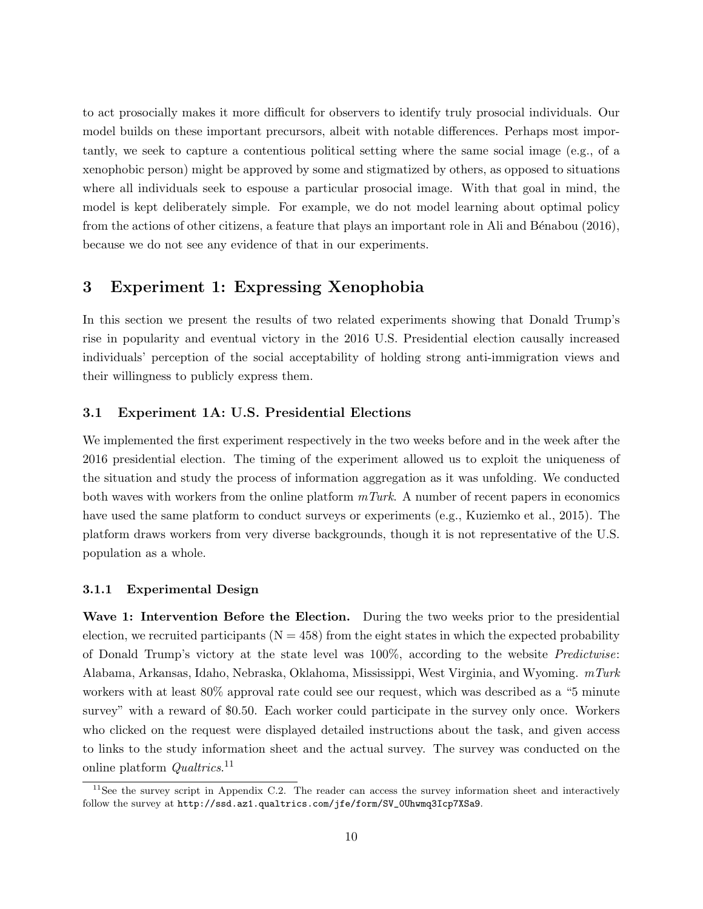to act prosocially makes it more difficult for observers to identify truly prosocial individuals. Our model builds on these important precursors, albeit with notable differences. Perhaps most importantly, we seek to capture a contentious political setting where the same social image (e.g., of a xenophobic person) might be approved by some and stigmatized by others, as opposed to situations where all individuals seek to espouse a particular prosocial image. With that goal in mind, the model is kept deliberately simple. For example, we do not model learning about optimal policy from the actions of other citizens, a feature that plays an important role in Ali and Bénabou (2016), because we do not see any evidence of that in our experiments.

# 3 Experiment 1: Expressing Xenophobia

In this section we present the results of two related experiments showing that Donald Trump's rise in popularity and eventual victory in the 2016 U.S. Presidential election causally increased individuals' perception of the social acceptability of holding strong anti-immigration views and their willingness to publicly express them.

## 3.1 Experiment 1A: U.S. Presidential Elections

We implemented the first experiment respectively in the two weeks before and in the week after the 2016 presidential election. The timing of the experiment allowed us to exploit the uniqueness of the situation and study the process of information aggregation as it was unfolding. We conducted both waves with workers from the online platform *mTurk*. A number of recent papers in economics have used the same platform to conduct surveys or experiments (e.g., Kuziemko et al., 2015). The platform draws workers from very diverse backgrounds, though it is not representative of the U.S. population as a whole.

### 3.1.1 Experimental Design

**Wave 1: Intervention Before the Election.** During the two weeks prior to the presidential election, we recruited participants (N = 458) from the eight states in which the expected probability of Donald Trump's victory at the state level was 100%, according to the website *Predictwise*: Alabama, Arkansas, Idaho, Nebraska, Oklahoma, Mississippi, West Virginia, and Wyoming. *mTurk* workers with at least 80% approval rate could see our request, which was described as a "5 minute survey" with a reward of $0.50. Each worker could participate in the survey only once. Workers who clicked on the request were displayed detailed instructions about the task, and given access to links to the study information sheet and the actual survey. The survey was conducted on the online platform *Qualtrics*.[11]

[11] See the survey script in Appendix C.2. The reader can access the survey information sheet and interactively follow the survey at `http://ssd.az1.qualtrics.com/jfe/form/SV_0Uhwmq3Icp7XSa9`.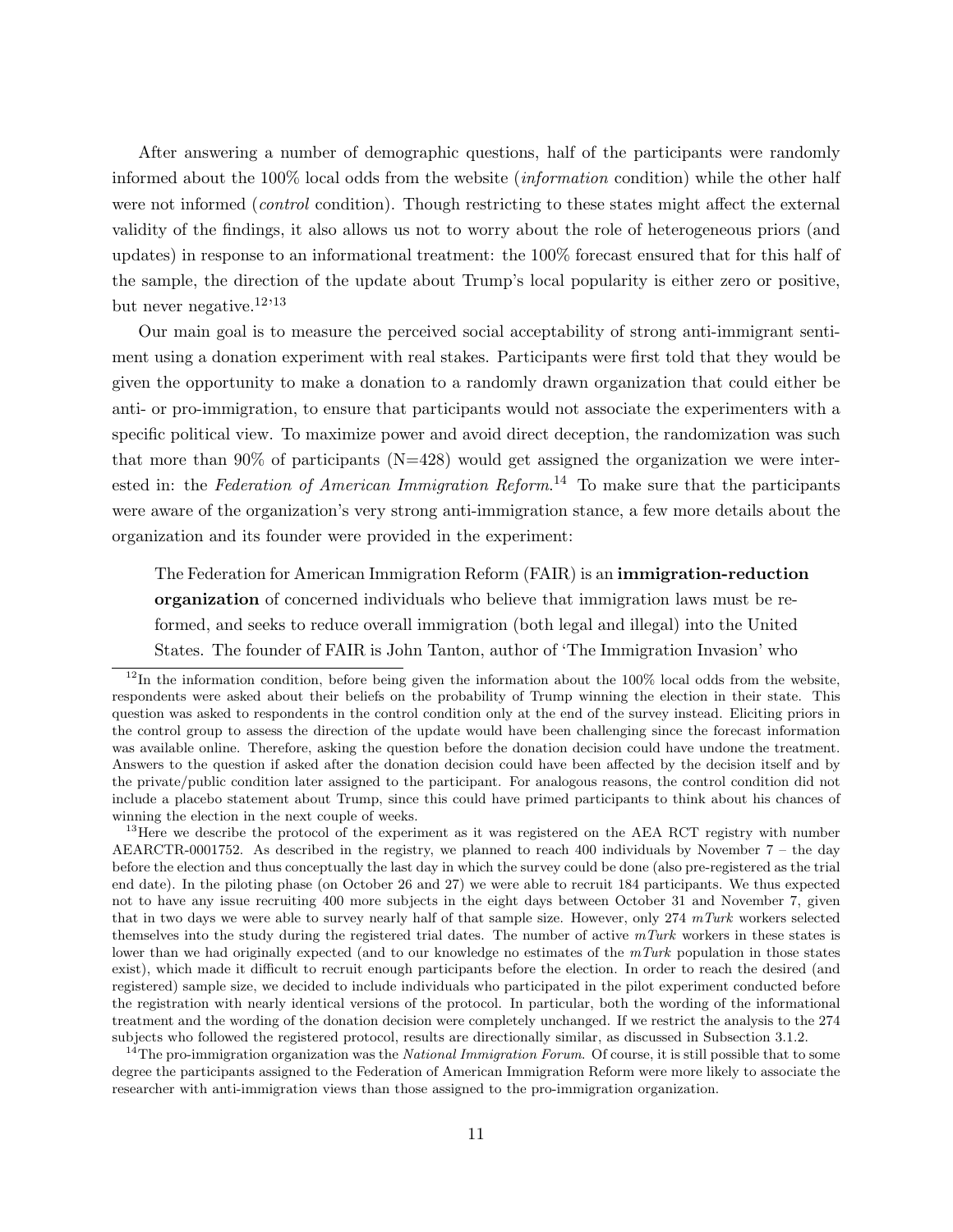After answering a number of demographic questions, half of the participants were randomly informed about the 100% local odds from the website (*information* condition) while the other half were not informed (*control* condition). Though restricting to these states might affect the external validity of the findings, it also allows us not to worry about the role of heterogeneous priors (and updates) in response to an informational treatment: the 100% forecast ensured that for this half of the sample, the direction of the update about Trump's local popularity is either zero or positive, but never negative.[12,13]

Our main goal is to measure the perceived social acceptability of strong anti-immigrant sentiment using a donation experiment with real stakes. Participants were first told that they would be given the opportunity to make a donation to a randomly drawn organization that could either be anti- or pro-immigration, to ensure that participants would not associate the experimenters with a specific political view. To maximize power and avoid direct deception, the randomization was such that more than 90% of participants (N=428) would get assigned the organization we were interested in: the *Federation of American Immigration Reform*.[14] To make sure that the participants were aware of the organization's very strong anti-immigration stance, a few more details about the organization and its founder were provided in the experiment:

> The Federation for American Immigration Reform (FAIR) is an **immigration-reduction organization** of concerned individuals who believe that immigration laws must be reformed, and seeks to reduce overall immigration (both legal and illegal) into the United States. The founder of FAIR is John Tanton, author of 'The Immigration Invasion' who

[12] In the information condition, before being given the information about the 100% local odds from the website, respondents were asked about their beliefs on the probability of Trump winning the election in their state. This question was asked to respondents in the control condition only at the end of the survey instead. Eliciting priors in the control group to assess the direction of the update would have been challenging since the forecast information was available online. Therefore, asking the question before the donation decision could have undone the treatment. Answers to the question if asked after the donation decision could have been affected by the decision itself and by the private/public condition later assigned to the participant. For analogous reasons, the control condition did not include a placebo statement about Trump, since this could have primed participants to think about his chances of winning the election in the next couple of weeks.

[13] Here we describe the protocol of the experiment as it was registered on the AEA RCT registry with number AEARCTR-0001752. As described in the registry, we planned to reach 400 individuals by November 7 – the day before the election and thus conceptually the last day in which the survey could be done (also pre-registered as the trial end date). In the piloting phase (on October 26 and 27) we were able to recruit 184 participants. We thus expected not to have any issue recruiting 400 more subjects in the eight days between October 31 and November 7, given that in two days we were able to survey nearly half of that sample size. However, only 274 *mTurk* workers selected themselves into the study during the registered trial dates. The number of active *mTurk* workers in these states is lower than we had originally expected (and to our knowledge no estimates of the *mTurk* population in those states exist), which made it difficult to recruit enough participants before the election. In order to reach the desired (and registered) sample size, we decided to include individuals who participated in the pilot experiment conducted before the registration with nearly identical versions of the protocol. In particular, both the wording of the informational treatment and the wording of the donation decision were completely unchanged. If we restrict the analysis to the 274 subjects who followed the registered protocol, results are directionally similar, as discussed in Subsection 3.1.2.

[14] The pro-immigration organization was the *National Immigration Forum*. Of course, it is still possible that to some degree the participants assigned to the Federation of American Immigration Reform were more likely to associate the researcher with anti-immigration views than those assigned to the pro-immigration organization.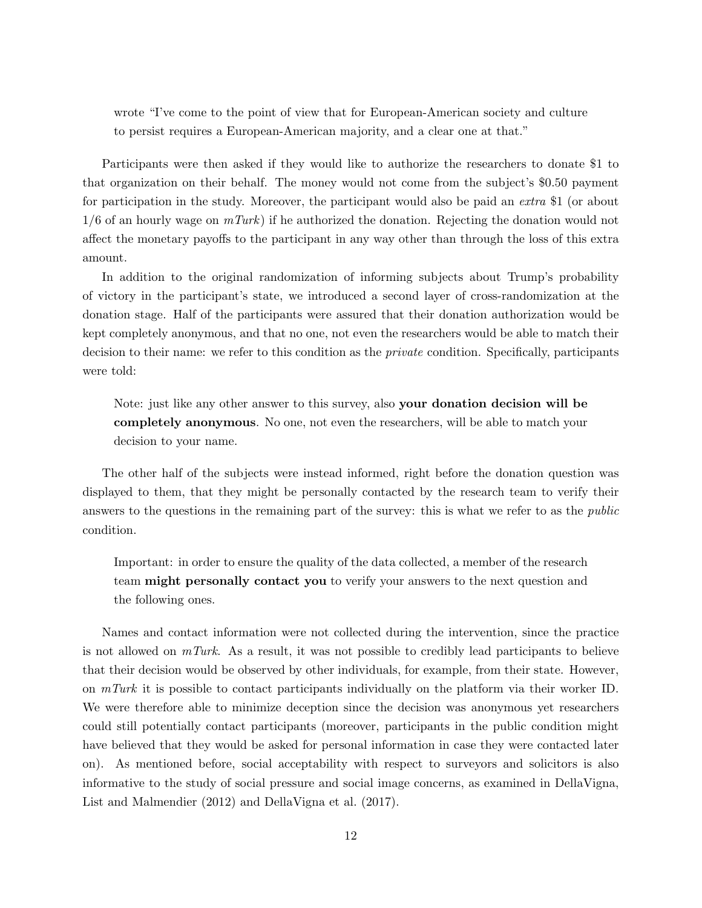> wrote "I've come to the point of view that for European-American society and culture to persist requires a European-American majority, and a clear one at that."

Participants were then asked if they would like to authorize the researchers to donate $1 to that organization on their behalf. The money would not come from the subject's $0.50 payment for participation in the study. Moreover, the participant would also be paid an *extra* $1 (or about 1/6 of an hourly wage on *mTurk*) if he authorized the donation. Rejecting the donation would not affect the monetary payoffs to the participant in any way other than through the loss of this extra amount.

In addition to the original randomization of informing subjects about Trump's probability of victory in the participant's state, we introduced a second layer of cross-randomization at the donation stage. Half of the participants were assured that their donation authorization would be kept completely anonymous, and that no one, not even the researchers would be able to match their decision to their name: we refer to this condition as the *private* condition. Specifically, participants were told:

> Note: just like any other answer to this survey, also **your donation decision will be completely anonymous**. No one, not even the researchers, will be able to match your decision to your name.

The other half of the subjects were instead informed, right before the donation question was displayed to them, that they might be personally contacted by the research team to verify their answers to the questions in the remaining part of the survey: this is what we refer to as the *public* condition.

> Important: in order to ensure the quality of the data collected, a member of the research team **might personally contact you** to verify your answers to the next question and the following ones.

Names and contact information were not collected during the intervention, since the practice is not allowed on *mTurk*. As a result, it was not possible to credibly lead participants to believe that their decision would be observed by other individuals, for example, from their state. However, on *mTurk* it is possible to contact participants individually on the platform via their worker ID. We were therefore able to minimize deception since the decision was anonymous yet researchers could still potentially contact participants (moreover, participants in the public condition might have believed that they would be asked for personal information in case they were contacted later on). As mentioned before, social acceptability with respect to surveyors and solicitors is also informative to the study of social pressure and social image concerns, as examined in DellaVigna, List and Malmendier (2012) and DellaVigna et al. (2017).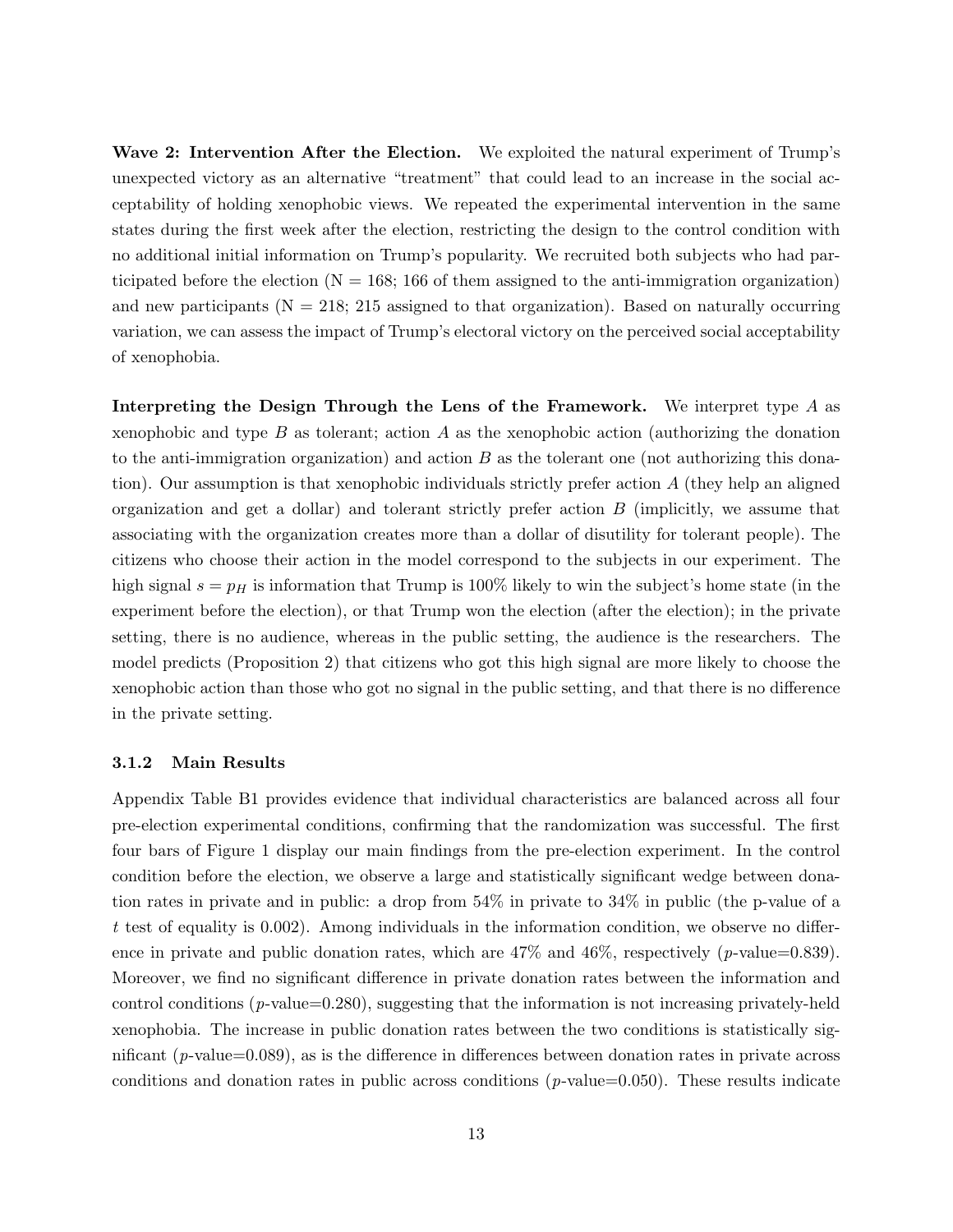**Wave 2: Intervention After the Election.** We exploited the natural experiment of Trump's unexpected victory as an alternative "treatment" that could lead to an increase in the social acceptability of holding xenophobic views. We repeated the experimental intervention in the same states during the first week after the election, restricting the design to the control condition with no additional initial information on Trump's popularity. We recruited both subjects who had participated before the election (N = 168; 166 of them assigned to the anti-immigration organization) and new participants (N = 218; 215 assigned to that organization). Based on naturally occurring variation, we can assess the impact of Trump's electoral victory on the perceived social acceptability of xenophobia.

**Interpreting the Design Through the Lens of the Framework.** We interpret type $A$ as xenophobic and type $B$ as tolerant; action $A$ as the xenophobic action (authorizing the donation to the anti-immigration organization) and action $B$ as the tolerant one (not authorizing this donation). Our assumption is that xenophobic individuals strictly prefer action $A$ (they help an aligned organization and get a dollar) and tolerant strictly prefer action $B$ (implicitly, we assume that associating with the organization creates more than a dollar of disutility for tolerant people). The citizens who choose their action in the model correspond to the subjects in our experiment. The high signal $s = p_H$ is information that Trump is 100% likely to win the subject's home state (in the experiment before the election), or that Trump won the election (after the election); in the private setting, there is no audience, whereas in the public setting, the audience is the researchers. The model predicts (Proposition 2) that citizens who got this high signal are more likely to choose the xenophobic action than those who got no signal in the public setting, and that there is no difference in the private setting.

### 3.1.2 Main Results

Appendix Table B1 provides evidence that individual characteristics are balanced across all four pre-election experimental conditions, confirming that the randomization was successful. The first four bars of Figure 1 display our main findings from the pre-election experiment. In the control condition before the election, we observe a large and statistically significant wedge between donation rates in private and in public: a drop from 54% in private to 34% in public (the p-value of a $t$ test of equality is 0.002). Among individuals in the information condition, we observe no difference in private and public donation rates, which are 47% and 46%, respectively ($p$-value=0.839). Moreover, we find no significant difference in private donation rates between the information and control conditions ($p$-value=0.280), suggesting that the information is not increasing privately-held xenophobia. The increase in public donation rates between the two conditions is statistically significant ($p$-value=0.089), as is the difference in differences between donation rates in private across conditions and donation rates in public across conditions ($p$-value=0.050). These results indicate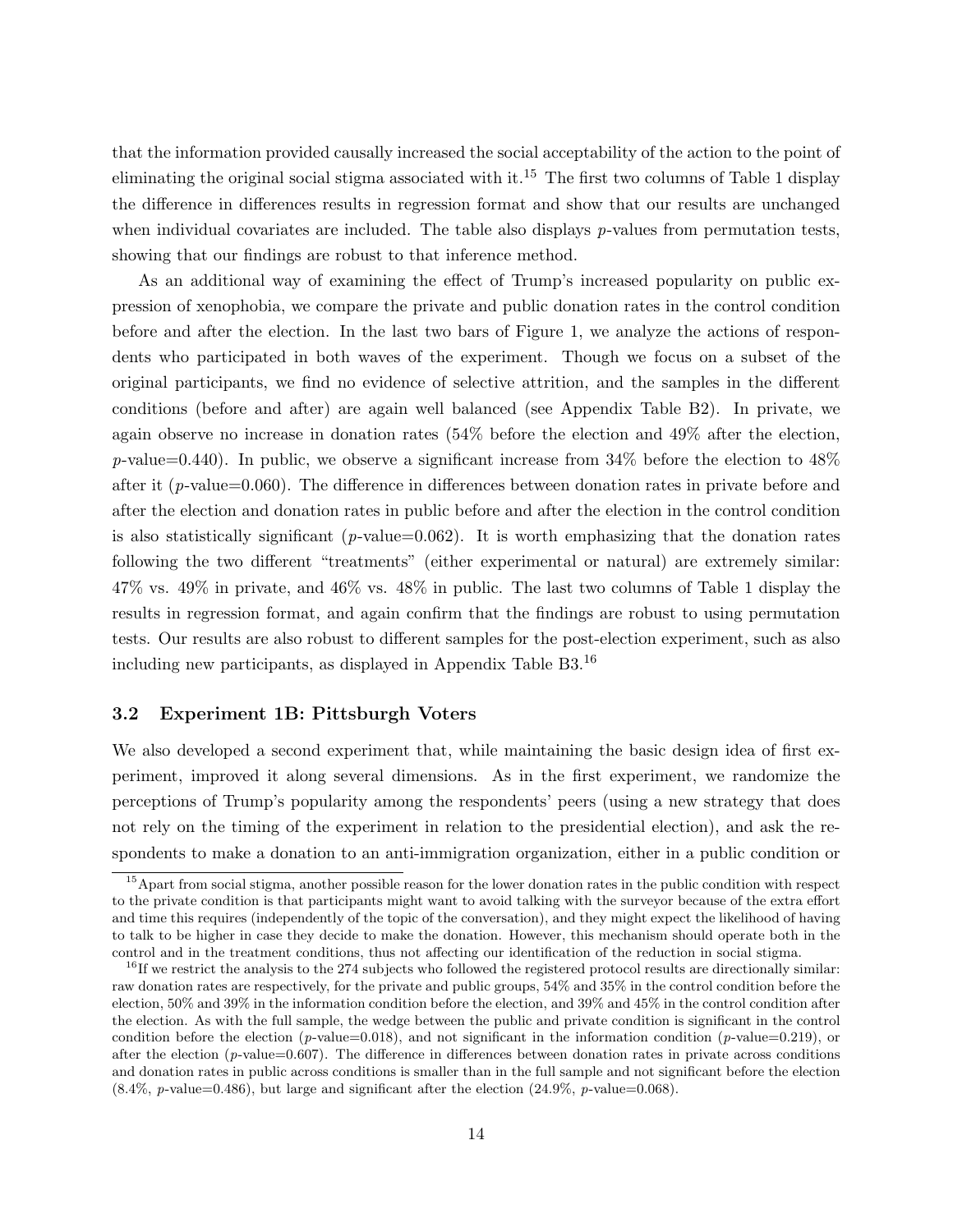that the information provided causally increased the social acceptability of the action to the point of eliminating the original social stigma associated with it.[15] The first two columns of Table 1 display the difference in differences results in regression format and show that our results are unchanged when individual covariates are included. The table also displays $p$-values from permutation tests, showing that our findings are robust to that inference method.

As an additional way of examining the effect of Trump's increased popularity on public expression of xenophobia, we compare the private and public donation rates in the control condition before and after the election. In the last two bars of Figure 1, we analyze the actions of respondents who participated in both waves of the experiment. Though we focus on a subset of the original participants, we find no evidence of selective attrition, and the samples in the different conditions (before and after) are again well balanced (see Appendix Table B2). In private, we again observe no increase in donation rates (54% before the election and 49% after the election, $p$-value=0.440). In public, we observe a significant increase from 34% before the election to 48% after it ($p$-value=0.060). The difference in differences between donation rates in private before and after the election and donation rates in public before and after the election in the control condition is also statistically significant ($p$-value=0.062). It is worth emphasizing that the donation rates following the two different "treatments" (either experimental or natural) are extremely similar: 47% vs. 49% in private, and 46% vs. 48% in public. The last two columns of Table 1 display the results in regression format, and again confirm that the findings are robust to using permutation tests. Our results are also robust to different samples for the post-election experiment, such as also including new participants, as displayed in Appendix Table B3.[16]

### 3.2 Experiment 1B: Pittsburgh Voters

We also developed a second experiment that, while maintaining the basic design idea of first experiment, improved it along several dimensions. As in the first experiment, we randomize the perceptions of Trump's popularity among the respondents' peers (using a new strategy that does not rely on the timing of the experiment in relation to the presidential election), and ask the respondents to make a donation to an anti-immigration organization, either in a public condition or

[15] Apart from social stigma, another possible reason for the lower donation rates in the public condition with respect to the private condition is that participants might want to avoid talking with the surveyor because of the extra effort and time this requires (independently of the topic of the conversation), and they might expect the likelihood of having to talk to be higher in case they decide to make the donation. However, this mechanism should operate both in the control and in the treatment conditions, thus not affecting our identification of the reduction in social stigma.

[16] If we restrict the analysis to the 274 subjects who followed the registered protocol results are directionally similar: raw donation rates are respectively, for the private and public groups, 54% and 35% in the control condition before the election, 50% and 39% in the information condition before the election, and 39% and 45% in the control condition after the election. As with the full sample, the wedge between the public and private condition is significant in the control condition before the election ($p$-value=0.018), and not significant in the information condition ($p$-value=0.219), or after the election ($p$-value=0.607). The difference in differences between donation rates in private across conditions and donation rates in public across conditions is smaller than in the full sample and not significant before the election (8.4%, $p$-value=0.486), but large and significant after the election (24.9%, $p$-value=0.068).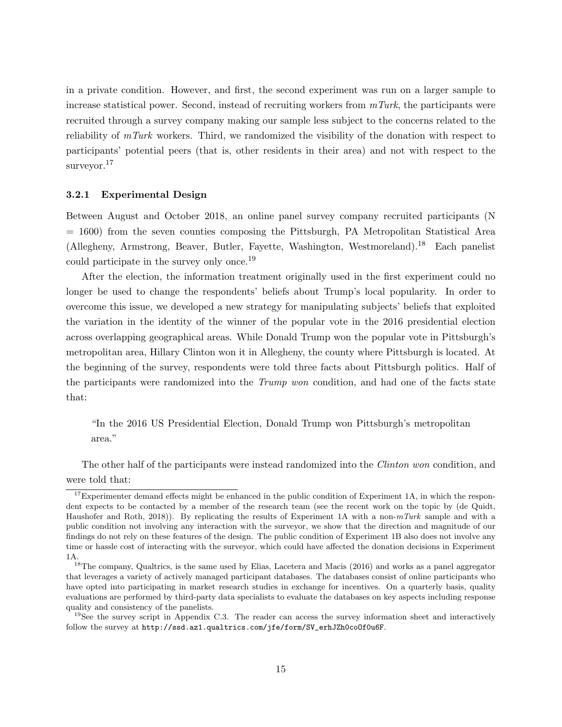in a private condition. However, and first, the second experiment was run on a larger sample to increase statistical power. Second, instead of recruiting workers from *mTurk*, the participants were recruited through a survey company making our sample less subject to the concerns related to the reliability of *mTurk* workers. Third, we randomized the visibility of the donation with respect to participants' potential peers (that is, other residents in their area) and not with respect to the surveyor.[17]

### 3.2.1 Experimental Design

Between August and October 2018, an online panel survey company recruited participants (N = 1600) from the seven counties composing the Pittsburgh, PA Metropolitan Statistical Area (Allegheny, Armstrong, Beaver, Butler, Fayette, Washington, Westmoreland).[18] Each panelist could participate in the survey only once.[19]

After the election, the information treatment originally used in the first experiment could no longer be used to change the respondents' beliefs about Trump's local popularity. In order to overcome this issue, we developed a new strategy for manipulating subjects' beliefs that exploited the variation in the identity of the winner of the popular vote in the 2016 presidential election across overlapping geographical areas. While Donald Trump won the popular vote in Pittsburgh's metropolitan area, Hillary Clinton won it in Allegheny, the county where Pittsburgh is located. At the beginning of the survey, respondents were told three facts about Pittsburgh politics. Half of the participants were randomized into the *Trump won* condition, and had one of the facts state that:

> "In the 2016 US Presidential Election, Donald Trump won Pittsburgh's metropolitan area."

The other half of the participants were instead randomized into the *Clinton won* condition, and were told that:

---

[17] Experimenter demand effects might be enhanced in the public condition of Experiment 1A, in which the respondent expects to be contacted by a member of the research team (see the recent work on the topic by (de Quidt, Haushofer and Roth, 2018)). By replicating the results of Experiment 1A with a non-*mTurk* sample and with a public condition not involving any interaction with the surveyor, we show that the direction and magnitude of our findings do not rely on these features of the design. The public condition of Experiment 1B also does not involve any time or hassle cost of interacting with the surveyor, which could have affected the donation decisions in Experiment 1A.

[18] The company, Qualtrics, is the same used by Elias, Lacetera and Macis (2016) and works as a panel aggregator that leverages a variety of actively managed participant databases. The databases consist of online participants who have opted into participating in market research studies in exchange for incentives. On a quarterly basis, quality evaluations are performed by third-party data specialists to evaluate the databases on key aspects including response quality and consistency of the panelists.

[19] See the survey script in Appendix C.3. The reader can access the survey information sheet and interactively follow the survey at `http://ssd.az1.qualtrics.com/jfe/form/SV_erhJZh0coOf0u6F`.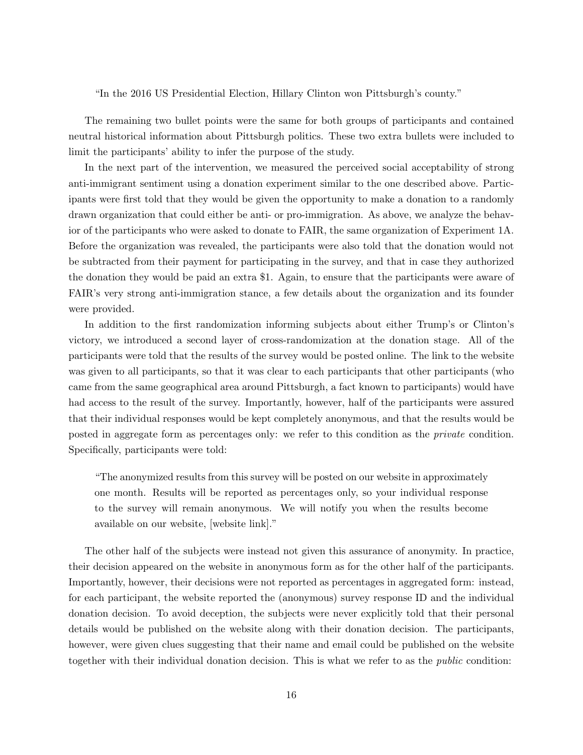"In the 2016 US Presidential Election, Hillary Clinton won Pittsburgh's county."

The remaining two bullet points were the same for both groups of participants and contained neutral historical information about Pittsburgh politics. These two extra bullets were included to limit the participants' ability to infer the purpose of the study.

In the next part of the intervention, we measured the perceived social acceptability of strong anti-immigrant sentiment using a donation experiment similar to the one described above. Participants were first told that they would be given the opportunity to make a donation to a randomly drawn organization that could either be anti- or pro-immigration. As above, we analyze the behavior of the participants who were asked to donate to FAIR, the same organization of Experiment 1A. Before the organization was revealed, the participants were also told that the donation would not be subtracted from their payment for participating in the survey, and that in case they authorized the donation they would be paid an extra $1. Again, to ensure that the participants were aware of FAIR's very strong anti-immigration stance, a few details about the organization and its founder were provided.

In addition to the first randomization informing subjects about either Trump's or Clinton's victory, we introduced a second layer of cross-randomization at the donation stage. All of the participants were told that the results of the survey would be posted online. The link to the website was given to all participants, so that it was clear to each participants that other participants (who came from the same geographical area around Pittsburgh, a fact known to participants) would have had access to the result of the survey. Importantly, however, half of the participants were assured that their individual responses would be kept completely anonymous, and that the results would be posted in aggregate form as percentages only: we refer to this condition as the *private* condition. Specifically, participants were told:

> "The anonymized results from this survey will be posted on our website in approximately one month. Results will be reported as percentages only, so your individual response to the survey will remain anonymous. We will notify you when the results become available on our website, [website link]."

The other half of the subjects were instead not given this assurance of anonymity. In practice, their decision appeared on the website in anonymous form as for the other half of the participants. Importantly, however, their decisions were not reported as percentages in aggregated form: instead, for each participant, the website reported the (anonymous) survey response ID and the individual donation decision. To avoid deception, the subjects were never explicitly told that their personal details would be published on the website along with their donation decision. The participants, however, were given clues suggesting that their name and email could be published on the website together with their individual donation decision. This is what we refer to as the *public* condition: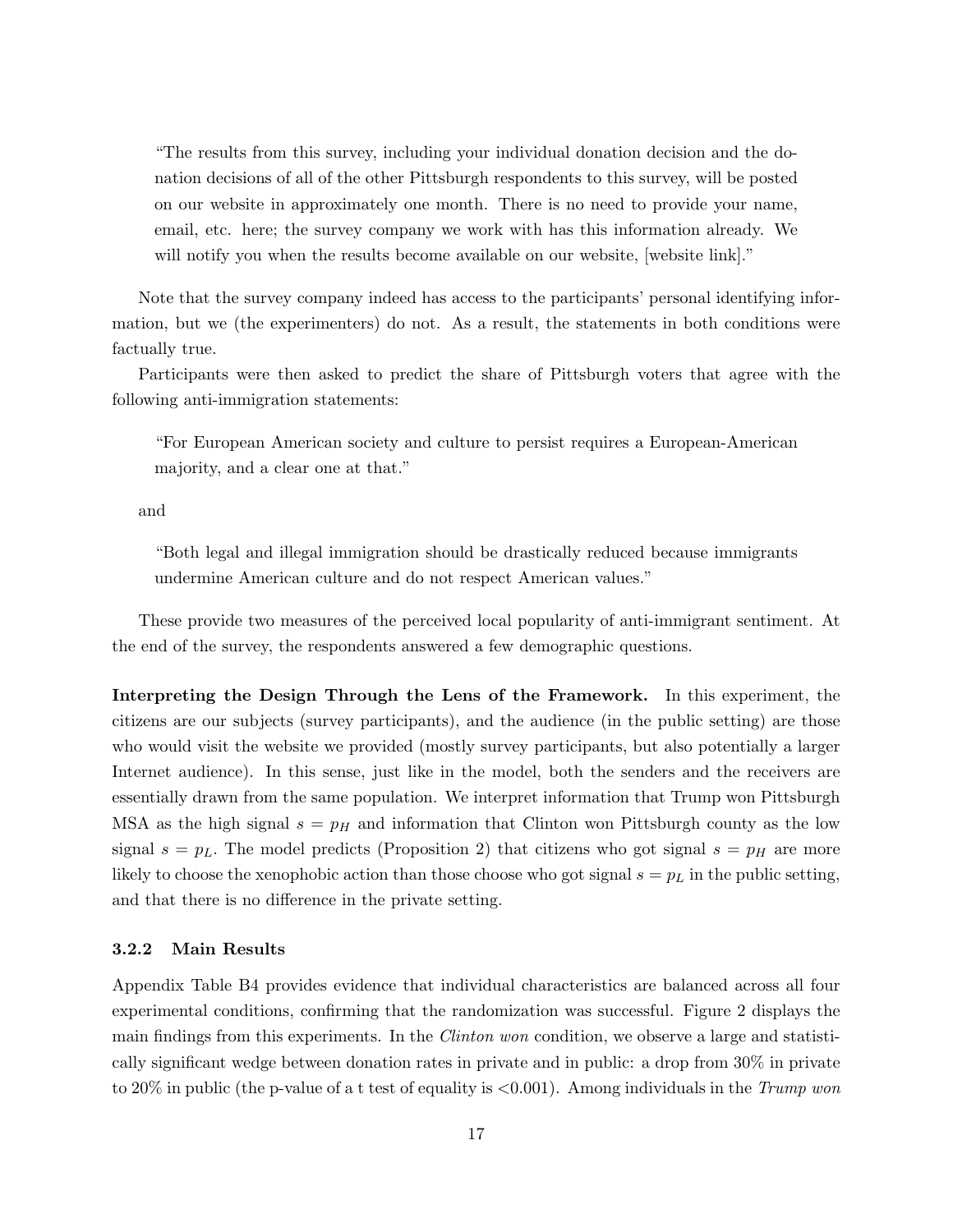> "The results from this survey, including your individual donation decision and the donation decisions of all of the other Pittsburgh respondents to this survey, will be posted on our website in approximately one month. There is no need to provide your name, email, etc. here; the survey company we work with has this information already. We will notify you when the results become available on our website, [website link]."

Note that the survey company indeed has access to the participants' personal identifying information, but we (the experimenters) do not. As a result, the statements in both conditions were factually true.

Participants were then asked to predict the share of Pittsburgh voters that agree with the following anti-immigration statements:

> "For European American society and culture to persist requires a European-American majority, and a clear one at that."

and

> "Both legal and illegal immigration should be drastically reduced because immigrants undermine American culture and do not respect American values."

These provide two measures of the perceived local popularity of anti-immigrant sentiment. At the end of the survey, the respondents answered a few demographic questions.

**Interpreting the Design Through the Lens of the Framework.** In this experiment, the citizens are our subjects (survey participants), and the audience (in the public setting) are those who would visit the website we provided (mostly survey participants, but also potentially a larger Internet audience). In this sense, just like in the model, both the senders and the receivers are essentially drawn from the same population. We interpret information that Trump won Pittsburgh MSA as the high signal $s = p_H$ and information that Clinton won Pittsburgh county as the low signal $s = p_L$. The model predicts (Proposition 2) that citizens who got signal $s = p_H$ are more likely to choose the xenophobic action than those choose who got signal $s = p_L$ in the public setting, and that there is no difference in the private setting.

### 3.2.2 Main Results

Appendix Table B4 provides evidence that individual characteristics are balanced across all four experimental conditions, confirming that the randomization was successful. Figure 2 displays the main findings from this experiments. In the *Clinton won* condition, we observe a large and statistically significant wedge between donation rates in private and in public: a drop from 30% in private to 20% in public (the p-value of a t test of equality is <0.001). Among individuals in the *Trump won*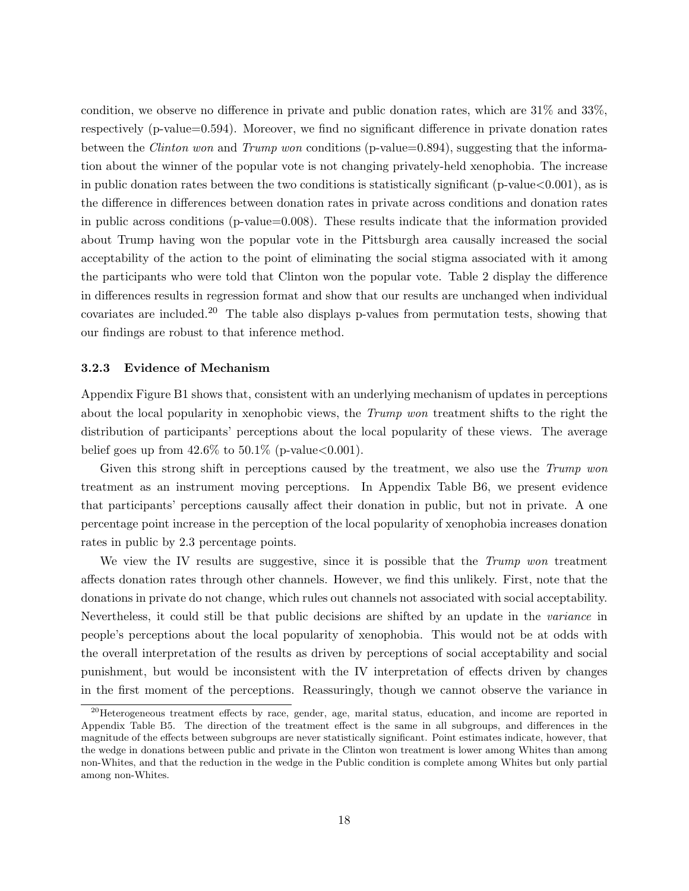condition, we observe no difference in private and public donation rates, which are 31% and 33%, respectively (p-value=0.594). Moreover, we find no significant difference in private donation rates between the *Clinton won* and *Trump won* conditions (p-value=0.894), suggesting that the information about the winner of the popular vote is not changing privately-held xenophobia. The increase in public donation rates between the two conditions is statistically significant (p-value<0.001), as is the difference in differences between donation rates in private across conditions and donation rates in public across conditions (p-value=0.008). These results indicate that the information provided about Trump having won the popular vote in the Pittsburgh area causally increased the social acceptability of the action to the point of eliminating the social stigma associated with it among the participants who were told that Clinton won the popular vote. Table 2 display the difference in differences results in regression format and show that our results are unchanged when individual covariates are included.[20] The table also displays p-values from permutation tests, showing that our findings are robust to that inference method.

### 3.2.3 Evidence of Mechanism

Appendix Figure B1 shows that, consistent with an underlying mechanism of updates in perceptions about the local popularity in xenophobic views, the *Trump won* treatment shifts to the right the distribution of participants' perceptions about the local popularity of these views. The average belief goes up from 42.6% to 50.1% (p-value<0.001).

Given this strong shift in perceptions caused by the treatment, we also use the *Trump won* treatment as an instrument moving perceptions. In Appendix Table B6, we present evidence that participants' perceptions causally affect their donation in public, but not in private. A one percentage point increase in the perception of the local popularity of xenophobia increases donation rates in public by 2.3 percentage points.

We view the IV results are suggestive, since it is possible that the *Trump won* treatment affects donation rates through other channels. However, we find this unlikely. First, note that the donations in private do not change, which rules out channels not associated with social acceptability. Nevertheless, it could still be that public decisions are shifted by an update in the *variance* in people's perceptions about the local popularity of xenophobia. This would not be at odds with the overall interpretation of the results as driven by perceptions of social acceptability and social punishment, but would be inconsistent with the IV interpretation of effects driven by changes in the first moment of the perceptions. Reassuringly, though we cannot observe the variance in

[20] Heterogeneous treatment effects by race, gender, age, marital status, education, and income are reported in Appendix Table B5. The direction of the treatment effect is the same in all subgroups, and differences in the magnitude of the effects between subgroups are never statistically significant. Point estimates indicate, however, that the wedge in donations between public and private in the Clinton won treatment is lower among Whites than among non-Whites, and that the reduction in the wedge in the Public condition is complete among Whites but only partial among non-Whites.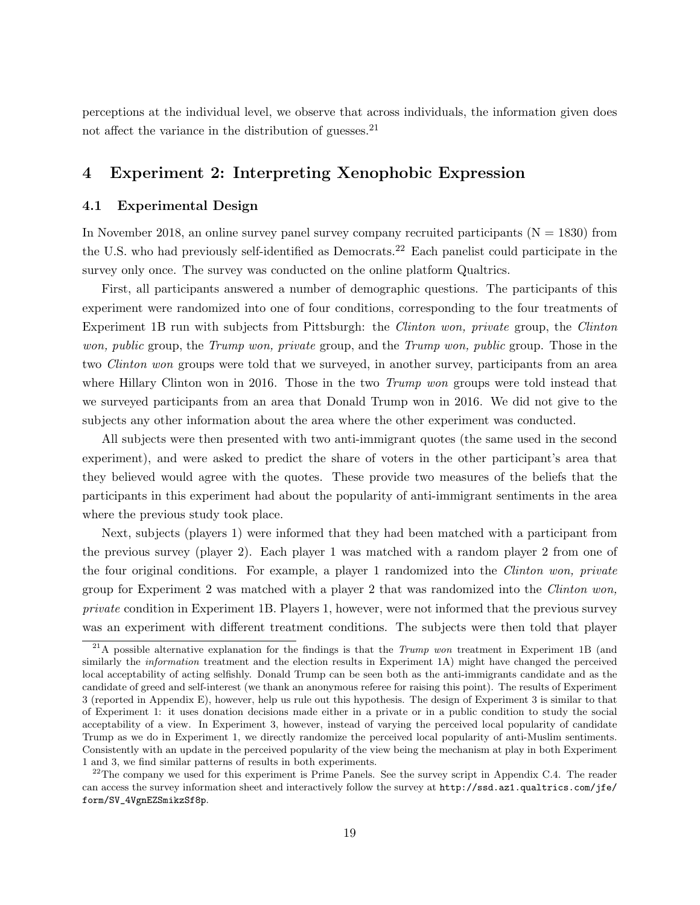perceptions at the individual level, we observe that across individuals, the information given does not affect the variance in the distribution of guesses.[21]

# 4 Experiment 2: Interpreting Xenophobic Expression

## 4.1 Experimental Design

In November 2018, an online survey panel survey company recruited participants (N = 1830) from the U.S. who had previously self-identified as Democrats.[22] Each panelist could participate in the survey only once. The survey was conducted on the online platform Qualtrics.

First, all participants answered a number of demographic questions. The participants of this experiment were randomized into one of four conditions, corresponding to the four treatments of Experiment 1B run with subjects from Pittsburgh: the *Clinton won, private* group, the *Clinton won, public* group, the *Trump won, private* group, and the *Trump won, public* group. Those in the two *Clinton won* groups were told that we surveyed, in another survey, participants from an area where Hillary Clinton won in 2016. Those in the two *Trump won* groups were told instead that we surveyed participants from an area that Donald Trump won in 2016. We did not give to the subjects any other information about the area where the other experiment was conducted.

All subjects were then presented with two anti-immigrant quotes (the same used in the second experiment), and were asked to predict the share of voters in the other participant's area that they believed would agree with the quotes. These provide two measures of the beliefs that the participants in this experiment had about the popularity of anti-immigrant sentiments in the area where the previous study took place.

Next, subjects (players 1) were informed that they had been matched with a participant from the previous survey (player 2). Each player 1 was matched with a random player 2 from one of the four original conditions. For example, a player 1 randomized into the *Clinton won, private* group for Experiment 2 was matched with a player 2 that was randomized into the *Clinton won, private* condition in Experiment 1B. Players 1, however, were not informed that the previous survey was an experiment with different treatment conditions. The subjects were then told that player

[21] A possible alternative explanation for the findings is that the *Trump won* treatment in Experiment 1B (and similarly the *information* treatment and the election results in Experiment 1A) might have changed the perceived local acceptability of acting selfishly. Donald Trump can be seen both as the anti-immigrants candidate and as the candidate of greed and self-interest (we thank an anonymous referee for raising this point). The results of Experiment 3 (reported in Appendix E), however, help us rule out this hypothesis. The design of Experiment 3 is similar to that of Experiment 1: it uses donation decisions made either in a private or in a public condition to study the social acceptability of a view. In Experiment 3, however, instead of varying the perceived local popularity of candidate Trump as we do in Experiment 1, we directly randomize the perceived local popularity of anti-Muslim sentiments. Consistently with an update in the perceived popularity of the view being the mechanism at play in both Experiment 1 and 3, we find similar patterns of results in both experiments.

[22] The company we used for this experiment is Prime Panels. See the survey script in Appendix C.4. The reader can access the survey information sheet and interactively follow the survey at `http://ssd.az1.qualtrics.com/jfe/form/SV_4VgnEZSmikzSf8p`.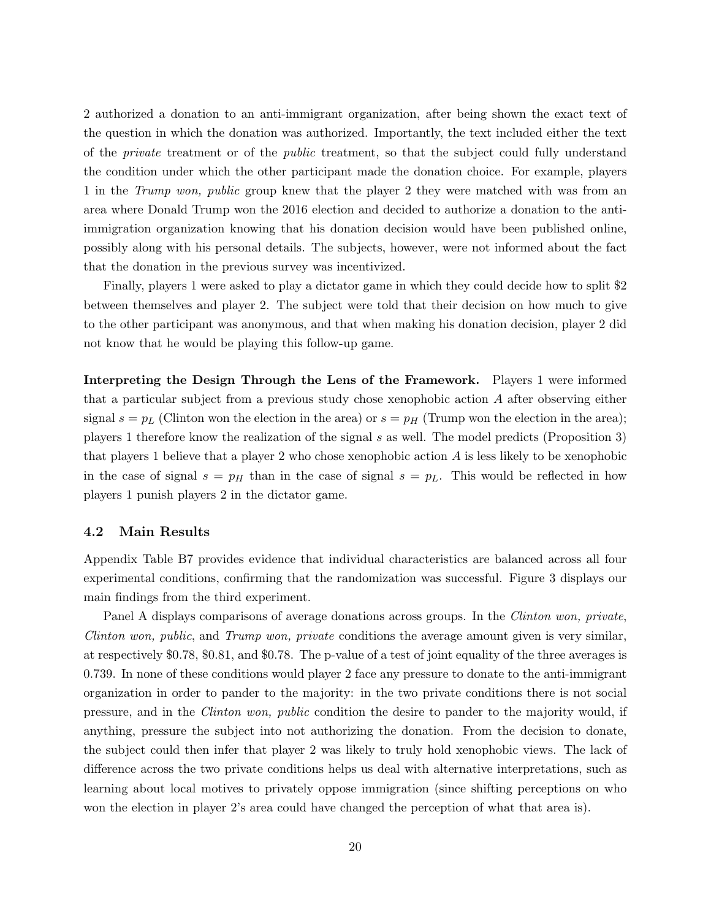2 authorized a donation to an anti-immigrant organization, after being shown the exact text of the question in which the donation was authorized. Importantly, the text included either the text of the *private* treatment or of the *public* treatment, so that the subject could fully understand the condition under which the other participant made the donation choice. For example, players 1 in the *Trump won, public* group knew that the player 2 they were matched with was from an area where Donald Trump won the 2016 election and decided to authorize a donation to the anti-immigration organization knowing that his donation decision would have been published online, possibly along with his personal details. The subjects, however, were not informed about the fact that the donation in the previous survey was incentivized.

Finally, players 1 were asked to play a dictator game in which they could decide how to split $2 between themselves and player 2. The subject were told that their decision on how much to give to the other participant was anonymous, and that when making his donation decision, player 2 did not know that he would be playing this follow-up game.

**Interpreting the Design Through the Lens of the Framework.** Players 1 were informed that a particular subject from a previous study chose xenophobic action $A$ after observing either signal $s = p_L$ (Clinton won the election in the area) or $s = p_H$ (Trump won the election in the area); players 1 therefore know the realization of the signal $s$ as well. The model predicts (Proposition 3) that players 1 believe that a player 2 who chose xenophobic action $A$ is less likely to be xenophobic in the case of signal $s = p_H$ than in the case of signal $s = p_L$. This would be reflected in how players 1 punish players 2 in the dictator game.

### 4.2 Main Results

Appendix Table B7 provides evidence that individual characteristics are balanced across all four experimental conditions, confirming that the randomization was successful. Figure 3 displays our main findings from the third experiment.

Panel A displays comparisons of average donations across groups. In the *Clinton won, private*, *Clinton won, public*, and *Trump won, private* conditions the average amount given is very similar, at respectively $0.78, $0.81, and $0.78. The p-value of a test of joint equality of the three averages is 0.739. In none of these conditions would player 2 face any pressure to donate to the anti-immigrant organization in order to pander to the majority: in the two private conditions there is not social pressure, and in the *Clinton won, public* condition the desire to pander to the majority would, if anything, pressure the subject into not authorizing the donation. From the decision to donate, the subject could then infer that player 2 was likely to truly hold xenophobic views. The lack of difference across the two private conditions helps us deal with alternative interpretations, such as learning about local motives to privately oppose immigration (since shifting perceptions on who won the election in player 2's area could have changed the perception of what that area is).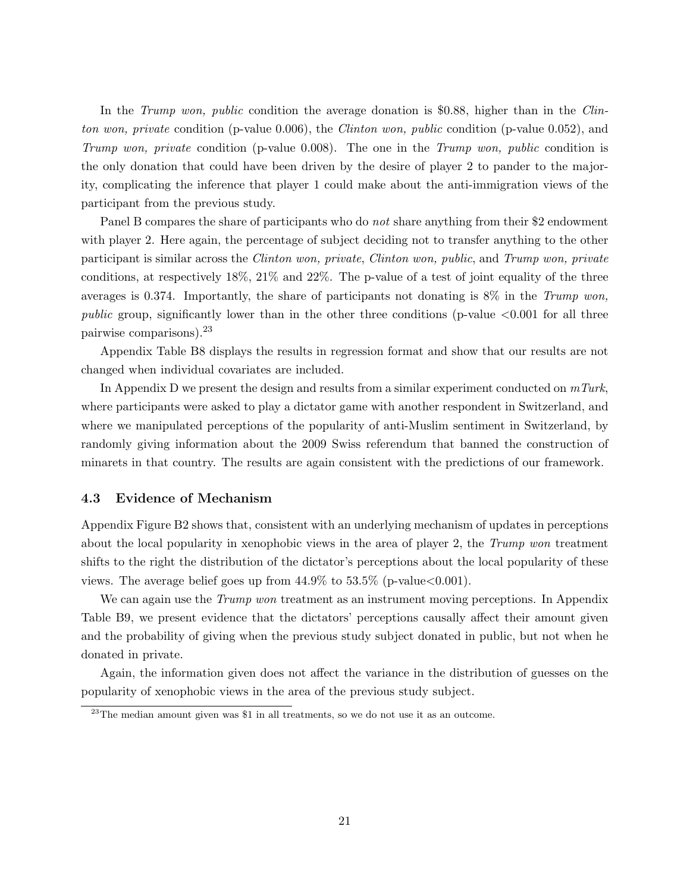In the *Trump won, public* condition the average donation is \$0.88, higher than in the *Clinton won, private* condition (p-value 0.006), the *Clinton won, public* condition (p-value 0.052), and *Trump won, private* condition (p-value 0.008). The one in the *Trump won, public* condition is the only donation that could have been driven by the desire of player 2 to pander to the majority, complicating the inference that player 1 could make about the anti-immigration views of the participant from the previous study.

Panel B compares the share of participants who do *not* share anything from their \$2 endowment with player 2. Here again, the percentage of subject deciding not to transfer anything to the other participant is similar across the *Clinton won, private*, *Clinton won, public*, and *Trump won, private* conditions, at respectively 18%, 21% and 22%. The p-value of a test of joint equality of the three averages is 0.374. Importantly, the share of participants not donating is 8% in the *Trump won, public* group, significantly lower than in the other three conditions (p-value $<0.001$ for all three pairwise comparisons).[23]

Appendix Table B8 displays the results in regression format and show that our results are not changed when individual covariates are included.

In Appendix D we present the design and results from a similar experiment conducted on *mTurk*, where participants were asked to play a dictator game with another respondent in Switzerland, and where we manipulated perceptions of the popularity of anti-Muslim sentiment in Switzerland, by randomly giving information about the 2009 Swiss referendum that banned the construction of minarets in that country. The results are again consistent with the predictions of our framework.

### 4.3 Evidence of Mechanism

Appendix Figure B2 shows that, consistent with an underlying mechanism of updates in perceptions about the local popularity in xenophobic views in the area of player 2, the *Trump won* treatment shifts to the right the distribution of the dictator's perceptions about the local popularity of these views. The average belief goes up from 44.9% to 53.5% (p-value$<0.001$).

We can again use the *Trump won* treatment as an instrument moving perceptions. In Appendix Table B9, we present evidence that the dictators' perceptions causally affect their amount given and the probability of giving when the previous study subject donated in public, but not when he donated in private.

Again, the information given does not affect the variance in the distribution of guesses on the popularity of xenophobic views in the area of the previous study subject.

[23] The median amount given was \$1 in all treatments, so we do not use it as an outcome.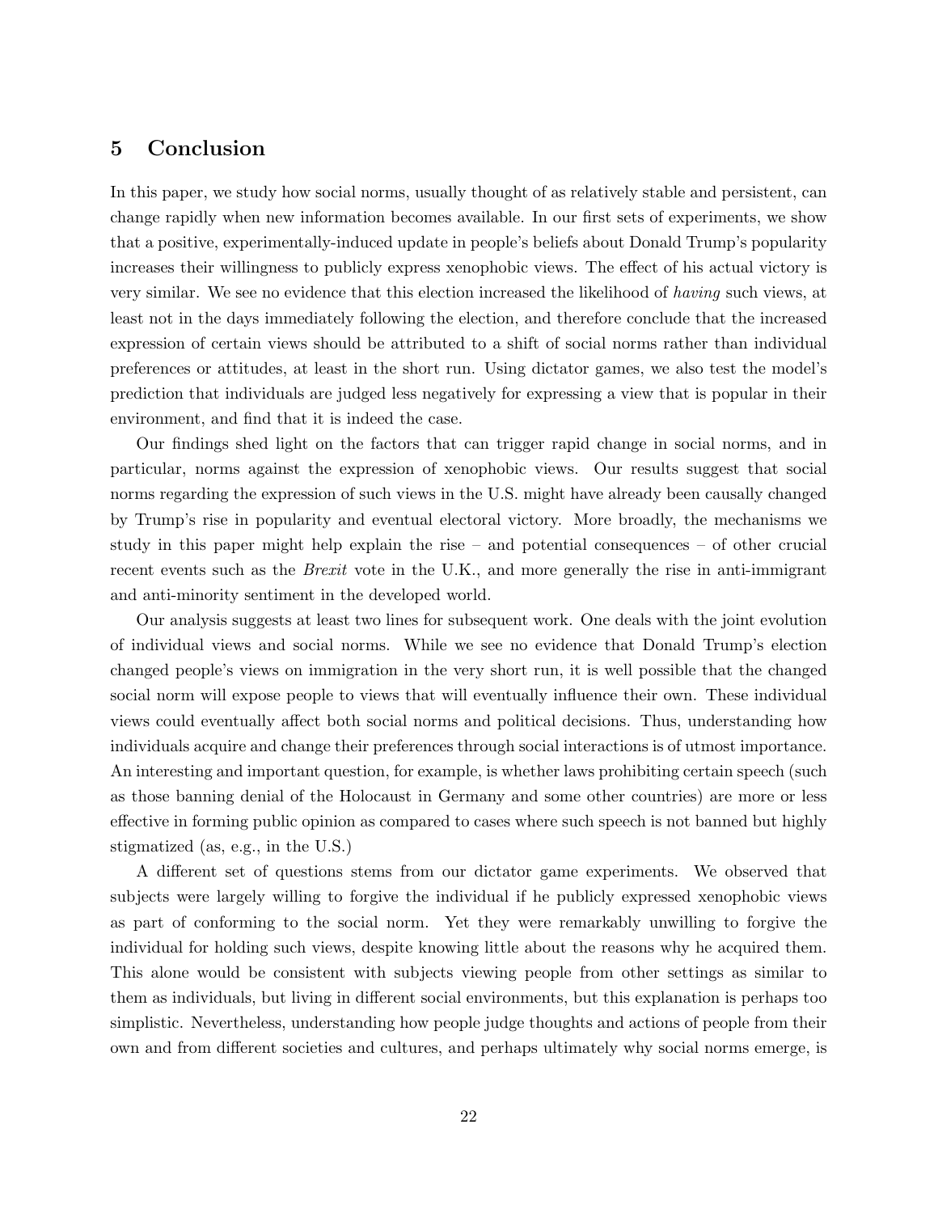## 5 Conclusion

In this paper, we study how social norms, usually thought of as relatively stable and persistent, can change rapidly when new information becomes available. In our first sets of experiments, we show that a positive, experimentally-induced update in people's beliefs about Donald Trump's popularity increases their willingness to publicly express xenophobic views. The effect of his actual victory is very similar. We see no evidence that this election increased the likelihood of *having* such views, at least not in the days immediately following the election, and therefore conclude that the increased expression of certain views should be attributed to a shift of social norms rather than individual preferences or attitudes, at least in the short run. Using dictator games, we also test the model's prediction that individuals are judged less negatively for expressing a view that is popular in their environment, and find that it is indeed the case.

Our findings shed light on the factors that can trigger rapid change in social norms, and in particular, norms against the expression of xenophobic views. Our results suggest that social norms regarding the expression of such views in the U.S. might have already been causally changed by Trump's rise in popularity and eventual electoral victory. More broadly, the mechanisms we study in this paper might help explain the rise – and potential consequences – of other crucial recent events such as the *Brexit* vote in the U.K., and more generally the rise in anti-immigrant and anti-minority sentiment in the developed world.

Our analysis suggests at least two lines for subsequent work. One deals with the joint evolution of individual views and social norms. While we see no evidence that Donald Trump's election changed people's views on immigration in the very short run, it is well possible that the changed social norm will expose people to views that will eventually influence their own. These individual views could eventually affect both social norms and political decisions. Thus, understanding how individuals acquire and change their preferences through social interactions is of utmost importance. An interesting and important question, for example, is whether laws prohibiting certain speech (such as those banning denial of the Holocaust in Germany and some other countries) are more or less effective in forming public opinion as compared to cases where such speech is not banned but highly stigmatized (as, e.g., in the U.S.)

A different set of questions stems from our dictator game experiments. We observed that subjects were largely willing to forgive the individual if he publicly expressed xenophobic views as part of conforming to the social norm. Yet they were remarkably unwilling to forgive the individual for holding such views, despite knowing little about the reasons why he acquired them. This alone would be consistent with subjects viewing people from other settings as similar to them as individuals, but living in different social environments, but this explanation is perhaps too simplistic. Nevertheless, understanding how people judge thoughts and actions of people from their own and from different societies and cultures, and perhaps ultimately why social norms emerge, is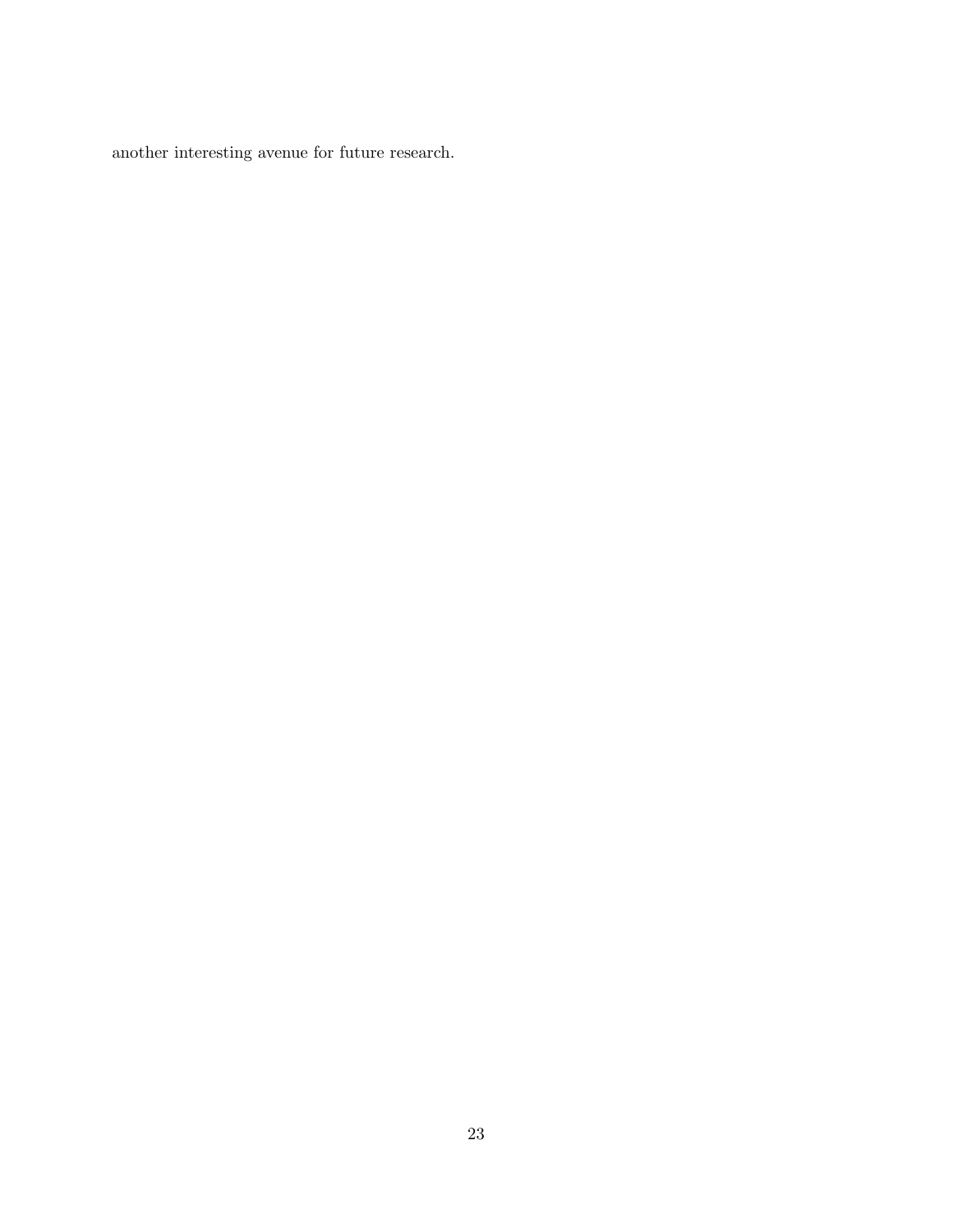another interesting avenue for future research.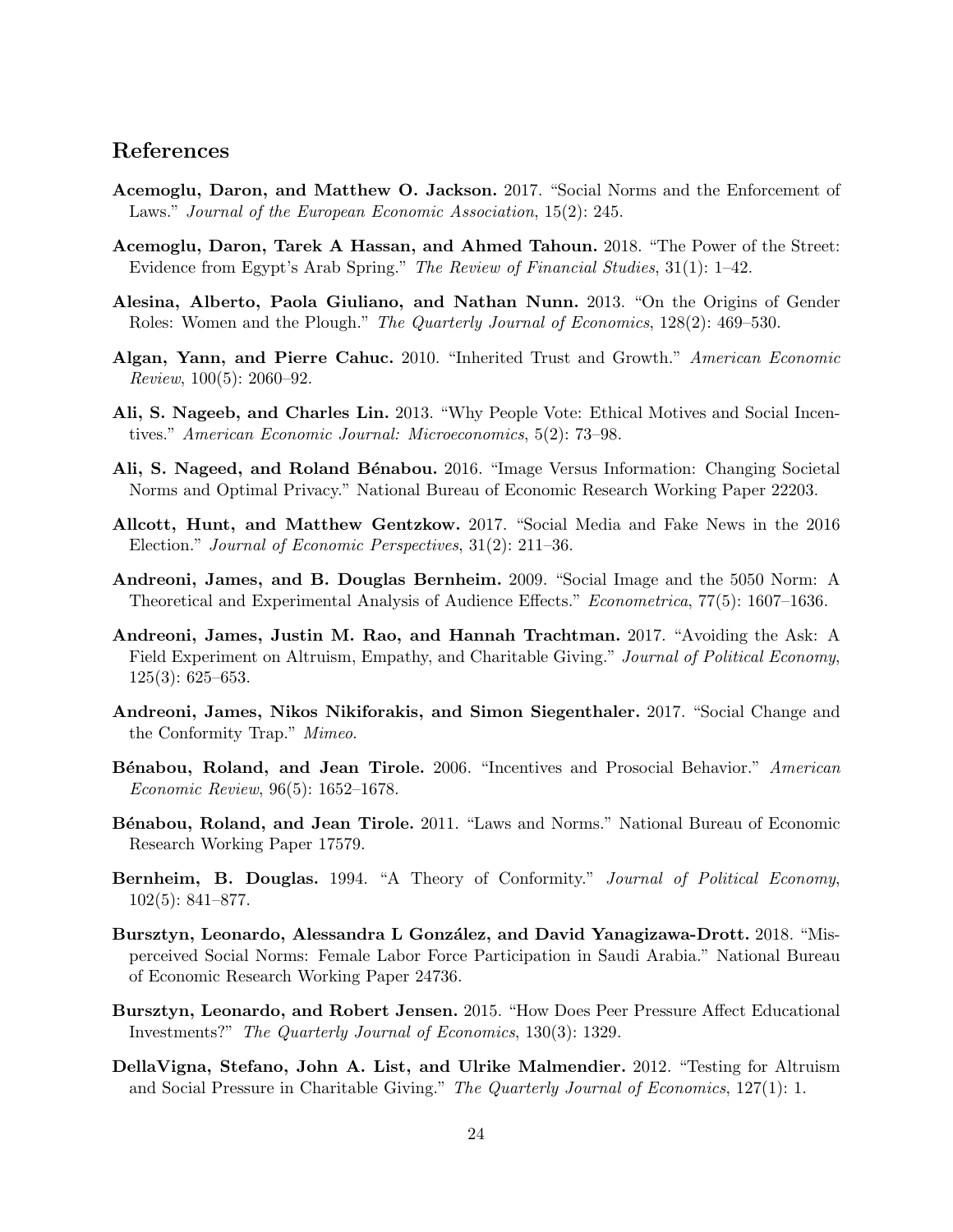## References

**Acemoglu, Daron, and Matthew O. Jackson.** 2017. "Social Norms and the Enforcement of Laws." *Journal of the European Economic Association*, 15(2): 245.

**Acemoglu, Daron, Tarek A Hassan, and Ahmed Tahoun.** 2018. "The Power of the Street: Evidence from Egypt's Arab Spring." *The Review of Financial Studies*, 31(1): 1–42.

**Alesina, Alberto, Paola Giuliano, and Nathan Nunn.** 2013. "On the Origins of Gender Roles: Women and the Plough." *The Quarterly Journal of Economics*, 128(2): 469–530.

**Algan, Yann, and Pierre Cahuc.** 2010. "Inherited Trust and Growth." *American Economic Review*, 100(5): 2060–92.

**Ali, S. Nageeb, and Charles Lin.** 2013. "Why People Vote: Ethical Motives and Social Incentives." *American Economic Journal: Microeconomics*, 5(2): 73–98.

**Ali, S. Nageed, and Roland Bénabou.** 2016. "Image Versus Information: Changing Societal Norms and Optimal Privacy." National Bureau of Economic Research Working Paper 22203.

**Allcott, Hunt, and Matthew Gentzkow.** 2017. "Social Media and Fake News in the 2016 Election." *Journal of Economic Perspectives*, 31(2): 211–36.

**Andreoni, James, and B. Douglas Bernheim.** 2009. "Social Image and the 5050 Norm: A Theoretical and Experimental Analysis of Audience Effects." *Econometrica*, 77(5): 1607–1636.

**Andreoni, James, Justin M. Rao, and Hannah Trachtman.** 2017. "Avoiding the Ask: A Field Experiment on Altruism, Empathy, and Charitable Giving." *Journal of Political Economy*, 125(3): 625–653.

**Andreoni, James, Nikos Nikiforakis, and Simon Siegenthaler.** 2017. "Social Change and the Conformity Trap." *Mimeo*.

**Bénabou, Roland, and Jean Tirole.** 2006. "Incentives and Prosocial Behavior." *American Economic Review*, 96(5): 1652–1678.

**Bénabou, Roland, and Jean Tirole.** 2011. "Laws and Norms." National Bureau of Economic Research Working Paper 17579.

**Bernheim, B. Douglas.** 1994. "A Theory of Conformity." *Journal of Political Economy*, 102(5): 841–877.

**Bursztyn, Leonardo, Alessandra L González, and David Yanagizawa-Drott.** 2018. "Misperceived Social Norms: Female Labor Force Participation in Saudi Arabia." National Bureau of Economic Research Working Paper 24736.

**Bursztyn, Leonardo, and Robert Jensen.** 2015. "How Does Peer Pressure Affect Educational Investments?" *The Quarterly Journal of Economics*, 130(3): 1329.

**DellaVigna, Stefano, John A. List, and Ulrike Malmendier.** 2012. "Testing for Altruism and Social Pressure in Charitable Giving." *The Quarterly Journal of Economics*, 127(1): 1.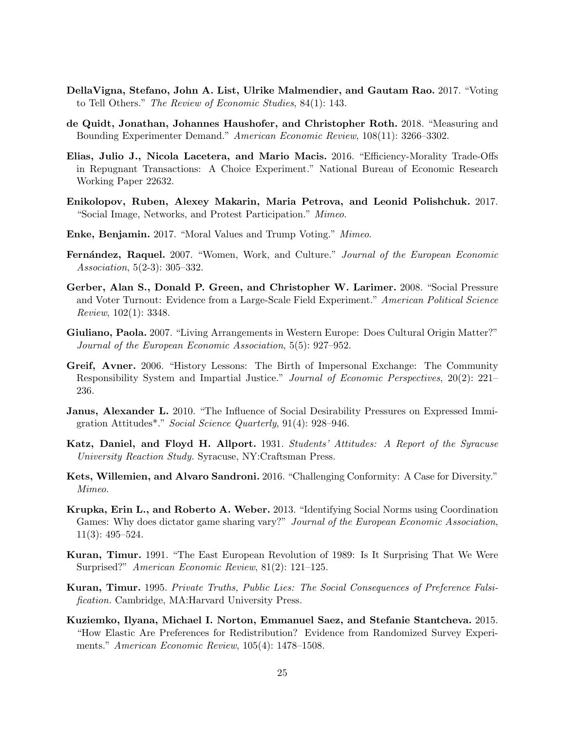**DellaVigna, Stefano, John A. List, Ulrike Malmendier, and Gautam Rao.** 2017. "Voting to Tell Others." *The Review of Economic Studies*, 84(1): 143.

**de Quidt, Jonathan, Johannes Haushofer, and Christopher Roth.** 2018. "Measuring and Bounding Experimenter Demand." *American Economic Review*, 108(11): 3266–3302.

**Elias, Julio J., Nicola Lacetera, and Mario Macis.** 2016. "Efficiency-Morality Trade-Offs in Repugnant Transactions: A Choice Experiment." National Bureau of Economic Research Working Paper 22632.

**Enikolopov, Ruben, Alexey Makarin, Maria Petrova, and Leonid Polishchuk.** 2017. "Social Image, Networks, and Protest Participation." *Mimeo*.

**Enke, Benjamin.** 2017. "Moral Values and Trump Voting." *Mimeo*.

**Fernández, Raquel.** 2007. "Women, Work, and Culture." *Journal of the European Economic Association*, 5(2-3): 305–332.

**Gerber, Alan S., Donald P. Green, and Christopher W. Larimer.** 2008. "Social Pressure and Voter Turnout: Evidence from a Large-Scale Field Experiment." *American Political Science Review*, 102(1): 3348.

**Giuliano, Paola.** 2007. "Living Arrangements in Western Europe: Does Cultural Origin Matter?" *Journal of the European Economic Association*, 5(5): 927–952.

**Greif, Avner.** 2006. "History Lessons: The Birth of Impersonal Exchange: The Community Responsibility System and Impartial Justice." *Journal of Economic Perspectives*, 20(2): 221–236.

**Janus, Alexander L.** 2010. "The Influence of Social Desirability Pressures on Expressed Immigration Attitudes*." *Social Science Quarterly*, 91(4): 928–946.

**Katz, Daniel, and Floyd H. Allport.** 1931. *Students' Attitudes: A Report of the Syracuse University Reaction Study*. Syracuse, NY:Craftsman Press.

**Kets, Willemien, and Alvaro Sandroni.** 2016. "Challenging Conformity: A Case for Diversity." *Mimeo*.

**Krupka, Erin L., and Roberto A. Weber.** 2013. "Identifying Social Norms using Coordination Games: Why does dictator game sharing vary?" *Journal of the European Economic Association*, 11(3): 495–524.

**Kuran, Timur.** 1991. "The East European Revolution of 1989: Is It Surprising That We Were Surprised?" *American Economic Review*, 81(2): 121–125.

**Kuran, Timur.** 1995. *Private Truths, Public Lies: The Social Consequences of Preference Falsification.* Cambridge, MA:Harvard University Press.

**Kuziemko, Ilyana, Michael I. Norton, Emmanuel Saez, and Stefanie Stantcheva.** 2015. "How Elastic Are Preferences for Redistribution? Evidence from Randomized Survey Experiments." *American Economic Review*, 105(4): 1478–1508.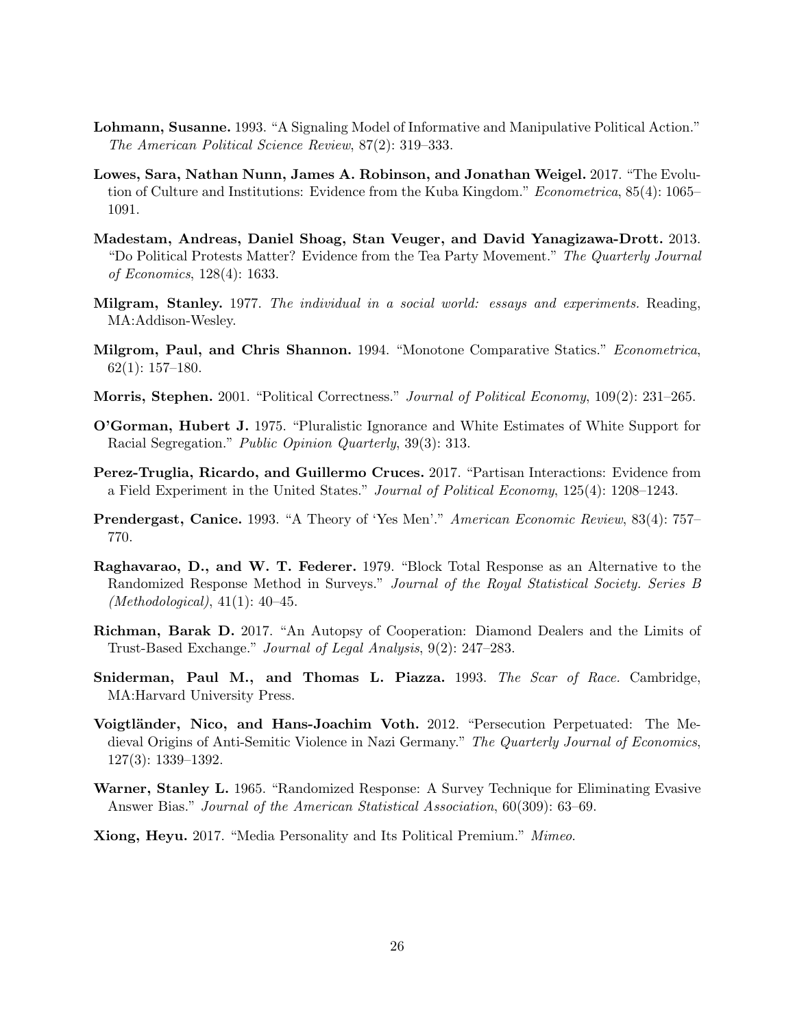**Lohmann, Susanne.** 1993. "A Signaling Model of Informative and Manipulative Political Action." *The American Political Science Review*, 87(2): 319–333.

**Lowes, Sara, Nathan Nunn, James A. Robinson, and Jonathan Weigel.** 2017. "The Evolution of Culture and Institutions: Evidence from the Kuba Kingdom." *Econometrica*, 85(4): 1065–1091.

**Madestam, Andreas, Daniel Shoag, Stan Veuger, and David Yanagizawa-Drott.** 2013. "Do Political Protests Matter? Evidence from the Tea Party Movement." *The Quarterly Journal of Economics*, 128(4): 1633.

**Milgram, Stanley.** 1977. *The individual in a social world: essays and experiments.* Reading, MA:Addison-Wesley.

**Milgrom, Paul, and Chris Shannon.** 1994. "Monotone Comparative Statics." *Econometrica*, 62(1): 157–180.

**Morris, Stephen.** 2001. "Political Correctness." *Journal of Political Economy*, 109(2): 231–265.

**O'Gorman, Hubert J.** 1975. "Pluralistic Ignorance and White Estimates of White Support for Racial Segregation." *Public Opinion Quarterly*, 39(3): 313.

**Perez-Truglia, Ricardo, and Guillermo Cruces.** 2017. "Partisan Interactions: Evidence from a Field Experiment in the United States." *Journal of Political Economy*, 125(4): 1208–1243.

**Prendergast, Canice.** 1993. "A Theory of 'Yes Men'." *American Economic Review*, 83(4): 757–770.

**Raghavarao, D., and W. T. Federer.** 1979. "Block Total Response as an Alternative to the Randomized Response Method in Surveys." *Journal of the Royal Statistical Society. Series B (Methodological)*, 41(1): 40–45.

**Richman, Barak D.** 2017. "An Autopsy of Cooperation: Diamond Dealers and the Limits of Trust-Based Exchange." *Journal of Legal Analysis*, 9(2): 247–283.

**Sniderman, Paul M., and Thomas L. Piazza.** 1993. *The Scar of Race.* Cambridge, MA:Harvard University Press.

**Voigtländer, Nico, and Hans-Joachim Voth.** 2012. "Persecution Perpetuated: The Medieval Origins of Anti-Semitic Violence in Nazi Germany." *The Quarterly Journal of Economics*, 127(3): 1339–1392.

**Warner, Stanley L.** 1965. "Randomized Response: A Survey Technique for Eliminating Evasive Answer Bias." *Journal of the American Statistical Association*, 60(309): 63–69.

**Xiong, Heyu.** 2017. "Media Personality and Its Political Premium." *Mimeo.*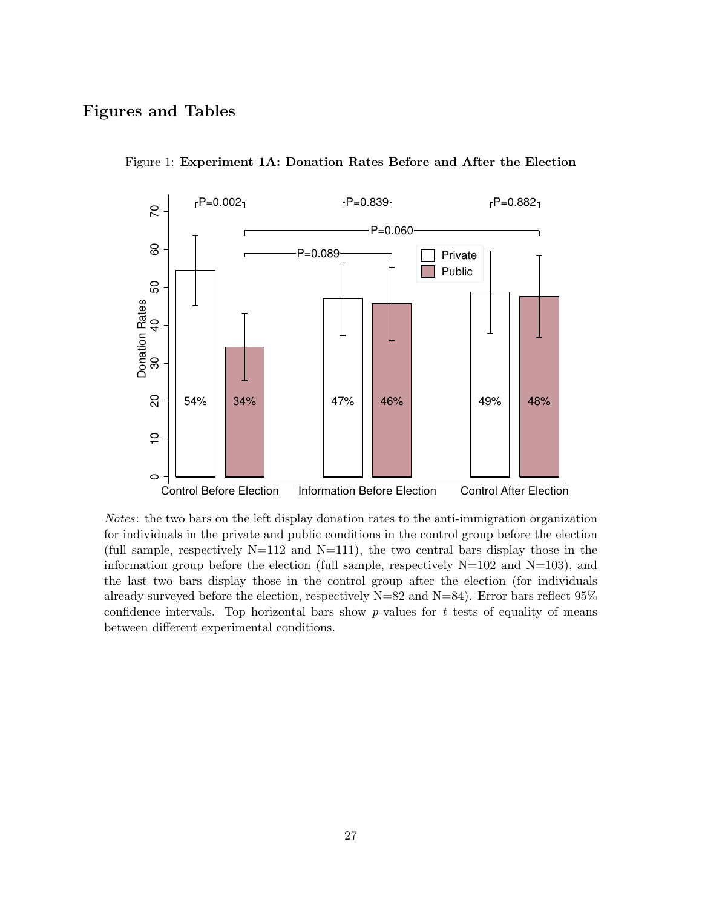## Figures and Tables

Figure 1: **Experiment 1A: Donation Rates Before and After the Election**

*Notes*: the two bars on the left display donation rates to the anti-immigration organization for individuals in the private and public conditions in the control group before the election (full sample, respectively N=112 and N=111), the two central bars display those in the information group before the election (full sample, respectively N=102 and N=103), and the last two bars display those in the control group after the election (for individuals already surveyed before the election, respectively N=82 and N=84). Error bars reflect 95% confidence intervals. Top horizontal bars show $p$-values for $t$ tests of equality of means between different experimental conditions.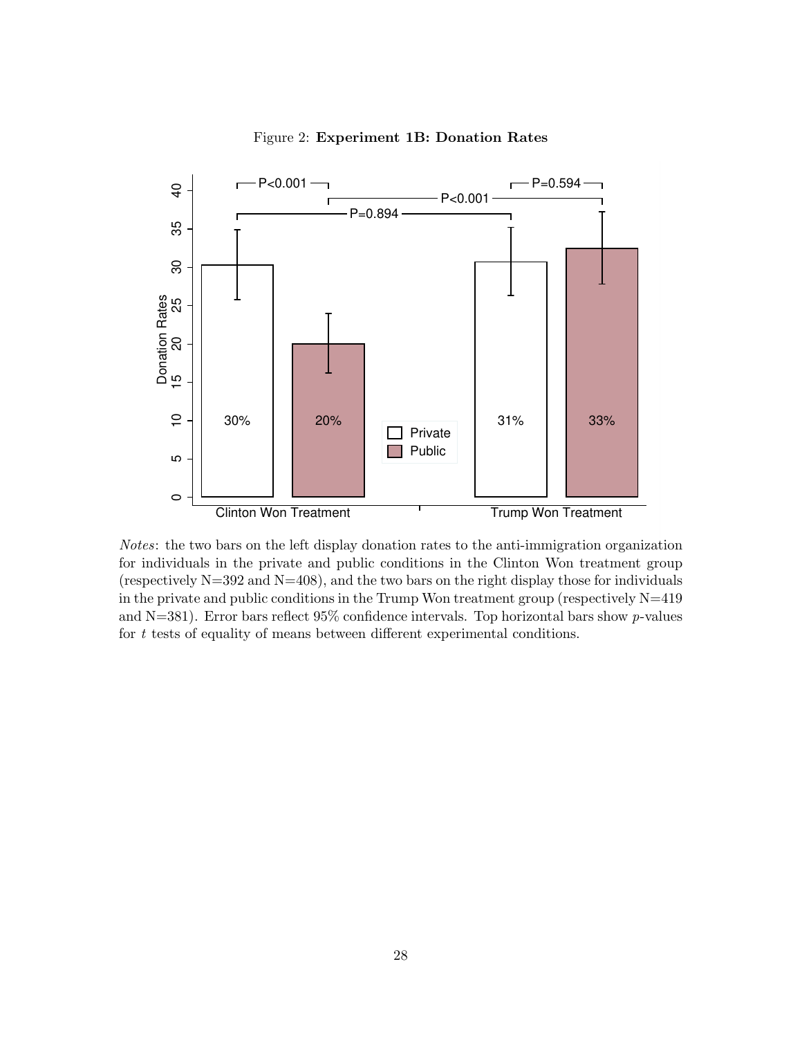Figure 2: **Experiment 1B: Donation Rates**

*Notes*: the two bars on the left display donation rates to the anti-immigration organization for individuals in the private and public conditions in the Clinton Won treatment group (respectively N=392 and N=408), and the two bars on the right display those for individuals in the private and public conditions in the Trump Won treatment group (respectively N=419 and N=381). Error bars reflect 95% confidence intervals. Top horizontal bars show $p$-values for $t$ tests of equality of means between different experimental conditions.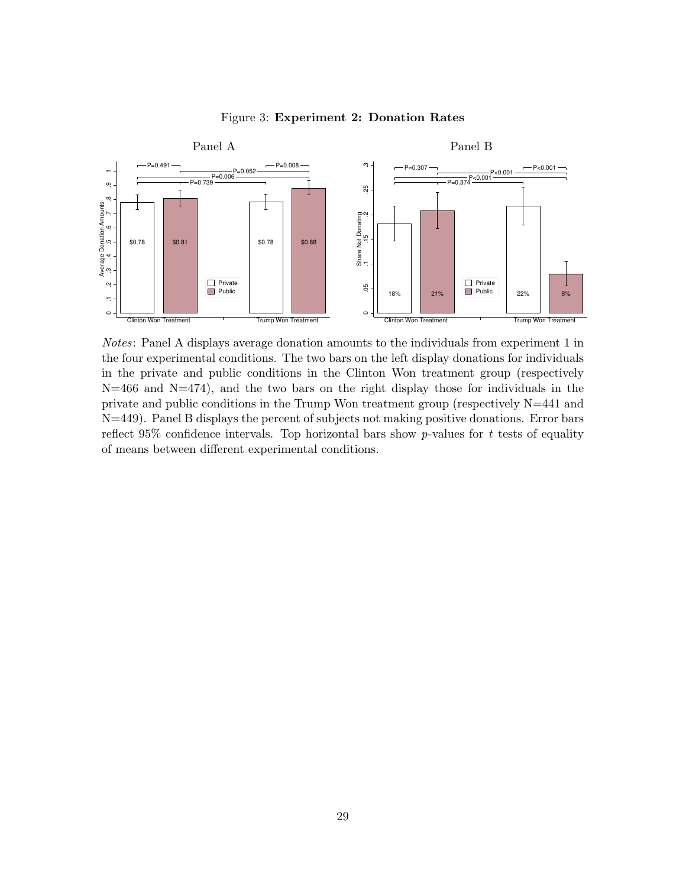Figure 3: **Experiment 2: Donation Rates**

*Notes*: Panel A displays average donation amounts to the individuals from experiment 1 in the four experimental conditions. The two bars on the left display donations for individuals in the private and public conditions in the Clinton Won treatment group (respectively N=466 and N=474), and the two bars on the right display those for individuals in the private and public conditions in the Trump Won treatment group (respectively N=441 and N=449). Panel B displays the percent of subjects not making positive donations. Error bars reflect 95% confidence intervals. Top horizontal bars show $p$-values for $t$ tests of equality of means between different experimental conditions.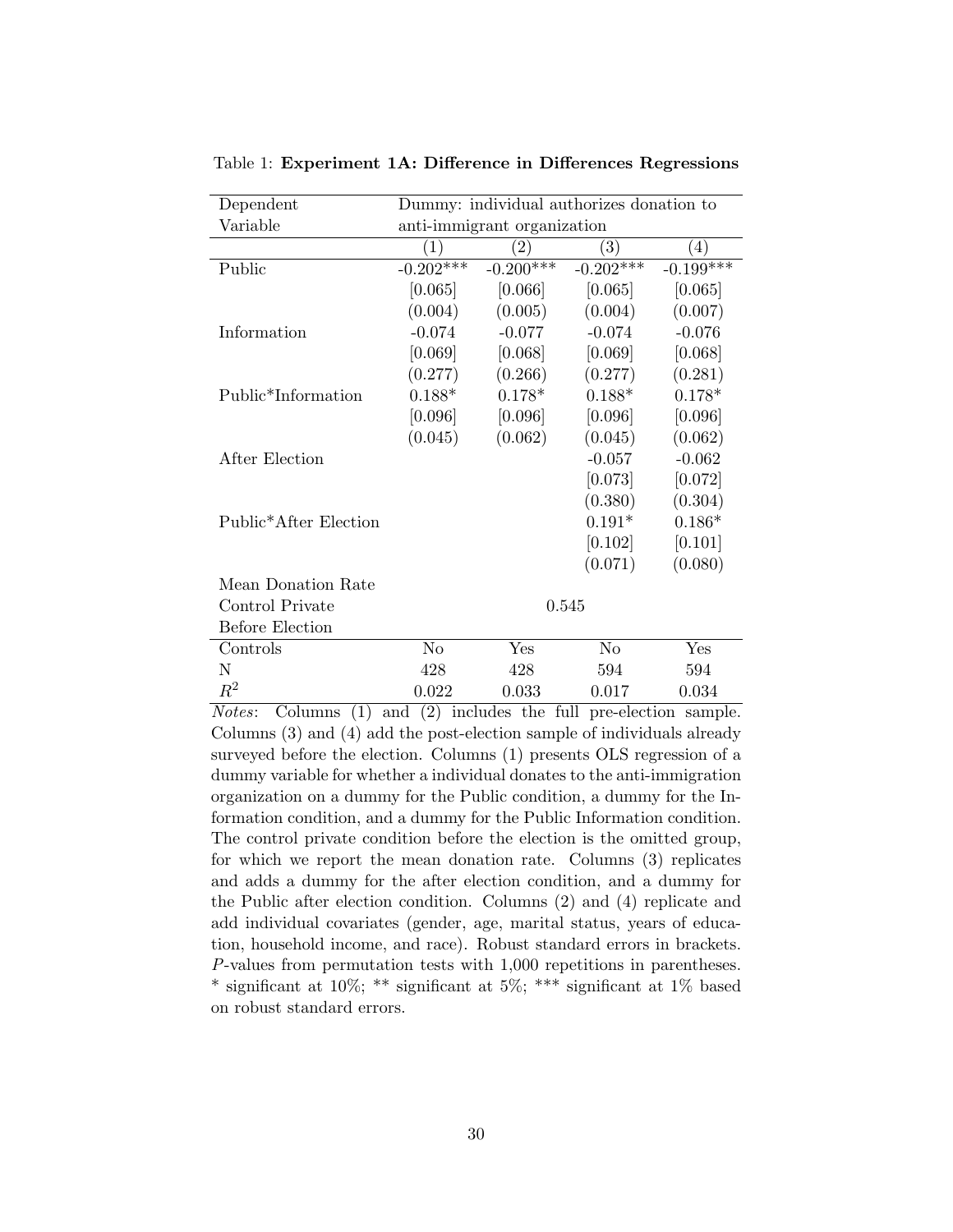Table 1: **Experiment 1A: Difference in Differences Regressions**

| Dependent Variable | Dummy: individual authorizes donation to anti-immigrant organization | | | |
|---|---|---|---|---|
| | (1) | (2) | (3) | (4) |
| Public | -0.202*** | -0.200*** | -0.202*** | -0.199*** |
| | [0.065] | [0.066] | [0.065] | [0.065] |
| | (0.004) | (0.005) | (0.004) | (0.007) |
| Information | -0.074 | -0.077 | -0.074 | -0.076 |
| | [0.069] | [0.068] | [0.069] | [0.068] |
| | (0.277) | (0.266) | (0.277) | (0.281) |
| Public*Information | 0.188* | 0.178* | 0.188* | 0.178* |
| | [0.096] | [0.096] | [0.096] | [0.096] |
| | (0.045) | (0.062) | (0.045) | (0.062) |
| After Election | | | -0.057 | -0.062 |
| | | | [0.073] | [0.072] |
| | | | (0.380) | (0.304) |
| Public*After Election | | | 0.191* | 0.186* |
| | | | [0.102] | [0.101] |
| | | | (0.071) | (0.080) |
| Mean Donation Rate Control Private Before Election | 0.545 | | | |
| Controls | No | Yes | No | Yes |
| N | 428 | 428 | 594 | 594 |
| $R^2$ | 0.022 | 0.033 | 0.017 | 0.034 |

*Notes*: Columns (1) and (2) includes the full pre-election sample. Columns (3) and (4) add the post-election sample of individuals already surveyed before the election. Columns (1) presents OLS regression of a dummy variable for whether a individual donates to the anti-immigration organization on a dummy for the Public condition, a dummy for the Information condition, and a dummy for the Public Information condition. The control private condition before the election is the omitted group, for which we report the mean donation rate. Columns (3) replicates and adds a dummy for the after election condition, and a dummy for the Public after election condition. Columns (2) and (4) replicate and add individual covariates (gender, age, marital status, years of education, household income, and race). Robust standard errors in brackets. $P$-values from permutation tests with 1,000 repetitions in parentheses. * significant at 10%; ** significant at 5%; *** significant at 1% based on robust standard errors.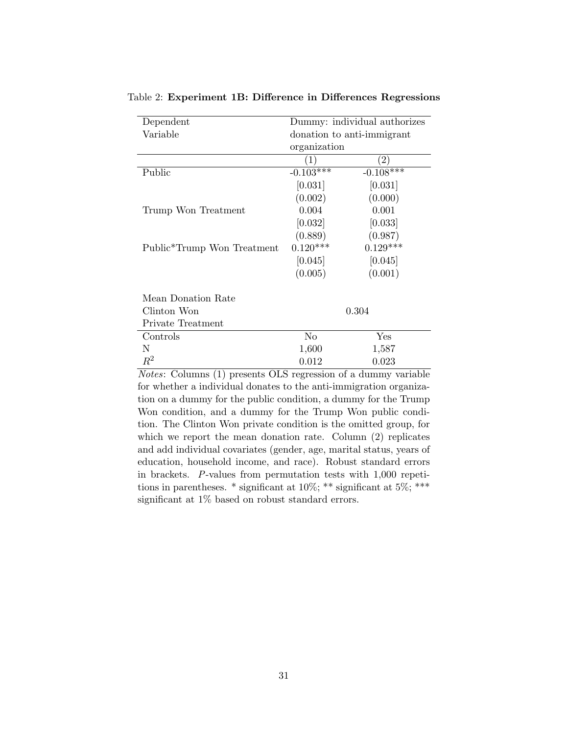Table 2: **Experiment 1B: Difference in Differences Regressions**

| Dependent Variable | Dummy: individual authorizes donation to anti-immigrant organization | |
|---|---|---|
| | (1) | (2) |
| Public | -0.103*** | -0.108*** |
| | [0.031] | [0.031] |
| | (0.002) | (0.000) |
| Trump Won Treatment | 0.004 | 0.001 |
| | [0.032] | [0.033] |
| | (0.889) | (0.987) |
| Public*Trump Won Treatment | 0.120*** | 0.129*** |
| | [0.045] | [0.045] |
| | (0.005) | (0.001) |
| Mean Donation Rate Clinton Won Private Treatment | 0.304 | |
| Controls | No | Yes |
| N | 1,600 | 1,587 |
| $R^2$ | 0.012 | 0.023 |

*Notes*: Columns (1) presents OLS regression of a dummy variable for whether a individual donates to the anti-immigration organization on a dummy for the public condition, a dummy for the Trump Won condition, and a dummy for the Trump Won public condition. The Clinton Won private condition is the omitted group, for which we report the mean donation rate. Column (2) replicates and add individual covariates (gender, age, marital status, years of education, household income, and race). Robust standard errors in brackets. *P*-values from permutation tests with 1,000 repetitions in parentheses. * significant at 10%; ** significant at 5%; *** significant at 1% based on robust standard errors.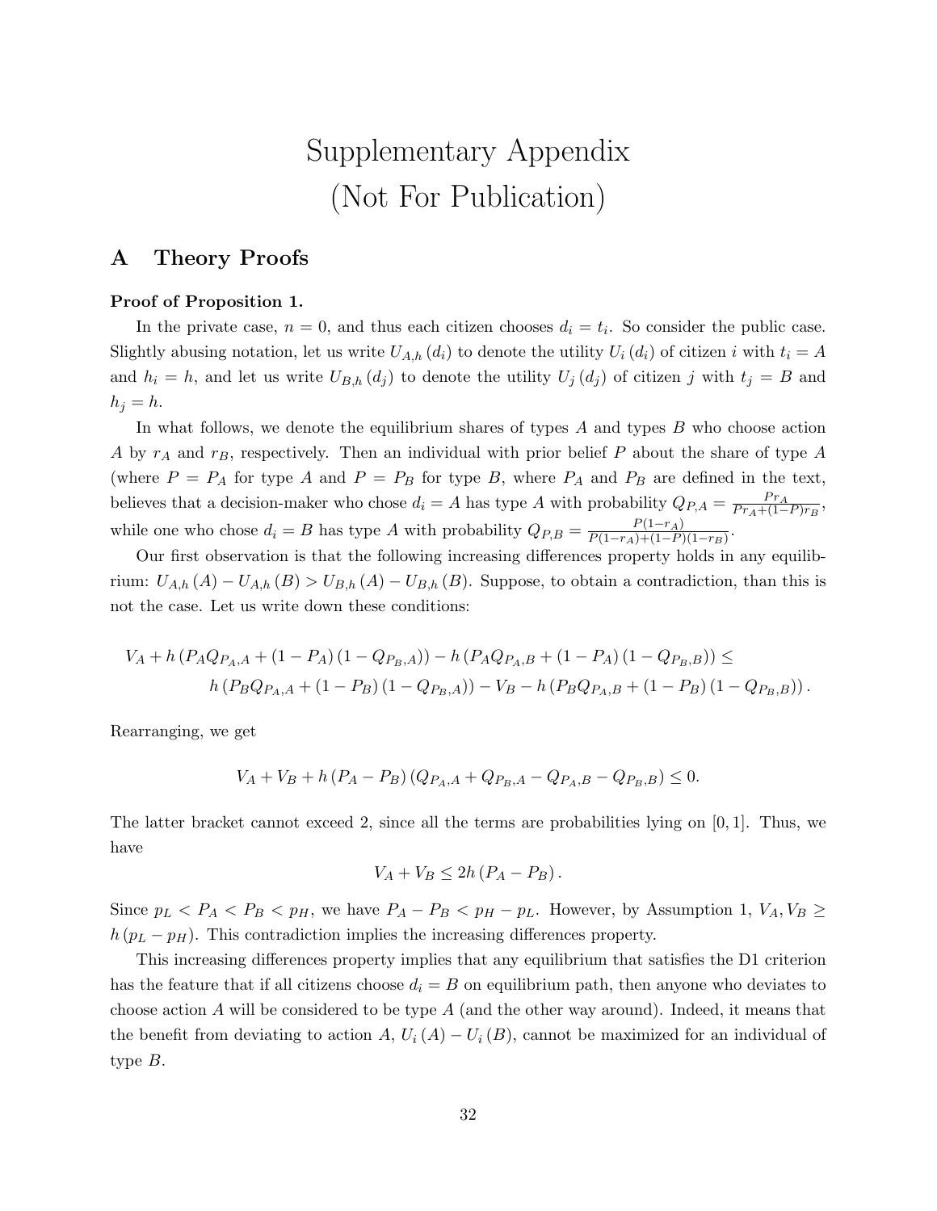# Supplementary Appendix
# (Not For Publication)

## A Theory Proofs

**Proof of Proposition 1.**

In the private case, $n = 0$, and thus each citizen chooses $d_i = t_i$. So consider the public case. Slightly abusing notation, let us write $U_{A,h}(d_i)$ to denote the utility $U_i(d_i)$ of citizen $i$ with $t_i = A$ and $h_i = h$, and let us write $U_{B,h}(d_j)$ to denote the utility $U_j(d_j)$ of citizen $j$ with $t_j = B$ and $h_j = h$.

In what follows, we denote the equilibrium shares of types $A$ and types $B$ who choose action $A$ by $r_A$ and $r_B$, respectively. Then an individual with prior belief $P$ about the share of type $A$ (where $P = P_A$ for type $A$ and $P = P_B$ for type $B$, where $P_A$ and $P_B$ are defined in the text, believes that a decision-maker who chose $d_i = A$ has type $A$ with probability $Q_{P,A} = \frac{Pr_A}{Pr_A + (1-P)r_B}$, while one who chose $d_i = B$ has type $A$ with probability $Q_{P,B} = \frac{P(1-r_A)}{P(1-r_A)+(1-P)(1-r_B)}$.

Our first observation is that the following increasing differences property holds in any equilibrium: $U_{A,h}(A) - U_{A,h}(B) > U_{B,h}(A) - U_{B,h}(B)$. Suppose, to obtain a contradiction, than this is not the case. Let us write down these conditions:

$$V_A + h\left(P_A Q_{P_A,A} + (1-P_A)(1-Q_{P_B,A})\right) - h\left(P_A Q_{P_A,B} + (1-P_A)(1-Q_{P_B,B})\right) \leq$$
$$h\left(P_B Q_{P_A,A} + (1-P_B)(1-Q_{P_B,A})\right) - V_B - h\left(P_B Q_{P_A,B} + (1-P_B)(1-Q_{P_B,B})\right).$$

Rearranging, we get

$$V_A + V_B + h(P_A - P_B)(Q_{P_A,A} + Q_{P_B,A} - Q_{P_A,B} - Q_{P_B,B}) \leq 0.$$

The latter bracket cannot exceed 2, since all the terms are probabilities lying on $[0, 1]$. Thus, we have

$$V_A + V_B \leq 2h(P_A - P_B).$$

Since $p_L < P_A < P_B < p_H$, we have $P_A - P_B < p_H - p_L$. However, by Assumption 1, $V_A, V_B \geq h(p_L - p_H)$. This contradiction implies the increasing differences property.

This increasing differences property implies that any equilibrium that satisfies the D1 criterion has the feature that if all citizens choose $d_i = B$ on equilibrium path, then anyone who deviates to choose action $A$ will be considered to be type $A$ (and the other way around). Indeed, it means that the benefit from deviating to action $A$, $U_i(A) - U_i(B)$, cannot be maximized for an individual of type $B$.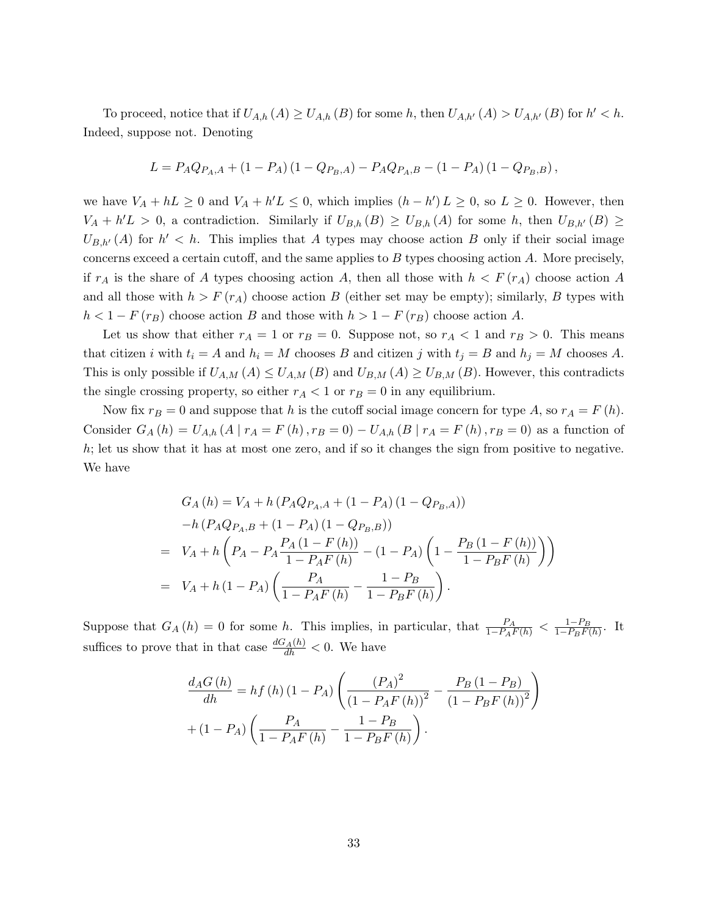To proceed, notice that if $U_{A,h}(A) \geq U_{A,h}(B)$ for some $h$, then $U_{A,h'}(A) > U_{A,h'}(B)$ for $h' < h$. Indeed, suppose not. Denoting

$$L = P_A Q_{P_A,A} + (1 - P_A)(1 - Q_{P_B,A}) - P_A Q_{P_A,B} - (1 - P_A)(1 - Q_{P_B,B}),$$

we have $V_A + hL \geq 0$ and $V_A + h'L \leq 0$, which implies $(h - h')L \geq 0$, so $L \geq 0$. However, then $V_A + h'L > 0$, a contradiction. Similarly if $U_{B,h}(B) \geq U_{B,h}(A)$ for some $h$, then $U_{B,h'}(B) \geq U_{B,h'}(A)$ for $h' < h$. This implies that $A$ types may choose action $B$ only if their social image concerns exceed a certain cutoff, and the same applies to $B$ types choosing action $A$. More precisely, if $r_A$ is the share of $A$ types choosing action $A$, then all those with $h < F(r_A)$ choose action $A$ and all those with $h > F(r_A)$ choose action $B$ (either set may be empty); similarly, $B$ types with $h < 1 - F(r_B)$ choose action $B$ and those with $h > 1 - F(r_B)$ choose action $A$.

Let us show that either $r_A = 1$ or $r_B = 0$. Suppose not, so $r_A < 1$ and $r_B > 0$. This means that citizen $i$ with $t_i = A$ and $h_i = M$ chooses $B$ and citizen $j$ with $t_j = B$ and $h_j = M$ chooses $A$. This is only possible if $U_{A,M}(A) \leq U_{A,M}(B)$ and $U_{B,M}(A) \geq U_{B,M}(B)$. However, this contradicts the single crossing property, so either $r_A < 1$ or $r_B = 0$ in any equilibrium.

Now fix $r_B = 0$ and suppose that $h$ is the cutoff social image concern for type $A$, so $r_A = F(h)$. Consider $G_A(h) = U_{A,h}(A \mid r_A = F(h), r_B = 0) - U_{A,h}(B \mid r_A = F(h), r_B = 0)$ as a function of $h$; let us show that it has at most one zero, and if so it changes the sign from positive to negative. We have

$$\begin{aligned}
& G_A(h) = V_A + h\left(P_A Q_{P_A,A} + (1 - P_A)(1 - Q_{P_B,A})\right) \\
& -h\left(P_A Q_{P_A,B} + (1 - P_A)(1 - Q_{P_B,B})\right) \\
= \;& V_A + h\left(P_A - P_A \frac{P_A(1 - F(h))}{1 - P_A F(h)} - (1 - P_A)\left(1 - \frac{P_B(1 - F(h))}{1 - P_B F(h)}\right)\right) \\
= \;& V_A + h(1 - P_A)\left(\frac{P_A}{1 - P_A F(h)} - \frac{1 - P_B}{1 - P_B F(h)}\right).
\end{aligned}$$

Suppose that $G_A(h) = 0$ for some $h$. This implies, in particular, that $\frac{P_A}{1 - P_A F(h)} < \frac{1 - P_B}{1 - P_B F(h)}$. It suffices to prove that in that case $\frac{dG_A(h)}{dh} < 0$. We have

$$\begin{aligned}
& \frac{d_A G(h)}{dh} = h f(h)(1 - P_A)\left(\frac{(P_A)^2}{(1 - P_A F(h))^2} - \frac{P_B(1 - P_B)}{(1 - P_B F(h))^2}\right) \\
& + (1 - P_A)\left(\frac{P_A}{1 - P_A F(h)} - \frac{1 - P_B}{1 - P_B F(h)}\right).
\end{aligned}$$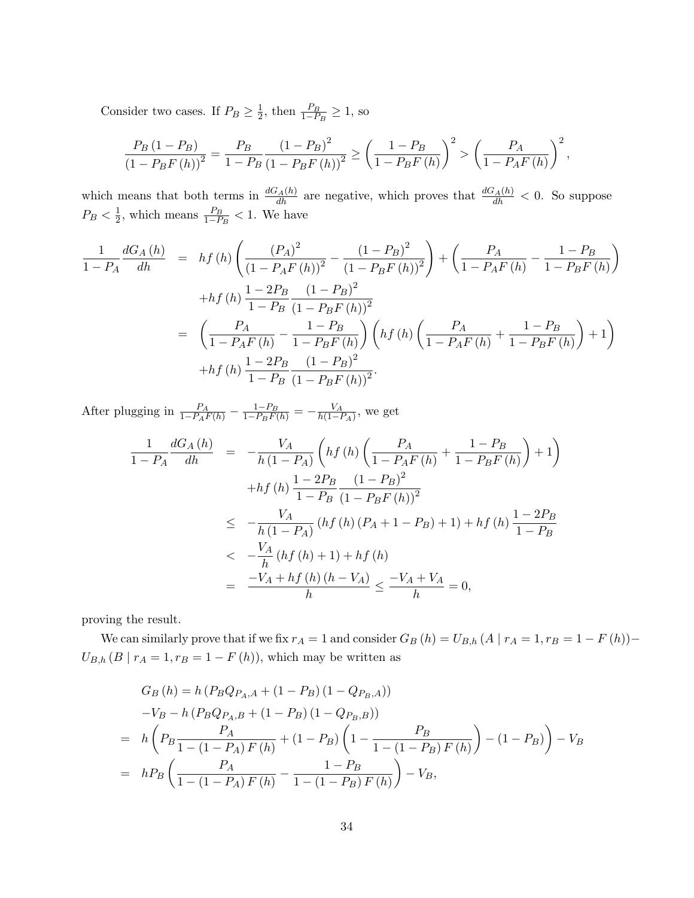Consider two cases. If $P_B \geq \frac{1}{2}$, then $\frac{P_B}{1-P_B} \geq 1$, so

$$\frac{P_B (1-P_B)}{(1-P_B F(h))^2} = \frac{P_B}{1-P_B} \frac{(1-P_B)^2}{(1-P_B F(h))^2} \geq \left(\frac{1-P_B}{1-P_B F(h)}\right)^2 > \left(\frac{P_A}{1-P_A F(h)}\right)^2,$$

which means that both terms in $\frac{dG_A(h)}{dh}$ are negative, which proves that $\frac{dG_A(h)}{dh} < 0$. So suppose $P_B < \frac{1}{2}$, which means $\frac{P_B}{1-P_B} < 1$. We have

$$\begin{aligned}
\frac{1}{1-P_A}\frac{dG_A(h)}{dh} &= hf(h)\left(\frac{(P_A)^2}{(1-P_A F(h))^2} - \frac{(1-P_B)^2}{(1-P_B F(h))^2}\right) + \left(\frac{P_A}{1-P_A F(h)} - \frac{1-P_B}{1-P_B F(h)}\right) \\
&\quad + hf(h)\frac{1-2P_B}{1-P_B}\frac{(1-P_B)^2}{(1-P_B F(h))^2} \\
&= \left(\frac{P_A}{1-P_A F(h)} - \frac{1-P_B}{1-P_B F(h)}\right)\left(hf(h)\left(\frac{P_A}{1-P_A F(h)} + \frac{1-P_B}{1-P_B F(h)}\right) + 1\right) \\
&\quad + hf(h)\frac{1-2P_B}{1-P_B}\frac{(1-P_B)^2}{(1-P_B F(h))^2}.
\end{aligned}$$

After plugging in $\frac{P_A}{1-P_A F(h)} - \frac{1-P_B}{1-P_B F(h)} = -\frac{V_A}{h(1-P_A)}$, we get

$$\begin{aligned}
\frac{1}{1-P_A}\frac{dG_A(h)}{dh} &= -\frac{V_A}{h(1-P_A)}\left(hf(h)\left(\frac{P_A}{1-P_A F(h)} + \frac{1-P_B}{1-P_B F(h)}\right) + 1\right) \\
&\quad + hf(h)\frac{1-2P_B}{1-P_B}\frac{(1-P_B)^2}{(1-P_B F(h))^2} \\
&\leq -\frac{V_A}{h(1-P_A)}\left(hf(h)(P_A + 1 - P_B) + 1\right) + hf(h)\frac{1-2P_B}{1-P_B} \\
&< -\frac{V_A}{h}\left(hf(h) + 1\right) + hf(h) \\
&= \frac{-V_A + hf(h)(h - V_A)}{h} \leq \frac{-V_A + V_A}{h} = 0,
\end{aligned}$$

proving the result.

We can similarly prove that if we fix $r_A = 1$ and consider $G_B(h) = U_{B,h}(A \mid r_A = 1, r_B = 1 - F(h)) - U_{B,h}(B \mid r_A = 1, r_B = 1 - F(h))$, which may be written as

$$\begin{aligned}
& G_B(h) = h\left(P_B Q_{P_A,A} + (1-P_B)(1-Q_{P_B,A})\right) \\
& -V_B - h\left(P_B Q_{P_A,B} + (1-P_B)(1-Q_{P_B,B})\right) \\
=\; & h\left(P_B \frac{P_A}{1-(1-P_A)F(h)} + (1-P_B)\left(1 - \frac{P_B}{1-(1-P_B)F(h)}\right) - (1-P_B)\right) - V_B \\
=\; & hP_B\left(\frac{P_A}{1-(1-P_A)F(h)} - \frac{1-P_B}{1-(1-P_B)F(h)}\right) - V_B,
\end{aligned}$$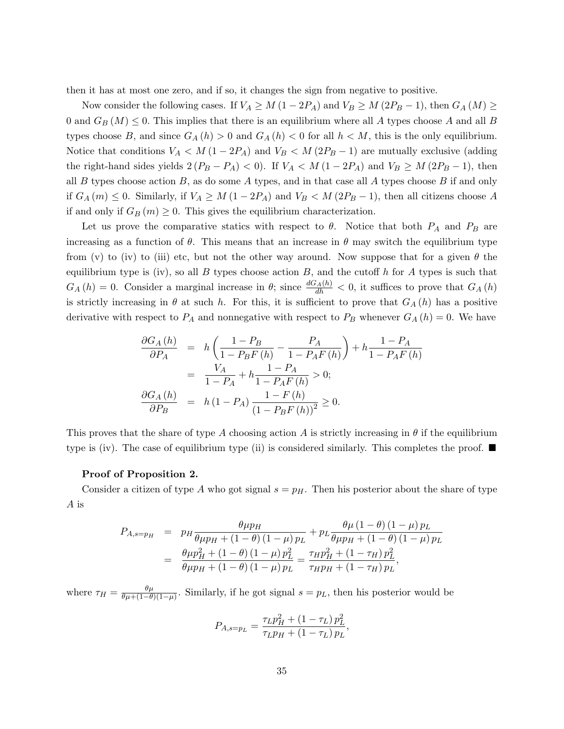then it has at most one zero, and if so, it changes the sign from negative to positive.

Now consider the following cases. If $V_A \geq M(1-2P_A)$ and $V_B \geq M(2P_B - 1)$, then $G_A(M) \geq 0$ and $G_B(M) \leq 0$. This implies that there is an equilibrium where all $A$ types choose $A$ and all $B$ types choose $B$, and since $G_A(h) > 0$ and $G_A(h) < 0$ for all $h < M$, this is the only equilibrium. Notice that conditions $V_A < M(1-2P_A)$ and $V_B < M(2P_B - 1)$ are mutually exclusive (adding the right-hand sides yields $2(P_B - P_A) < 0$). If $V_A < M(1-2P_A)$ and $V_B \geq M(2P_B-1)$, then all $B$ types choose action $B$, as do some $A$ types, and in that case all $A$ types choose $B$ if and only if $G_A(m) \leq 0$. Similarly, if $V_A \geq M(1-2P_A)$ and $V_B < M(2P_B - 1)$, then all citizens choose $A$ if and only if $G_B(m) \geq 0$. This gives the equilibrium characterization.

Let us prove the comparative statics with respect to $\theta$. Notice that both $P_A$ and $P_B$ are increasing as a function of $\theta$. This means that an increase in $\theta$ may switch the equilibrium type from (v) to (iv) to (iii) etc, but not the other way around. Now suppose that for a given $\theta$ the equilibrium type is (iv), so all $B$ types choose action $B$, and the cutoff $h$ for $A$ types is such that $G_A(h) = 0$. Consider a marginal increase in $\theta$; since $\frac{dG_A(h)}{dh} < 0$, it suffices to prove that $G_A(h)$ is strictly increasing in $\theta$ at such $h$. For this, it is sufficient to prove that $G_A(h)$ has a positive derivative with respect to $P_A$ and nonnegative with respect to $P_B$ whenever $G_A(h) = 0$. We have

$$
\begin{aligned}
\frac{\partial G_A(h)}{\partial P_A} &= h\left(\frac{1-P_B}{1-P_B F(h)} - \frac{P_A}{1-P_A F(h)}\right) + h\frac{1-P_A}{1-P_A F(h)} \\
&= \frac{V_A}{1-P_A} + h\frac{1-P_A}{1-P_A F(h)} > 0; \\
\frac{\partial G_A(h)}{\partial P_B} &= h(1-P_A)\frac{1-F(h)}{(1-P_B F(h))^2} \geq 0.
\end{aligned}
$$

This proves that the share of type $A$ choosing action $A$ is strictly increasing in $\theta$ if the equilibrium type is (iv). The case of equilibrium type (ii) is considered similarly. This completes the proof. ■

**Proof of Proposition 2.**

Consider a citizen of type $A$ who got signal $s = p_H$. Then his posterior about the share of type $A$ is

$$
\begin{aligned}
P_{A,s=p_H} &= p_H \frac{\theta\mu p_H}{\theta\mu p_H + (1-\theta)(1-\mu)p_L} + p_L \frac{\theta\mu(1-\theta)(1-\mu)p_L}{\theta\mu p_H + (1-\theta)(1-\mu)p_L} \\
&= \frac{\theta\mu p_H^2 + (1-\theta)(1-\mu)p_L^2}{\theta\mu p_H + (1-\theta)(1-\mu)p_L} = \frac{\tau_H p_H^2 + (1-\tau_H)p_L^2}{\tau_H p_H + (1-\tau_H)p_L},
\end{aligned}
$$

where $\tau_H = \frac{\theta\mu}{\theta\mu + (1-\theta)(1-\mu)}$. Similarly, if he got signal $s = p_L$, then his posterior would be

$$
P_{A,s=p_L} = \frac{\tau_L p_H^2 + (1-\tau_L)p_L^2}{\tau_L p_H + (1-\tau_L)p_L},
$$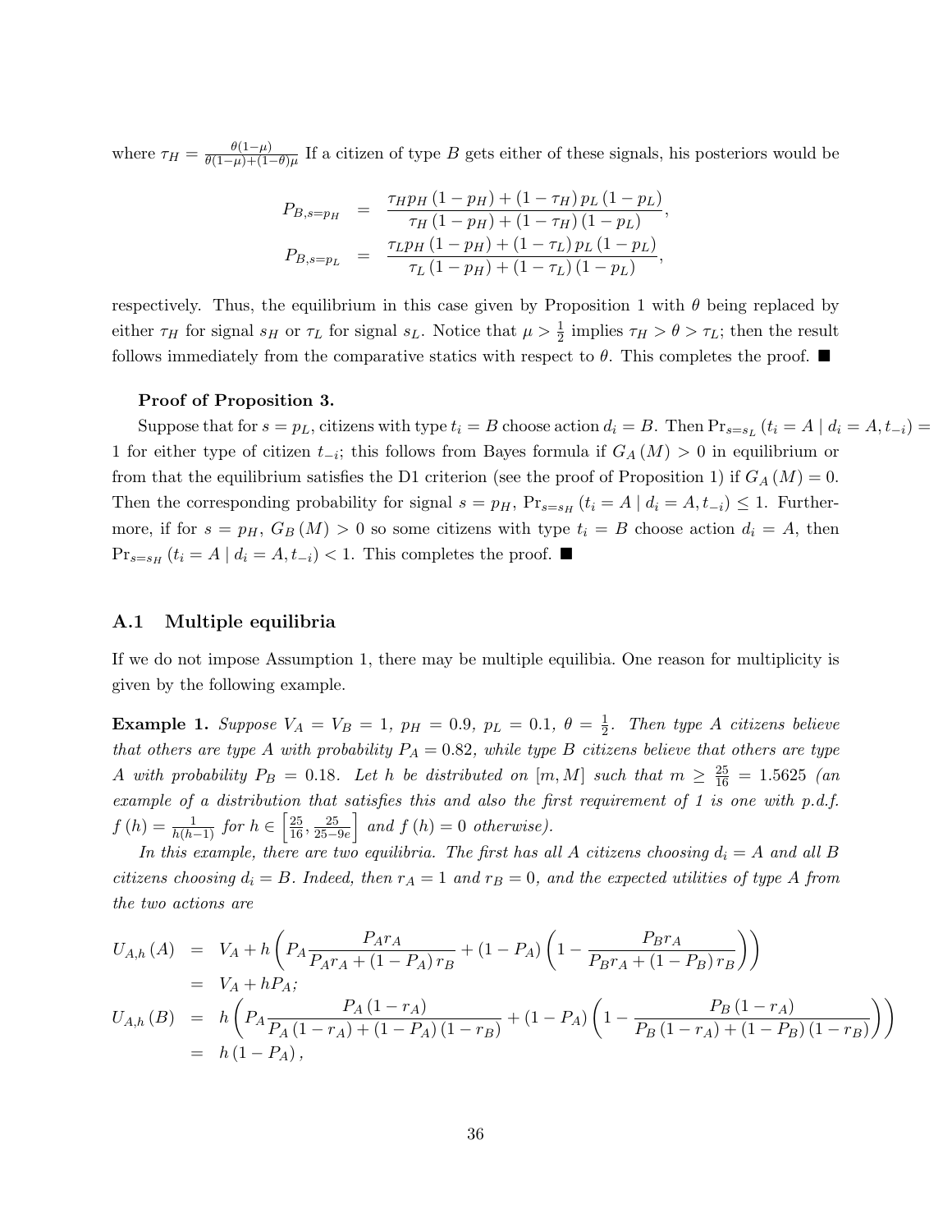where $\tau_H = \frac{\theta(1-\mu)}{\theta(1-\mu)+(1-\theta)\mu}$ If a citizen of type $B$ gets either of these signals, his posteriors would be

$$
\begin{aligned}
P_{B,s=p_H} &= \frac{\tau_H p_H (1-p_H) + (1-\tau_H) p_L (1-p_L)}{\tau_H (1-p_H) + (1-\tau_H)(1-p_L)}, \\
P_{B,s=p_L} &= \frac{\tau_L p_H (1-p_H) + (1-\tau_L) p_L (1-p_L)}{\tau_L (1-p_H) + (1-\tau_L)(1-p_L)},
\end{aligned}
$$

respectively. Thus, the equilibrium in this case given by Proposition 1 with $\theta$ being replaced by either $\tau_H$ for signal $s_H$ or $\tau_L$ for signal $s_L$. Notice that $\mu > \frac{1}{2}$ implies $\tau_H > \theta > \tau_L$; then the result follows immediately from the comparative statics with respect to $\theta$. This completes the proof. ■

**Proof of Proposition 3.**

Suppose that for $s = p_L$, citizens with type $t_i = B$ choose action $d_i = B$. Then $\Pr_{s=s_L}(t_i = A \mid d_i = A, t_{-i}) = 1$ for either type of citizen $t_{-i}$; this follows from Bayes formula if $G_A(M) > 0$ in equilibrium or from that the equilibrium satisfies the D1 criterion (see the proof of Proposition 1) if $G_A(M) = 0$. Then the corresponding probability for signal $s = p_H$, $\Pr_{s=s_H}(t_i = A \mid d_i = A, t_{-i}) \leq 1$. Furthermore, if for $s = p_H$, $G_B(M) > 0$ so some citizens with type $t_i = B$ choose action $d_i = A$, then $\Pr_{s=s_H}(t_i = A \mid d_i = A, t_{-i}) < 1$. This completes the proof. ■

## A.1 Multiple equilibria

If we do not impose Assumption 1, there may be multiple equilibia. One reason for multiplicity is given by the following example.

**Example 1.** *Suppose $V_A = V_B = 1$, $p_H = 0.9$, $p_L = 0.1$, $\theta = \frac{1}{2}$. Then type A citizens believe that others are type A with probability $P_A = 0.82$, while type B citizens believe that others are type A with probability $P_B = 0.18$. Let $h$ be distributed on $[m, M]$ such that $m \geq \frac{25}{16} = 1.5625$ (an example of a distribution that satisfies this and also the first requirement of 1 is one with p.d.f. $f(h) = \frac{1}{h(h-1)}$ for $h \in \left[\frac{25}{16}, \frac{25}{25-9e}\right]$ and $f(h) = 0$ otherwise).*

*In this example, there are two equilibria. The first has all A citizens choosing $d_i = A$ and all B citizens choosing $d_i = B$. Indeed, then $r_A = 1$ and $r_B = 0$, and the expected utilities of type A from the two actions are*

$$
\begin{aligned}
U_{A,h}(A) &= V_A + h\left(P_A \frac{P_A r_A}{P_A r_A + (1-P_A) r_B} + (1-P_A)\left(1 - \frac{P_B r_A}{P_B r_A + (1-P_B) r_B}\right)\right) \\
&= V_A + h P_A; \\
U_{A,h}(B) &= h\left(P_A \frac{P_A (1-r_A)}{P_A (1-r_A) + (1-P_A)(1-r_B)} + (1-P_A)\left(1 - \frac{P_B (1-r_A)}{P_B (1-r_A) + (1-P_B)(1-r_B)}\right)\right) \\
&= h(1-P_A),
\end{aligned}
$$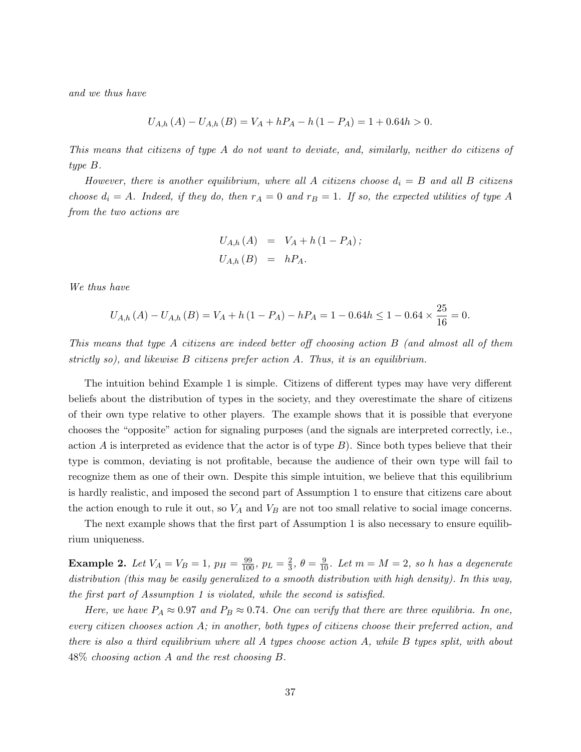*and we thus have*

$$U_{A,h}(A) - U_{A,h}(B) = V_A + hP_A - h(1 - P_A) = 1 + 0.64h > 0.$$

*This means that citizens of type $A$ do not want to deviate, and, similarly, neither do citizens of type $B$.*

*However, there is another equilibrium, where all $A$ citizens choose $d_i = B$ and all $B$ citizens choose $d_i = A$. Indeed, if they do, then $r_A = 0$ and $r_B = 1$. If so, the expected utilities of type $A$ from the two actions are*

$$\begin{aligned} U_{A,h}(A) &= V_A + h(1 - P_A); \\ U_{A,h}(B) &= hP_A. \end{aligned}$$

*We thus have*

$$U_{A,h}(A) - U_{A,h}(B) = V_A + h(1 - P_A) - hP_A = 1 - 0.64h \leq 1 - 0.64 \times \frac{25}{16} = 0.$$

*This means that type $A$ citizens are indeed better off choosing action $B$ (and almost all of them strictly so), and likewise $B$ citizens prefer action $A$. Thus, it is an equilibrium.*

The intuition behind Example 1 is simple. Citizens of different types may have very different beliefs about the distribution of types in the society, and they overestimate the share of citizens of their own type relative to other players. The example shows that it is possible that everyone chooses the "opposite" action for signaling purposes (and the signals are interpreted correctly, i.e., action $A$ is interpreted as evidence that the actor is of type $B$). Since both types believe that their type is common, deviating is not profitable, because the audience of their own type will fail to recognize them as one of their own. Despite this simple intuition, we believe that this equilibrium is hardly realistic, and imposed the second part of Assumption 1 to ensure that citizens care about the action enough to rule it out, so $V_A$ and $V_B$ are not too small relative to social image concerns.

The next example shows that the first part of Assumption 1 is also necessary to ensure equilibrium uniqueness.

**Example 2.** *Let $V_A = V_B = 1$, $p_H = \frac{99}{100}$, $p_L = \frac{2}{3}$, $\theta = \frac{9}{10}$. Let $m = M = 2$, so $h$ has a degenerate distribution (this may be easily generalized to a smooth distribution with high density). In this way, the first part of Assumption 1 is violated, while the second is satisfied.*

*Here, we have $P_A \approx 0.97$ and $P_B \approx 0.74$. One can verify that there are three equilibria. In one, every citizen chooses action $A$; in another, both types of citizens choose their preferred action, and there is also a third equilibrium where all $A$ types choose action $A$, while $B$ types split, with about 48% choosing action $A$ and the rest choosing $B$.*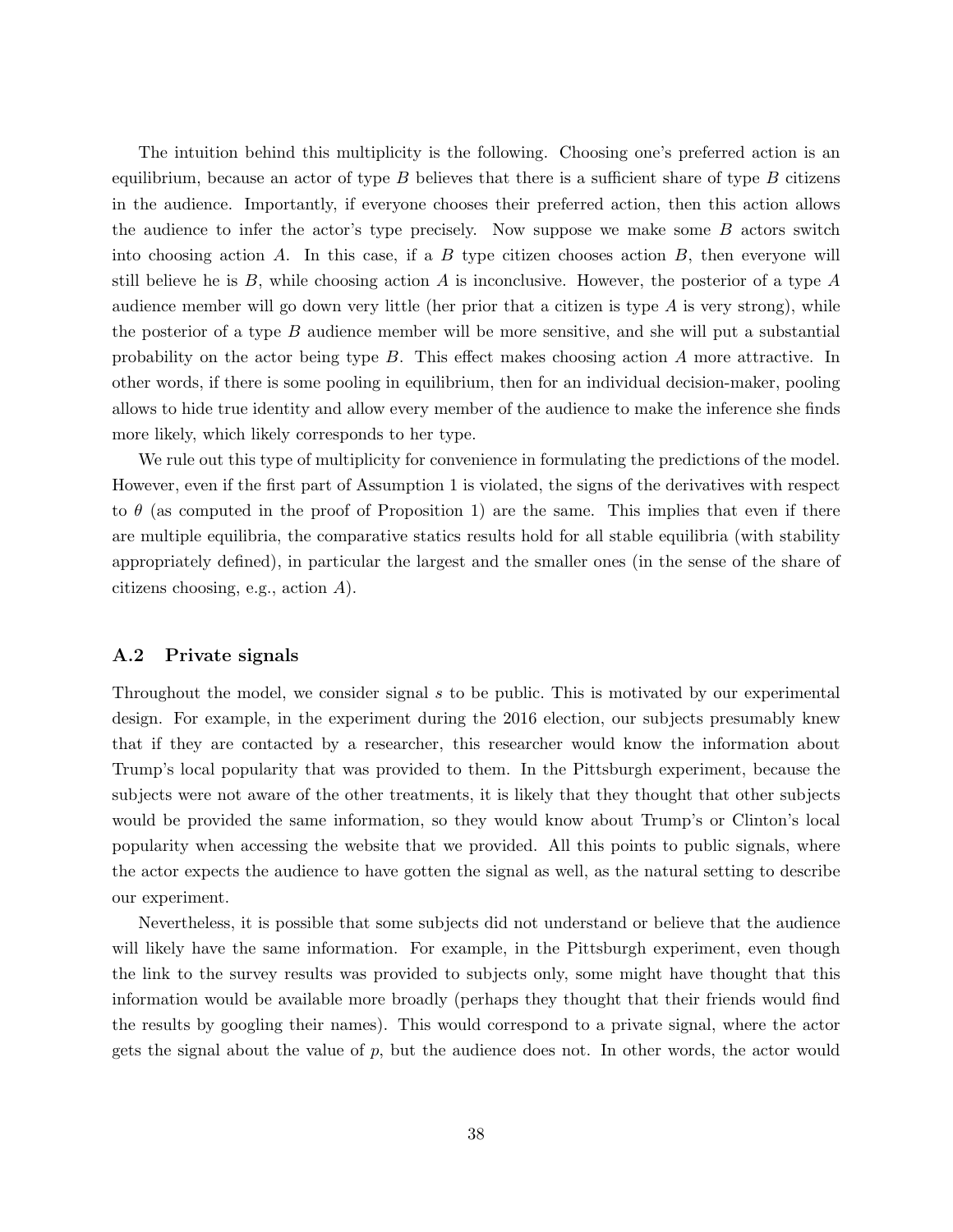The intuition behind this multiplicity is the following. Choosing one's preferred action is an equilibrium, because an actor of type $B$ believes that there is a sufficient share of type $B$ citizens in the audience. Importantly, if everyone chooses their preferred action, then this action allows the audience to infer the actor's type precisely. Now suppose we make some $B$ actors switch into choosing action $A$. In this case, if a $B$ type citizen chooses action $B$, then everyone will still believe he is $B$, while choosing action $A$ is inconclusive. However, the posterior of a type $A$ audience member will go down very little (her prior that a citizen is type $A$ is very strong), while the posterior of a type $B$ audience member will be more sensitive, and she will put a substantial probability on the actor being type $B$. This effect makes choosing action $A$ more attractive. In other words, if there is some pooling in equilibrium, then for an individual decision-maker, pooling allows to hide true identity and allow every member of the audience to make the inference she finds more likely, which likely corresponds to her type.

We rule out this type of multiplicity for convenience in formulating the predictions of the model. However, even if the first part of Assumption 1 is violated, the signs of the derivatives with respect to $\theta$ (as computed in the proof of Proposition 1) are the same. This implies that even if there are multiple equilibria, the comparative statics results hold for all stable equilibria (with stability appropriately defined), in particular the largest and the smaller ones (in the sense of the share of citizens choosing, e.g., action $A$).

### A.2 Private signals

Throughout the model, we consider signal $s$ to be public. This is motivated by our experimental design. For example, in the experiment during the 2016 election, our subjects presumably knew that if they are contacted by a researcher, this researcher would know the information about Trump's local popularity that was provided to them. In the Pittsburgh experiment, because the subjects were not aware of the other treatments, it is likely that they thought that other subjects would be provided the same information, so they would know about Trump's or Clinton's local popularity when accessing the website that we provided. All this points to public signals, where the actor expects the audience to have gotten the signal as well, as the natural setting to describe our experiment.

Nevertheless, it is possible that some subjects did not understand or believe that the audience will likely have the same information. For example, in the Pittsburgh experiment, even though the link to the survey results was provided to subjects only, some might have thought that this information would be available more broadly (perhaps they thought that their friends would find the results by googling their names). This would correspond to a private signal, where the actor gets the signal about the value of $p$, but the audience does not. In other words, the actor would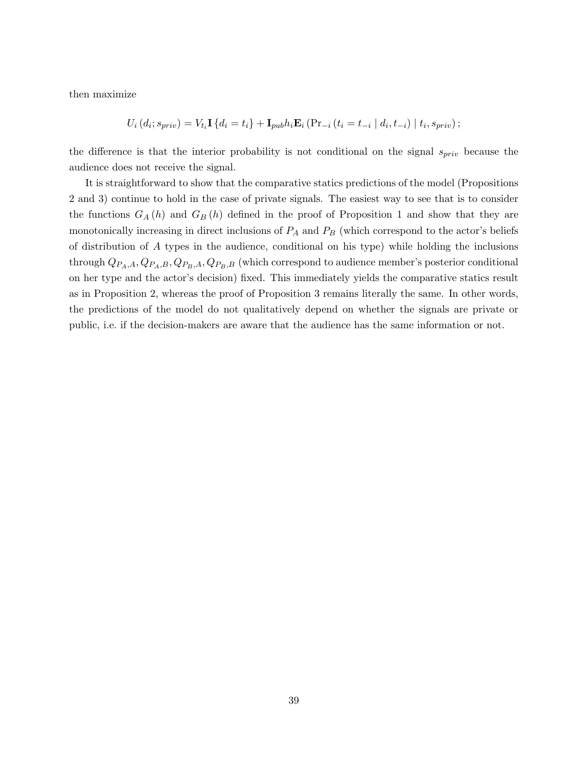then maximize

$$U_i\left(d_i; s_{priv}\right) = V_{t_i}\mathbf{I}\left\{d_i = t_i\right\} + \mathbf{I}_{pub} h_i \mathbf{E}_i\left(\Pr_{-i}\left(t_i = t_{-i} \mid d_i, t_{-i}\right) \mid t_i, s_{priv}\right);$$

the difference is that the interior probability is not conditional on the signal $s_{priv}$ because the audience does not receive the signal.

It is straightforward to show that the comparative statics predictions of the model (Propositions 2 and 3) continue to hold in the case of private signals. The easiest way to see that is to consider the functions $G_A\left(h\right)$ and $G_B\left(h\right)$ defined in the proof of Proposition 1 and show that they are monotonically increasing in direct inclusions of $P_A$ and $P_B$ (which correspond to the actor's beliefs of distribution of $A$ types in the audience, conditional on his type) while holding the inclusions through $Q_{P_A,A}, Q_{P_A,B}, Q_{P_B,A}, Q_{P_B,B}$ (which correspond to audience member's posterior conditional on her type and the actor's decision) fixed. This immediately yields the comparative statics result as in Proposition 2, whereas the proof of Proposition 3 remains literally the same. In other words, the predictions of the model do not qualitatively depend on whether the signals are private or public, i.e. if the decision-makers are aware that the audience has the same information or not.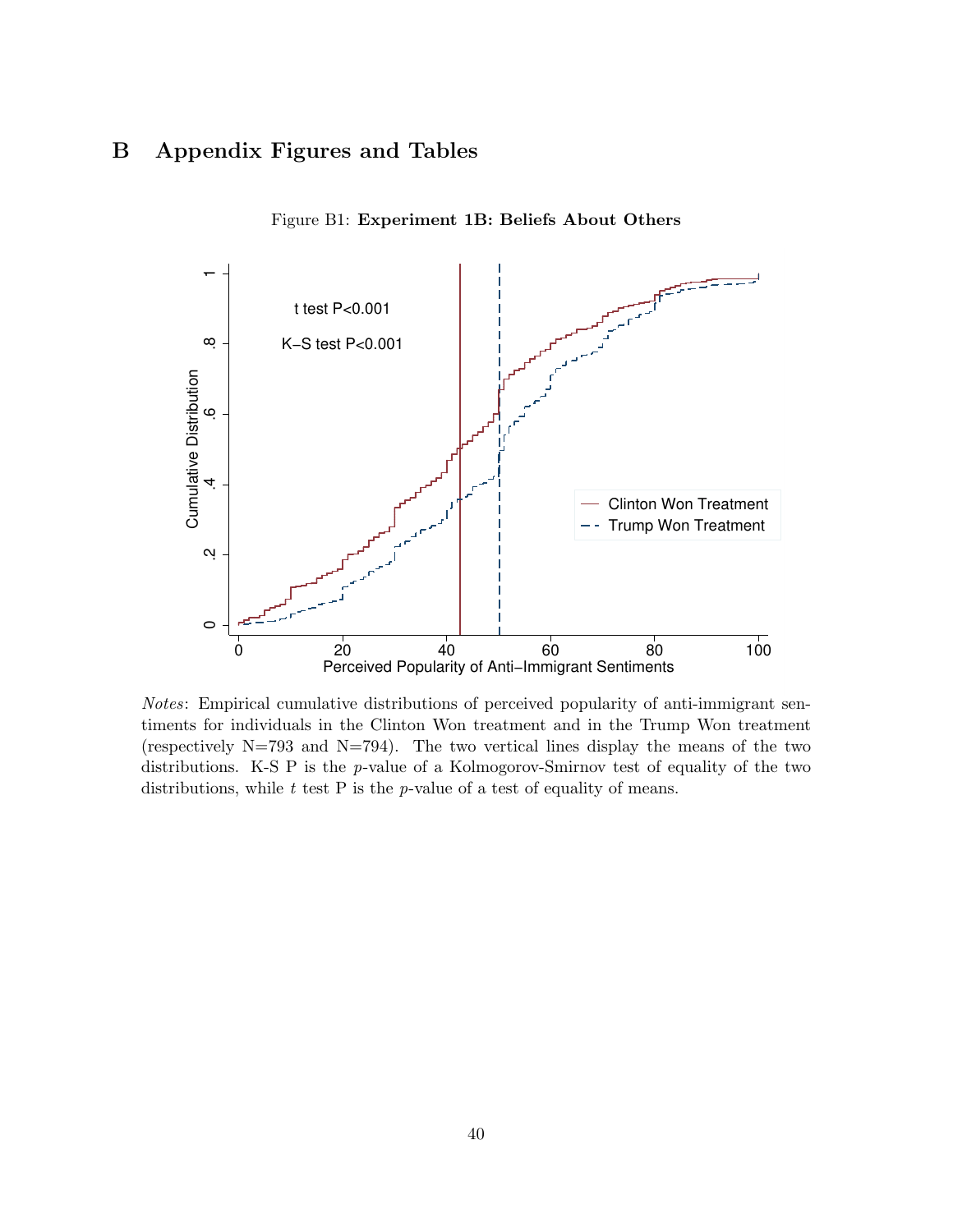# B Appendix Figures and Tables

Figure B1: **Experiment 1B: Beliefs About Others**

*Notes*: Empirical cumulative distributions of perceived popularity of anti-immigrant sentiments for individuals in the Clinton Won treatment and in the Trump Won treatment (respectively N=793 and N=794). The two vertical lines display the means of the two distributions. K-S P is the $p$-value of a Kolmogorov-Smirnov test of equality of the two distributions, while $t$ test P is the $p$-value of a test of equality of means.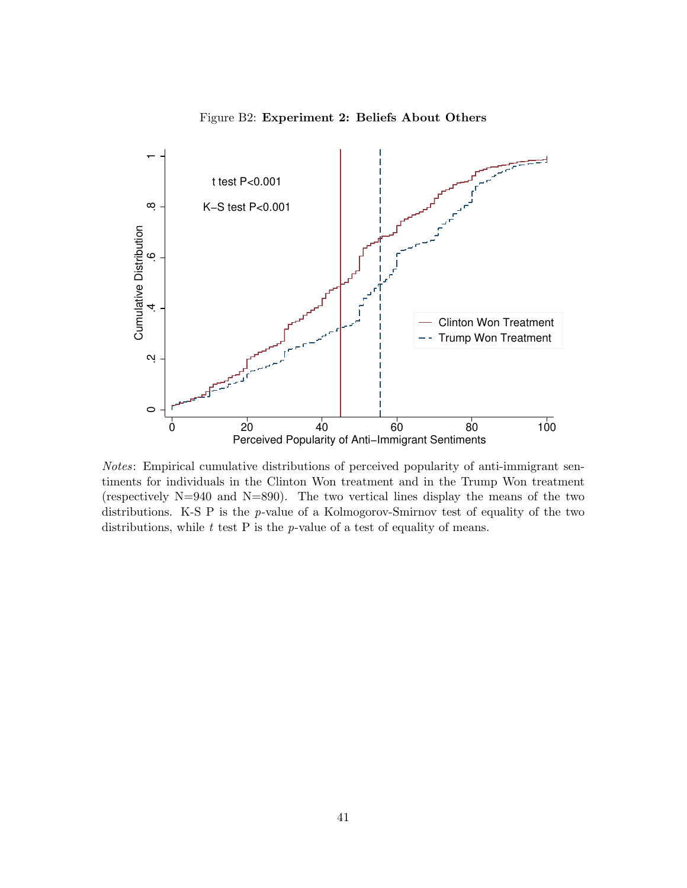Figure B2: **Experiment 2: Beliefs About Others**

*Notes*: Empirical cumulative distributions of perceived popularity of anti-immigrant sentiments for individuals in the Clinton Won treatment and in the Trump Won treatment (respectively N=940 and N=890). The two vertical lines display the means of the two distributions. K-S P is the $p$-value of a Kolmogorov-Smirnov test of equality of the two distributions, while $t$ test P is the $p$-value of a test of equality of means.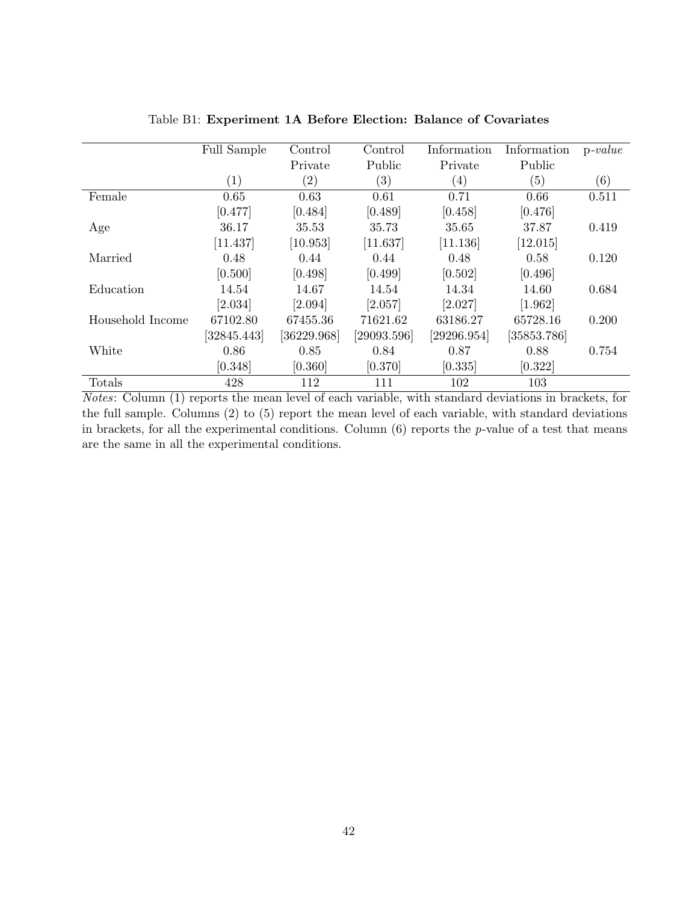Table B1: **Experiment 1A Before Election: Balance of Covariates**

| | Full Sample | Control Private | Control Public | Information Private | Information Public | p-*value* |
|---|---|---|---|---|---|---|
| | (1) | (2) | (3) | (4) | (5) | (6) |
| Female | 0.65 | 0.63 | 0.61 | 0.71 | 0.66 | 0.511 |
| | [0.477] | [0.484] | [0.489] | [0.458] | [0.476] | |
| Age | 36.17 | 35.53 | 35.73 | 35.65 | 37.87 | 0.419 |
| | [11.437] | [10.953] | [11.637] | [11.136] | [12.015] | |
| Married | 0.48 | 0.44 | 0.44 | 0.48 | 0.58 | 0.120 |
| | [0.500] | [0.498] | [0.499] | [0.502] | [0.496] | |
| Education | 14.54 | 14.67 | 14.54 | 14.34 | 14.60 | 0.684 |
| | [2.034] | [2.094] | [2.057] | [2.027] | [1.962] | |
| Household Income | 67102.80 | 67455.36 | 71621.62 | 63186.27 | 65728.16 | 0.200 |
| | [32845.443] | [36229.968] | [29093.596] | [29296.954] | [35853.786] | |
| White | 0.86 | 0.85 | 0.84 | 0.87 | 0.88 | 0.754 |
| | [0.348] | [0.360] | [0.370] | [0.335] | [0.322] | |
| Totals | 428 | 112 | 111 | 102 | 103 | |

*Notes*: Column (1) reports the mean level of each variable, with standard deviations in brackets, for the full sample. Columns (2) to (5) report the mean level of each variable, with standard deviations in brackets, for all the experimental conditions. Column (6) reports the $p$-value of a test that means are the same in all the experimental conditions.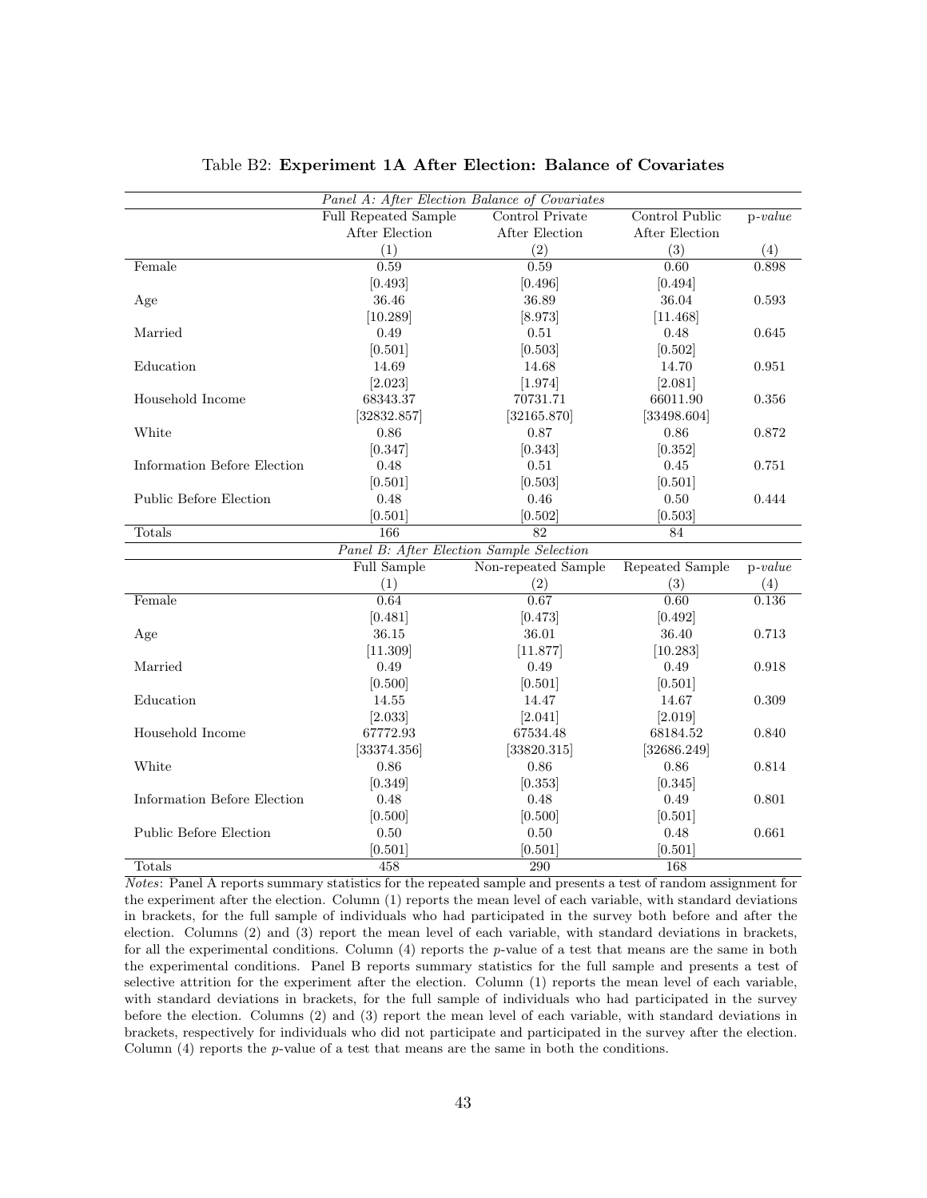Table B2: **Experiment 1A After Election: Balance of Covariates**

| *Panel A: After Election Balance of Covariates* | | | | |
|---|---|---|---|---|
| | Full Repeated Sample After Election | Control Private After Election | Control Public After Election | p-*value* |
| | (1) | (2) | (3) | (4) |
| Female | 0.59 | 0.59 | 0.60 | 0.898 |
| | [0.493] | [0.496] | [0.494] | |
| Age | 36.46 | 36.89 | 36.04 | 0.593 |
| | [10.289] | [8.973] | [11.468] | |
| Married | 0.49 | 0.51 | 0.48 | 0.645 |
| | [0.501] | [0.503] | [0.502] | |
| Education | 14.69 | 14.68 | 14.70 | 0.951 |
| | [2.023] | [1.974] | [2.081] | |
| Household Income | 68343.37 | 70731.71 | 66011.90 | 0.356 |
| | [32832.857] | [32165.870] | [33498.604] | |
| White | 0.86 | 0.87 | 0.86 | 0.872 |
| | [0.347] | [0.343] | [0.352] | |
| Information Before Election | 0.48 | 0.51 | 0.45 | 0.751 |
| | [0.501] | [0.503] | [0.501] | |
| Public Before Election | 0.48 | 0.46 | 0.50 | 0.444 |
| | [0.501] | [0.502] | [0.503] | |
| Totals | 166 | 82 | 84 | |

| *Panel B: After Election Sample Selection* | | | | |
|---|---|---|---|---|
| | Full Sample | Non-repeated Sample | Repeated Sample | p-*value* |
| | (1) | (2) | (3) | (4) |
| Female | 0.64 | 0.67 | 0.60 | 0.136 |
| | [0.481] | [0.473] | [0.492] | |
| Age | 36.15 | 36.01 | 36.40 | 0.713 |
| | [11.309] | [11.877] | [10.283] | |
| Married | 0.49 | 0.49 | 0.49 | 0.918 |
| | [0.500] | [0.501] | [0.501] | |
| Education | 14.55 | 14.47 | 14.67 | 0.309 |
| | [2.033] | [2.041] | [2.019] | |
| Household Income | 67772.93 | 67534.48 | 68184.52 | 0.840 |
| | [33374.356] | [33820.315] | [32686.249] | |
| White | 0.86 | 0.86 | 0.86 | 0.814 |
| | [0.349] | [0.353] | [0.345] | |
| Information Before Election | 0.48 | 0.48 | 0.49 | 0.801 |
| | [0.500] | [0.500] | [0.501] | |
| Public Before Election | 0.50 | 0.50 | 0.48 | 0.661 |
| | [0.501] | [0.501] | [0.501] | |
| Totals | 458 | 290 | 168 | |

*Notes*: Panel A reports summary statistics for the repeated sample and presents a test of random assignment for the experiment after the election. Column (1) reports the mean level of each variable, with standard deviations in brackets, for the full sample of individuals who had participated in the survey both before and after the election. Columns (2) and (3) report the mean level of each variable, with standard deviations in brackets, for all the experimental conditions. Column (4) reports the $p$-value of a test that means are the same in both the experimental conditions. Panel B reports summary statistics for the full sample and presents a test of selective attrition for the experiment after the election. Column (1) reports the mean level of each variable, with standard deviations in brackets, for the full sample of individuals who had participated in the survey before the election. Columns (2) and (3) report the mean level of each variable, with standard deviations in brackets, respectively for individuals who did not participate and participated in the survey after the election. Column (4) reports the $p$-value of a test that means are the same in both the conditions.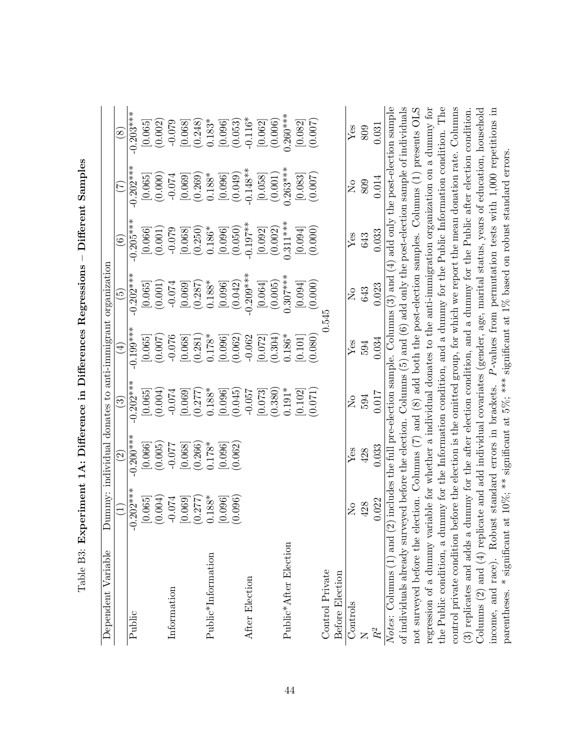Table B3: **Experiment 1A: Difference in Differences Regressions – Different Samples**

| Dependent Variable | Dummy: individual donates to anti-immigrant organization | | | | | | | |
|---|---|---|---|---|---|---|---|---|
| | (1) | (2) | (3) | (4) | (5) | (6) | (7) | (8) |
| Public | -0.202*** | -0.200*** | -0.202*** | -0.199*** | -0.202*** | -0.205*** | -0.202*** | -0.203*** |
| | [0.065] | [0.066] | [0.065] | [0.065] | [0.065] | [0.066] | [0.065] | [0.065] |
| | (0.004) | (0.005) | (0.004) | (0.007) | (0.001) | (0.001) | (0.000) | (0.002) |
| Information | -0.074 | -0.077 | -0.074 | -0.076 | -0.074 | -0.079 | -0.074 | -0.079 |
| | [0.069] | [0.068] | [0.069] | [0.068] | [0.069] | [0.068] | [0.069] | [0.068] |
| | (0.277) | (0.266) | (0.277) | (0.281) | (0.287) | (0.250) | (0.269) | (0.248) |
| Public*Information | 0.188* | 0.178* | 0.188* | 0.178* | 0.188* | 0.186* | 0.188* | 0.183* |
| | [0.096] | [0.096] | [0.096] | [0.096] | [0.096] | [0.096] | [0.096] | [0.096] |
| | (0.096) | (0.062) | (0.045) | (0.062) | (0.042) | (0.050) | (0.049) | (0.053) |
| After Election | | | -0.057 | -0.062 | -0.209*** | -0.197** | -0.148** | -0.116* |
| | | | [0.073] | [0.072] | [0.064] | [0.092] | [0.058] | [0.062] |
| | | | (0.380) | (0.304) | (0.005) | (0.002) | (0.001) | (0.006) |
| Public*After Election | | | 0.191* | 0.186* | 0.307*** | 0.311*** | 0.263*** | 0.260*** |
| | | | [0.102] | [0.101] | [0.094] | [0.094] | [0.083] | [0.082] |
| | | | (0.071) | (0.080) | (0.000) | (0.000) | (0.007) | (0.007) |
| Control Private Before Election | | | | 0.545 | | | | |
| Controls | No | Yes | No | Yes | No | Yes | No | Yes |
| N | 428 | 428 | 594 | 594 | 643 | 643 | 809 | 809 |
| $R^2$ | 0.022 | 0.033 | 0.017 | 0.034 | 0.023 | 0.033 | 0.014 | 0.031 |

*Notes:* Columns (1) and (2) includes the full pre-election sample. Columns (3) and (4) add only the post-election sample of individuals already surveyed before the election. Columns (5) and (6) add only the post-election sample of individuals not surveyed before the election. Columns (7) and (8) add both the post-election samples. Columns (1) presents OLS regression of a dummy variable for whether a individual donates to the anti-immigration organization on a dummy for the Public condition, a dummy for the Information condition, and a dummy for the Public Information condition. The control private condition before the election is the omitted group, for which we report the mean donation rate. Columns (3) replicates and adds a dummy for the after election condition, and a dummy for the Public after election condition. Columns (2) and (4) replicate and add individual covariates (gender, age, marital status, years of education, household income, and race). Robust standard errors in brackets. *P*-values from permutation tests with 1,000 repetitions in parentheses. * significant at 10%; ** significant at 5%; *** significant at 1% based on robust standard errors.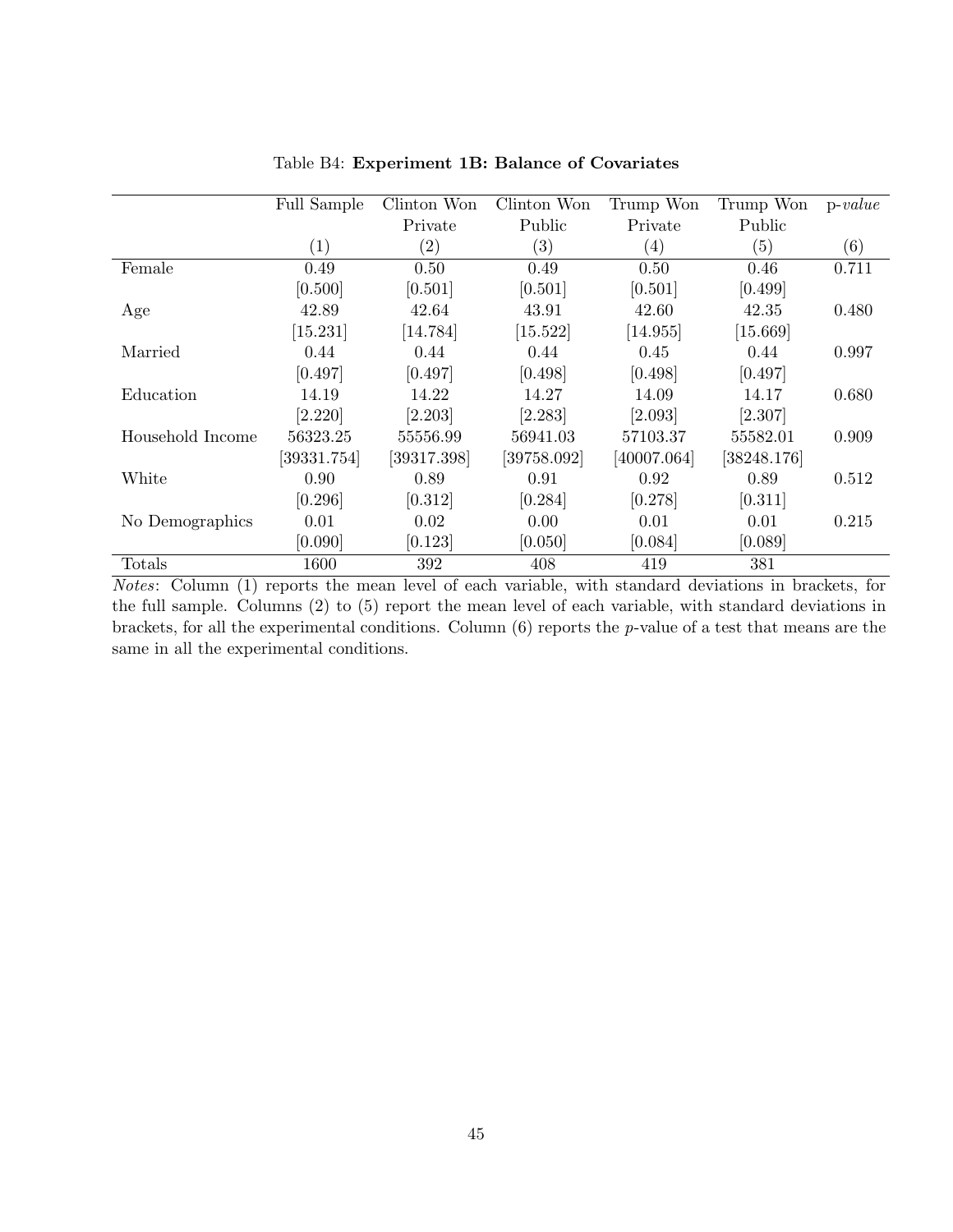Table B4: **Experiment 1B: Balance of Covariates**

| | Full Sample | Clinton Won Private | Clinton Won Public | Trump Won Private | Trump Won Public | p-*value* |
|---|---|---|---|---|---|---|
| | (1) | (2) | (3) | (4) | (5) | (6) |
| Female | 0.49 | 0.50 | 0.49 | 0.50 | 0.46 | 0.711 |
| | [0.500] | [0.501] | [0.501] | [0.501] | [0.499] | |
| Age | 42.89 | 42.64 | 43.91 | 42.60 | 42.35 | 0.480 |
| | [15.231] | [14.784] | [15.522] | [14.955] | [15.669] | |
| Married | 0.44 | 0.44 | 0.44 | 0.45 | 0.44 | 0.997 |
| | [0.497] | [0.497] | [0.498] | [0.498] | [0.497] | |
| Education | 14.19 | 14.22 | 14.27 | 14.09 | 14.17 | 0.680 |
| | [2.220] | [2.203] | [2.283] | [2.093] | [2.307] | |
| Household Income | 56323.25 | 55556.99 | 56941.03 | 57103.37 | 55582.01 | 0.909 |
| | [39331.754] | [39317.398] | [39758.092] | [40007.064] | [38248.176] | |
| White | 0.90 | 0.89 | 0.91 | 0.92 | 0.89 | 0.512 |
| | [0.296] | [0.312] | [0.284] | [0.278] | [0.311] | |
| No Demographics | 0.01 | 0.02 | 0.00 | 0.01 | 0.01 | 0.215 |
| | [0.090] | [0.123] | [0.050] | [0.084] | [0.089] | |
| Totals | 1600 | 392 | 408 | 419 | 381 | |

*Notes*: Column (1) reports the mean level of each variable, with standard deviations in brackets, for the full sample. Columns (2) to (5) report the mean level of each variable, with standard deviations in brackets, for all the experimental conditions. Column (6) reports the $p$-value of a test that means are the same in all the experimental conditions.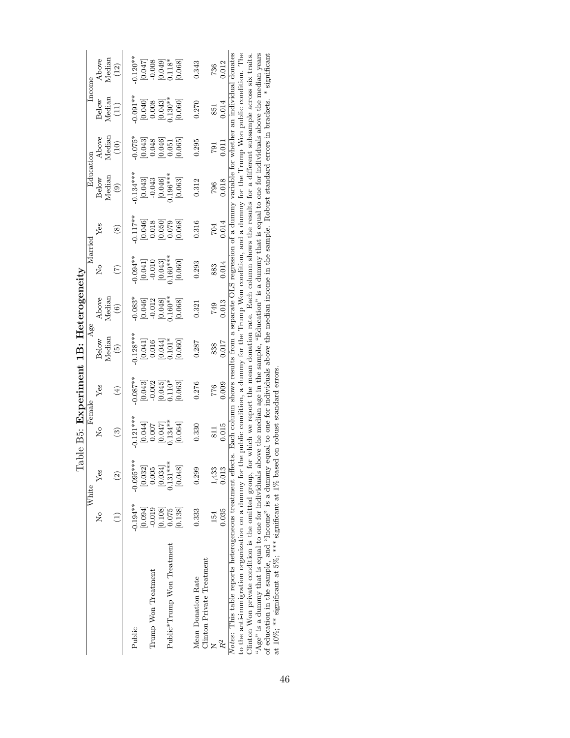Table B5: **Experiment 1B: Heterogeneity**

| | White | | Female | | Age | | Married | | Education | | Income | |
|---|---|---|---|---|---|---|---|---|---|---|---|---|
| | No | Yes | No | Yes | Below Median | Above Median | No | Yes | Below Median | Above Median | Below Median | Above Median |
| | (1) | (2) | (3) | (4) | (5) | (6) | (7) | (8) | (9) | (10) | (11) | (12) |
| Public | -0.194** | -0.095*** | -0.121*** | -0.087** | -0.128*** | -0.083* | -0.094** | -0.117** | -0.134*** | -0.075* | -0.091** | -0.120** |
| | [0.094] | [0.032] | [0.044] | [0.043] | [0.041] | [0.046] | [0.041] | [0.046] | [0.043] | [0.043] | [0.040] | [0.047] |
| Trump Won Treatment | -0.019 | 0.005 | 0.007 | -0.002 | 0.016 | -0.012 | -0.010 | 0.018 | -0.043 | 0.048 | 0.008 | -0.008 |
| | [0.108] | [0.034] | [0.047] | [0.045] | [0.044] | [0.048] | [0.043] | [0.050] | [0.046] | [0.046] | [0.043] | [0.049] |
| Public*Trump Won Treatment | 0.075 | 0.131*** | 0.134** | 0.110* | 0.101* | 0.160** | 0.160*** | 0.079 | 0.196*** | 0.051 | 0.130** | 0.118* |
| | [0.138] | [0.048] | [0.064] | [0.063] | [0.060] | [0.068] | [0.060] | [0.068] | [0.063] | [0.065] | [0.060] | [0.068] |
| Mean Donation Rate Clinton Private Treatment | 0.333 | 0.299 | 0.330 | 0.276 | 0.287 | 0.321 | 0.293 | 0.316 | 0.312 | 0.295 | 0.270 | 0.343 |
| N | 154 | 1,433 | 811 | 776 | 838 | 749 | 883 | 704 | 796 | 791 | 851 | 736 |
| $R^2$ | 0.035 | 0.013 | 0.015 | 0.009 | 0.017 | 0.013 | 0.014 | 0.014 | 0.018 | 0.011 | 0.014 | 0.012 |

*Notes*: This table reports heterogeneous treatment effects. Each column shows results from a separate OLS regression of a dummy variable for whether an individual donates to the anti-immigration organization on a dummy for the public condition, a dummy for the Trump Won condition, and a dummy for the Trump Won public condition. The Clinton Won private condition is the omitted group, for which we report the mean donation rate. Each column shows the results for a different subsample across six traits. "Age" is a dummy that is equal to one for individuals above the median age in the sample, "Education" is a dummy that is equal to one for individuals above the median years of education in the sample, and "Income" is a dummy equal to one for individuals above the median income in the sample. Robust standard errors in brackets. * significant at 10%; ** significant at 5%; *** significant at 1% based on robust standard errors.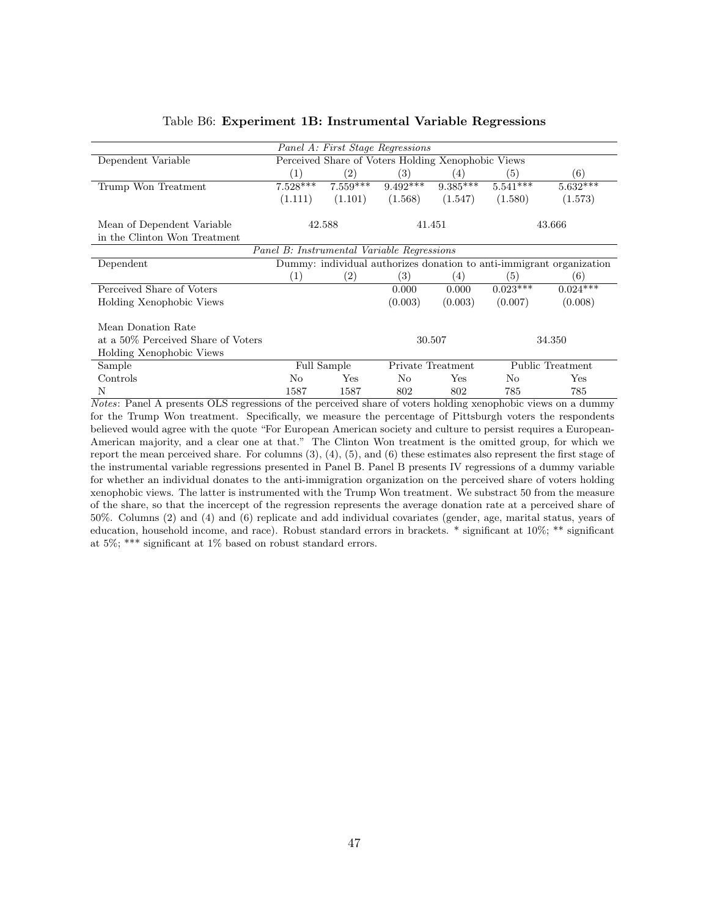Table B6: **Experiment 1B: Instrumental Variable Regressions**

| *Panel A: First Stage Regressions* | | | | | | |
|---|---|---|---|---|---|---|
| Dependent Variable | Perceived Share of Voters Holding Xenophobic Views | | | | | |
| | (1) | (2) | (3) | (4) | (5) | (6) |
| Trump Won Treatment | 7.528*** | 7.559*** | 9.492*** | 9.385*** | 5.541*** | 5.632*** |
| | (1.111) | (1.101) | (1.568) | (1.547) | (1.580) | (1.573) |
| Mean of Dependent Variable in the Clinton Won Treatment | 42.588 | | 41.451 | | 43.666 | |
| *Panel B: Instrumental Variable Regressions* | | | | | | |
| Dependent | Dummy: individual authorizes donation to anti-immigrant organization | | | | | |
| | (1) | (2) | (3) | (4) | (5) | (6) |
| Perceived Share of Voters Holding Xenophobic Views | | | 0.000 | 0.000 | 0.023*** | 0.024*** |
| | | | (0.003) | (0.003) | (0.007) | (0.008) |
| Mean Donation Rate at a 50% Perceived Share of Voters Holding Xenophobic Views | | | 30.507 | | 34.350 | |
| Sample | Full Sample | | Private Treatment | | Public Treatment | |
| Controls | No | Yes | No | Yes | No | Yes |
| N | 1587 | 1587 | 802 | 802 | 785 | 785 |

*Notes*: Panel A presents OLS regressions of the perceived share of voters holding xenophobic views on a dummy for the Trump Won treatment. Specifically, we measure the percentage of Pittsburgh voters the respondents believed would agree with the quote "For European American society and culture to persist requires a European-American majority, and a clear one at that." The Clinton Won treatment is the omitted group, for which we report the mean perceived share. For columns (3), (4), (5), and (6) these estimates also represent the first stage of the instrumental variable regressions presented in Panel B. Panel B presents IV regressions of a dummy variable for whether an individual donates to the anti-immigration organization on the perceived share of voters holding xenophobic views. The latter is instrumented with the Trump Won treatment. We substract 50 from the measure of the share, so that the incercept of the regression represents the average donation rate at a perceived share of 50%. Columns (2) and (4) and (6) replicate and add individual covariates (gender, age, marital status, years of education, household income, and race). Robust standard errors in brackets. * significant at 10%; ** significant at 5%; *** significant at 1% based on robust standard errors.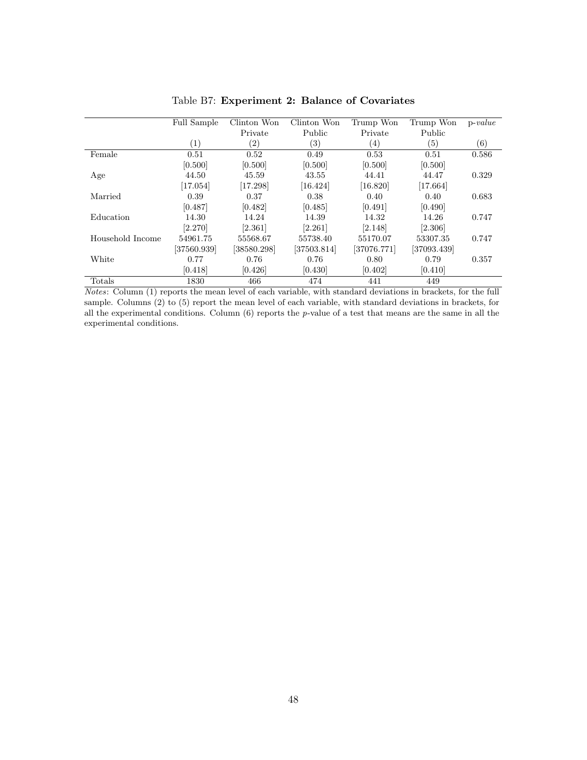Table B7: **Experiment 2: Balance of Covariates**

| | Full Sample | Clinton Won Private | Clinton Won Public | Trump Won Private | Trump Won Public | p-*value* |
|---|---|---|---|---|---|---|
| | (1) | (2) | (3) | (4) | (5) | (6) |
| Female | 0.51 | 0.52 | 0.49 | 0.53 | 0.51 | 0.586 |
| | [0.500] | [0.500] | [0.500] | [0.500] | [0.500] | |
| Age | 44.50 | 45.59 | 43.55 | 44.41 | 44.47 | 0.329 |
| | [17.054] | [17.298] | [16.424] | [16.820] | [17.664] | |
| Married | 0.39 | 0.37 | 0.38 | 0.40 | 0.40 | 0.683 |
| | [0.487] | [0.482] | [0.485] | [0.491] | [0.490] | |
| Education | 14.30 | 14.24 | 14.39 | 14.32 | 14.26 | 0.747 |
| | [2.270] | [2.361] | [2.261] | [2.148] | [2.306] | |
| Household Income | 54961.75 | 55568.67 | 55738.40 | 55170.07 | 53307.35 | 0.747 |
| | [37560.939] | [38580.298] | [37503.814] | [37076.771] | [37093.439] | |
| White | 0.77 | 0.76 | 0.76 | 0.80 | 0.79 | 0.357 |
| | [0.418] | [0.426] | [0.430] | [0.402] | [0.410] | |
| Totals | 1830 | 466 | 474 | 441 | 449 | |

*Notes*: Column (1) reports the mean level of each variable, with standard deviations in brackets, for the full sample. Columns (2) to (5) report the mean level of each variable, with standard deviations in brackets, for all the experimental conditions. Column (6) reports the *p*-value of a test that means are the same in all the experimental conditions.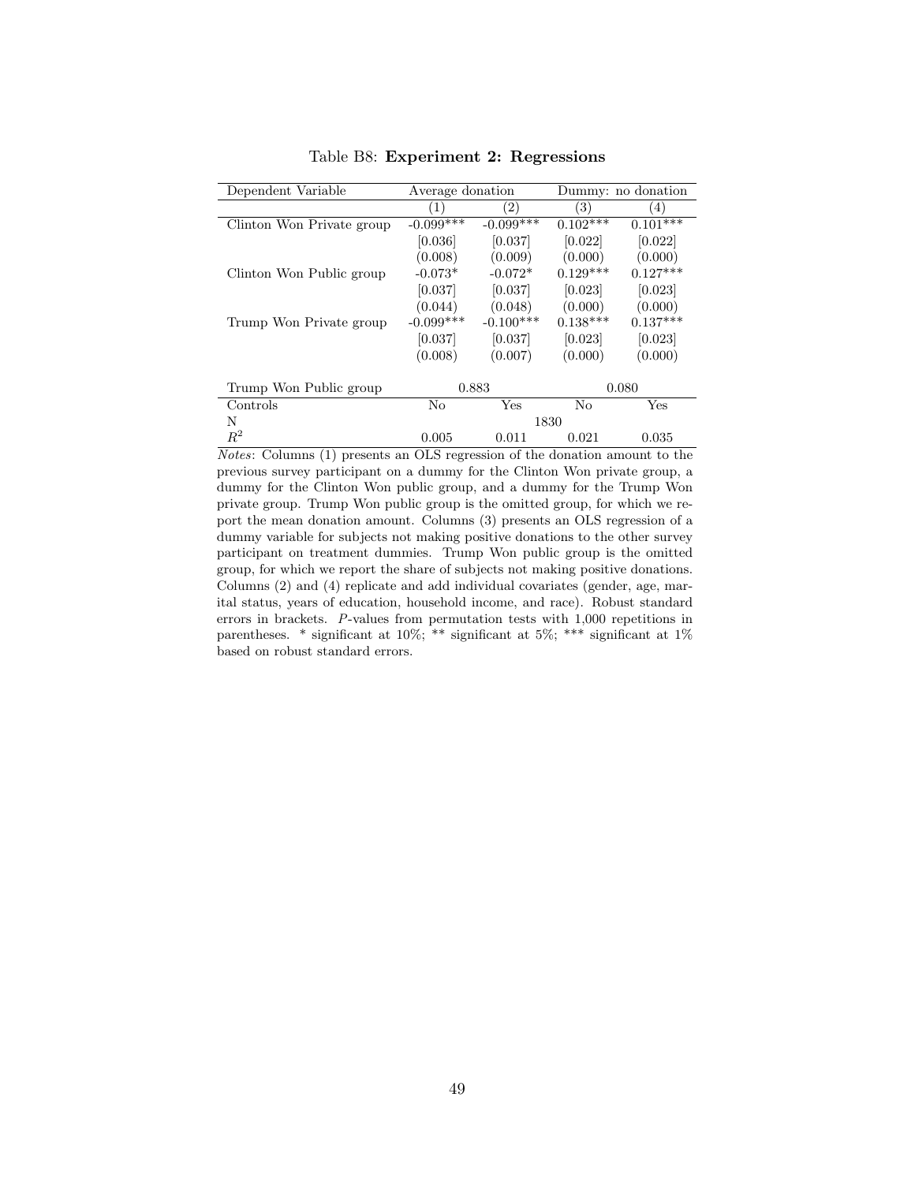Table B8: **Experiment 2: Regressions**

| Dependent Variable | Average donation | | Dummy: no donation | |
|---|---|---|---|---|
| | (1) | (2) | (3) | (4) |
| Clinton Won Private group | -0.099*** | -0.099*** | 0.102*** | 0.101*** |
| | [0.036] | [0.037] | [0.022] | [0.022] |
| | (0.008) | (0.009) | (0.000) | (0.000) |
| Clinton Won Public group | -0.073* | -0.072* | 0.129*** | 0.127*** |
| | [0.037] | [0.037] | [0.023] | [0.023] |
| | (0.044) | (0.048) | (0.000) | (0.000) |
| Trump Won Private group | -0.099*** | -0.100*** | 0.138*** | 0.137*** |
| | [0.037] | [0.037] | [0.023] | [0.023] |
| | (0.008) | (0.007) | (0.000) | (0.000) |
| Trump Won Public group | 0.883 | | 0.080 | |
| Controls | No | Yes | No | Yes |
| N | 1830 | | | |
| $R^2$ | 0.005 | 0.011 | 0.021 | 0.035 |

*Notes*: Columns (1) presents an OLS regression of the donation amount to the previous survey participant on a dummy for the Clinton Won private group, a dummy for the Clinton Won public group, and a dummy for the Trump Won private group. Trump Won public group is the omitted group, for which we report the mean donation amount. Columns (3) presents an OLS regression of a dummy variable for subjects not making positive donations to the other survey participant on treatment dummies. Trump Won public group is the omitted group, for which we report the share of subjects not making positive donations. Columns (2) and (4) replicate and add individual covariates (gender, age, marital status, years of education, household income, and race). Robust standard errors in brackets. *P*-values from permutation tests with 1,000 repetitions in parentheses. * significant at 10%; ** significant at 5%; *** significant at 1% based on robust standard errors.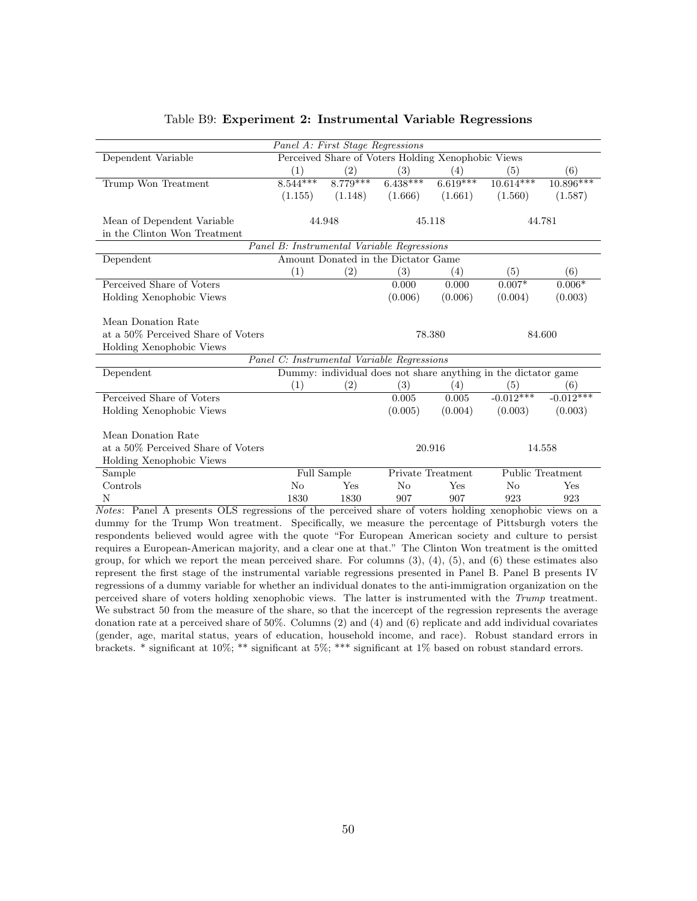Table B9: **Experiment 2: Instrumental Variable Regressions**

| | | | | | | |
|---|---|---|---|---|---|---|
| *Panel A: First Stage Regressions* | | | | | | |
| Dependent Variable | Perceived Share of Voters Holding Xenophobic Views | | | | | |
| | (1) | (2) | (3) | (4) | (5) | (6) |
| Trump Won Treatment | 8.544*** | 8.779*** | 6.438*** | 6.619*** | 10.614*** | 10.896*** |
| | (1.155) | (1.148) | (1.666) | (1.661) | (1.560) | (1.587) |
| Mean of Dependent Variable in the Clinton Won Treatment | 44.948 | | 45.118 | | 44.781 | |
| *Panel B: Instrumental Variable Regressions* | | | | | | |
| Dependent | Amount Donated in the Dictator Game | | | | | |
| | (1) | (2) | (3) | (4) | (5) | (6) |
| Perceived Share of Voters Holding Xenophobic Views | | | 0.000 | 0.000 | 0.007* | 0.006* |
| | | | (0.006) | (0.006) | (0.004) | (0.003) |
| Mean Donation Rate at a 50% Perceived Share of Voters Holding Xenophobic Views | | | 78.380 | | 84.600 | |
| *Panel C: Instrumental Variable Regressions* | | | | | | |
| Dependent | Dummy: individual does not share anything in the dictator game | | | | | |
| | (1) | (2) | (3) | (4) | (5) | (6) |
| Perceived Share of Voters Holding Xenophobic Views | | | 0.005 | 0.005 | -0.012*** | -0.012*** |
| | | | (0.005) | (0.004) | (0.003) | (0.003) |
| Mean Donation Rate at a 50% Perceived Share of Voters Holding Xenophobic Views | | | 20.916 | | 14.558 | |
| Sample | Full Sample | | Private Treatment | | Public Treatment | |
| Controls | No | Yes | No | Yes | No | Yes |
| N | 1830 | 1830 | 907 | 907 | 923 | 923 |

*Notes*: Panel A presents OLS regressions of the perceived share of voters holding xenophobic views on a dummy for the Trump Won treatment. Specifically, we measure the percentage of Pittsburgh voters the respondents believed would agree with the quote "For European American society and culture to persist requires a European-American majority, and a clear one at that." The Clinton Won treatment is the omitted group, for which we report the mean perceived share. For columns (3), (4), (5), and (6) these estimates also represent the first stage of the instrumental variable regressions presented in Panel B. Panel B presents IV regressions of a dummy variable for whether an individual donates to the anti-immigration organization on the perceived share of voters holding xenophobic views. The latter is instrumented with the *Trump* treatment. We substract 50 from the measure of the share, so that the incercept of the regression represents the average donation rate at a perceived share of 50%. Columns (2) and (4) and (6) replicate and add individual covariates (gender, age, marital status, years of education, household income, and race). Robust standard errors in brackets. * significant at 10%; ** significant at 5%; *** significant at 1% based on robust standard errors.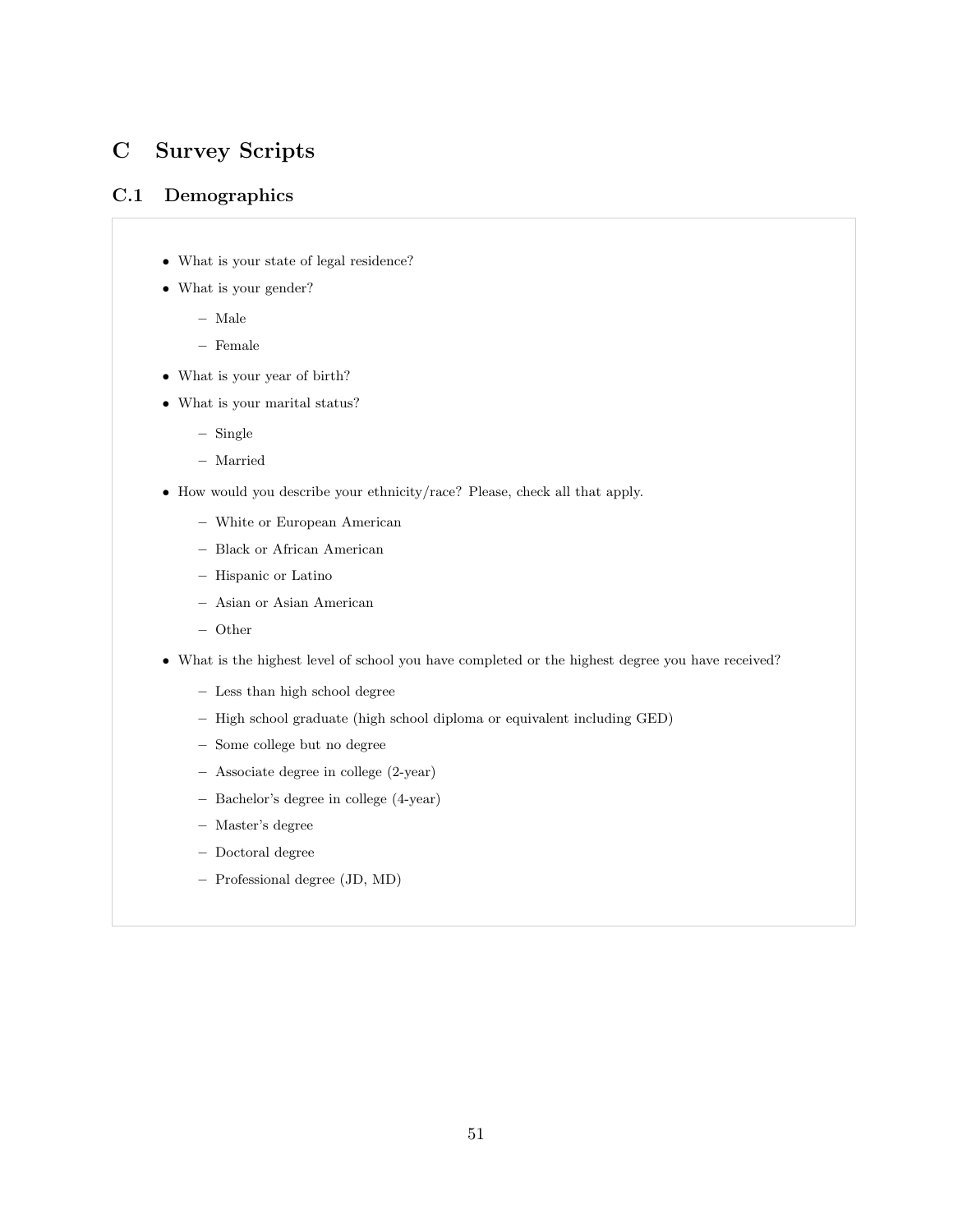# C Survey Scripts

## C.1 Demographics

- What is your state of legal residence?
- What is your gender?
  - Male
  - Female
- What is your year of birth?
- What is your marital status?
  - Single
  - Married
- How would you describe your ethnicity/race? Please, check all that apply.
  - White or European American
  - Black or African American
  - Hispanic or Latino
  - Asian or Asian American
  - Other
- What is the highest level of school you have completed or the highest degree you have received?
  - Less than high school degree
  - High school graduate (high school diploma or equivalent including GED)
  - Some college but no degree
  - Associate degree in college (2-year)
  - Bachelor's degree in college (4-year)
  - Master's degree
  - Doctoral degree
  - Professional degree (JD, MD)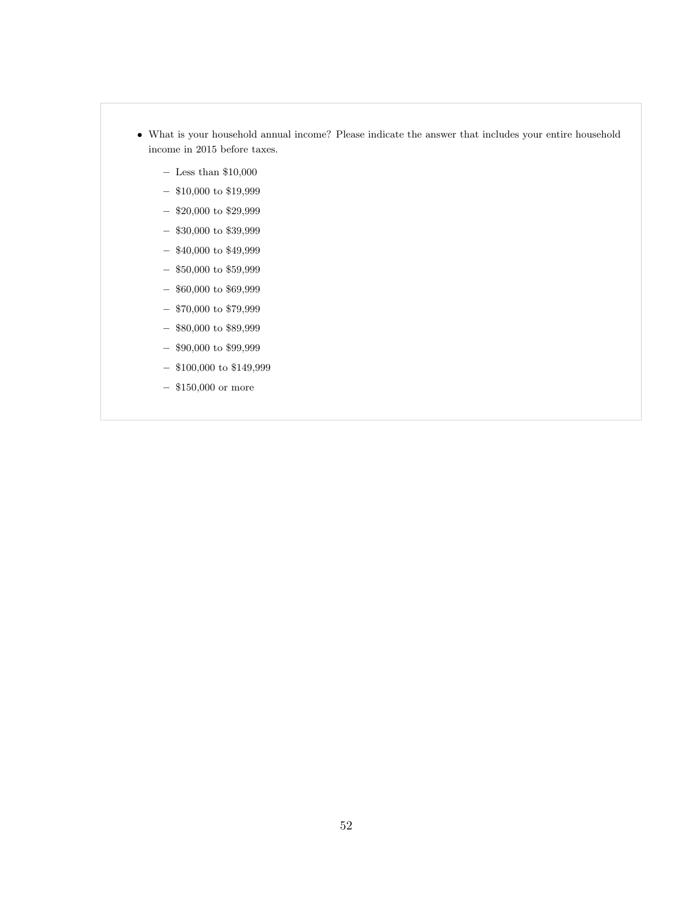- What is your household annual income? Please indicate the answer that includes your entire household income in 2015 before taxes.
  - Less than $10,000
  - $10,000 to $19,999
  - $20,000 to $29,999
  - $30,000 to $39,999
  - $40,000 to $49,999
  - $50,000 to $59,999
  - $60,000 to $69,999
  - $70,000 to $79,999
  - $80,000 to $89,999
  - $90,000 to $99,999
  - $100,000 to $149,999
  - $150,000 or more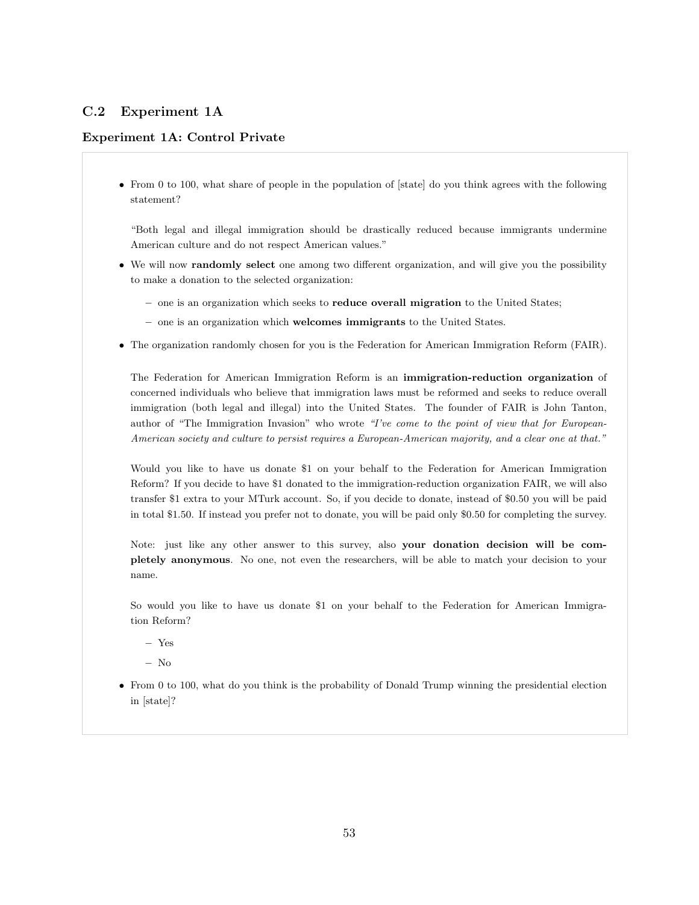## C.2 Experiment 1A

### Experiment 1A: Control Private

- From 0 to 100, what share of people in the population of [state] do you think agrees with the following statement?

  "Both legal and illegal immigration should be drastically reduced because immigrants undermine American culture and do not respect American values."

- We will now **randomly select** one among two different organization, and will give you the possibility to make a donation to the selected organization:
  - one is an organization which seeks to **reduce overall migration** to the United States;
  - one is an organization which **welcomes immigrants** to the United States.

- The organization randomly chosen for you is the Federation for American Immigration Reform (FAIR).

  The Federation for American Immigration Reform is an **immigration-reduction organization** of concerned individuals who believe that immigration laws must be reformed and seeks to reduce overall immigration (both legal and illegal) into the United States. The founder of FAIR is John Tanton, author of "The Immigration Invasion" who wrote *"I've come to the point of view that for European-American society and culture to persist requires a European-American majority, and a clear one at that."*

  Would you like to have us donate $1 on your behalf to the Federation for American Immigration Reform? If you decide to have $1 donated to the immigration-reduction organization FAIR, we will also transfer $1 extra to your MTurk account. So, if you decide to donate, instead of $0.50 you will be paid in total $1.50. If instead you prefer not to donate, you will be paid only $0.50 for completing the survey.

  Note: just like any other answer to this survey, also **your donation decision will be completely anonymous**. No one, not even the researchers, will be able to match your decision to your name.

  So would you like to have us donate $1 on your behalf to the Federation for American Immigration Reform?
  - Yes
  - No

- From 0 to 100, what do you think is the probability of Donald Trump winning the presidential election in [state]?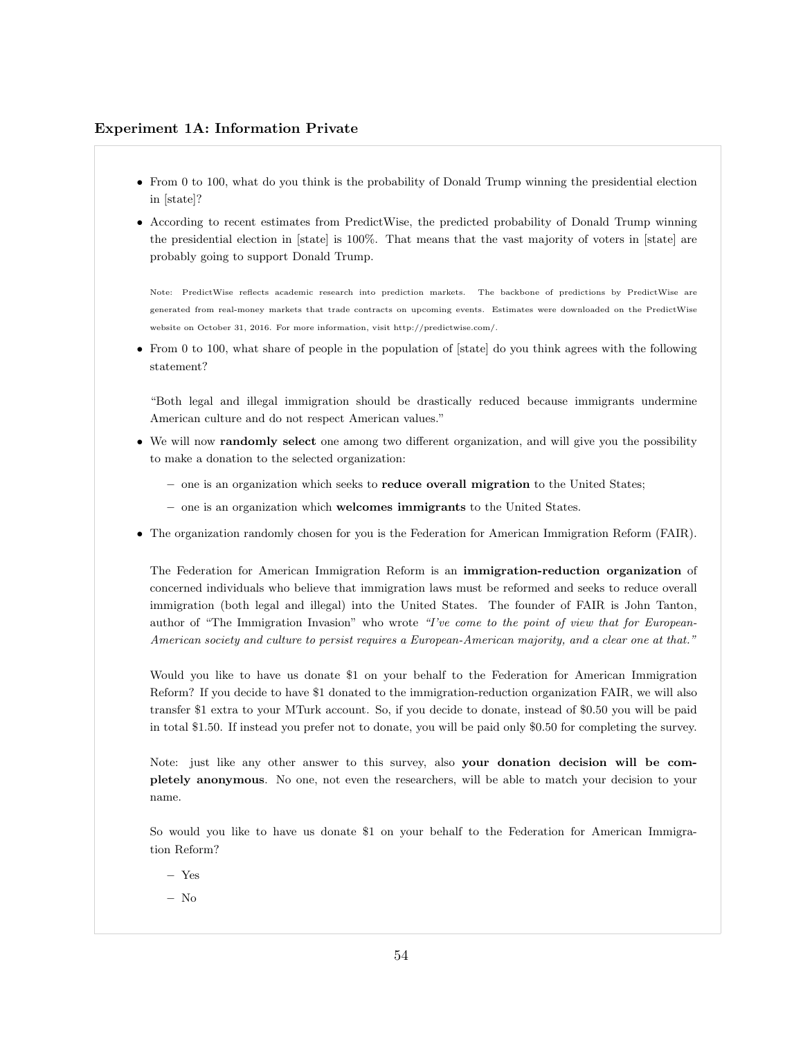### Experiment 1A: Information Private

- From 0 to 100, what do you think is the probability of Donald Trump winning the presidential election in [state]?
- According to recent estimates from PredictWise, the predicted probability of Donald Trump winning the presidential election in [state] is 100%. That means that the vast majority of voters in [state] are probably going to support Donald Trump.

  Note: PredictWise reflects academic research into prediction markets. The backbone of predictions by PredictWise are generated from real-money markets that trade contracts on upcoming events. Estimates were downloaded on the PredictWise website on October 31, 2016. For more information, visit http://predictwise.com/.

- From 0 to 100, what share of people in the population of [state] do you think agrees with the following statement?

  "Both legal and illegal immigration should be drastically reduced because immigrants undermine American culture and do not respect American values."

- We will now **randomly select** one among two different organization, and will give you the possibility to make a donation to the selected organization:
  - one is an organization which seeks to **reduce overall migration** to the United States;
  - one is an organization which **welcomes immigrants** to the United States.
- The organization randomly chosen for you is the Federation for American Immigration Reform (FAIR).

  The Federation for American Immigration Reform is an **immigration-reduction organization** of concerned individuals who believe that immigration laws must be reformed and seeks to reduce overall immigration (both legal and illegal) into the United States. The founder of FAIR is John Tanton, author of "The Immigration Invasion" who wrote *"I've come to the point of view that for European-American society and culture to persist requires a European-American majority, and a clear one at that."*

  Would you like to have us donate $1 on your behalf to the Federation for American Immigration Reform? If you decide to have $1 donated to the immigration-reduction organization FAIR, we will also transfer $1 extra to your MTurk account. So, if you decide to donate, instead of $0.50 you will be paid in total $1.50. If instead you prefer not to donate, you will be paid only $0.50 for completing the survey.

  Note: just like any other answer to this survey, also **your donation decision will be completely anonymous**. No one, not even the researchers, will be able to match your decision to your name.

  So would you like to have us donate $1 on your behalf to the Federation for American Immigration Reform?
  - Yes
  - No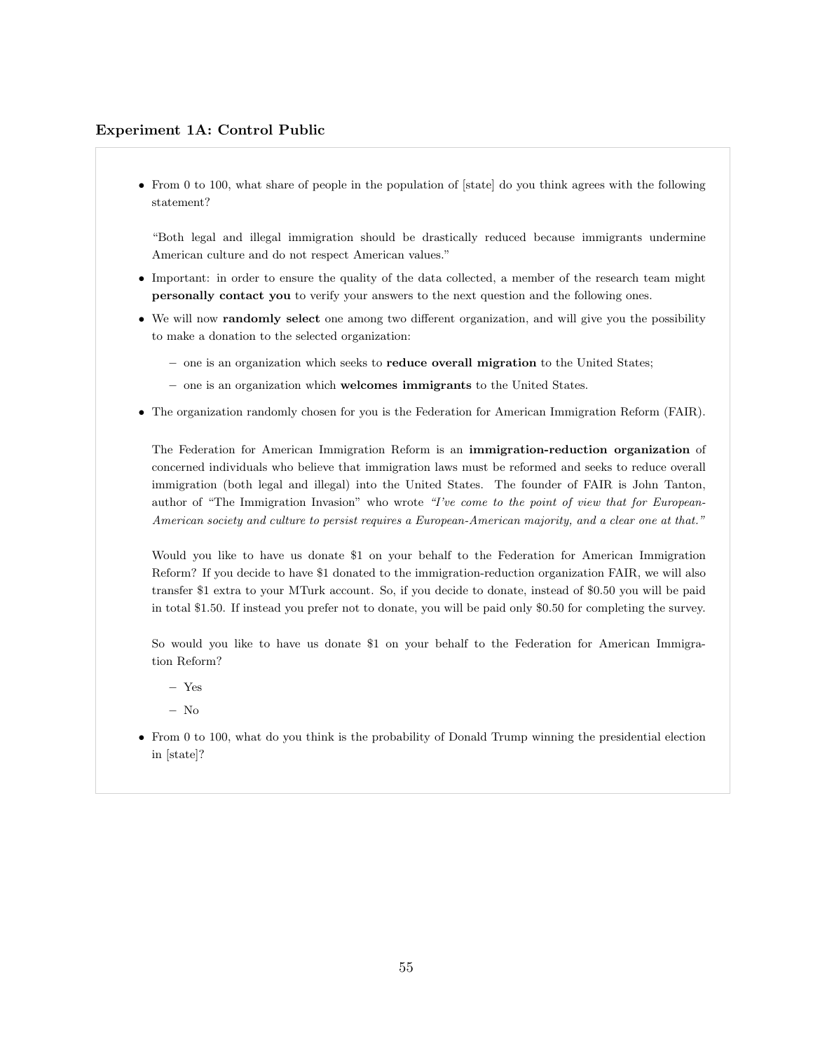### Experiment 1A: Control Public

- From 0 to 100, what share of people in the population of [state] do you think agrees with the following statement?

  "Both legal and illegal immigration should be drastically reduced because immigrants undermine American culture and do not respect American values."

- Important: in order to ensure the quality of the data collected, a member of the research team might **personally contact you** to verify your answers to the next question and the following ones.
- We will now **randomly select** one among two different organization, and will give you the possibility to make a donation to the selected organization:
  - one is an organization which seeks to **reduce overall migration** to the United States;
  - one is an organization which **welcomes immigrants** to the United States.
- The organization randomly chosen for you is the Federation for American Immigration Reform (FAIR).

  The Federation for American Immigration Reform is an **immigration-reduction organization** of concerned individuals who believe that immigration laws must be reformed and seeks to reduce overall immigration (both legal and illegal) into the United States. The founder of FAIR is John Tanton, author of "The Immigration Invasion" who wrote *"I've come to the point of view that for European-American society and culture to persist requires a European-American majority, and a clear one at that."*

  Would you like to have us donate $1 on your behalf to the Federation for American Immigration Reform? If you decide to have $1 donated to the immigration-reduction organization FAIR, we will also transfer $1 extra to your MTurk account. So, if you decide to donate, instead of $0.50 you will be paid in total $1.50. If instead you prefer not to donate, you will be paid only $0.50 for completing the survey.

  So would you like to have us donate $1 on your behalf to the Federation for American Immigration Reform?

  - Yes
  - No

- From 0 to 100, what do you think is the probability of Donald Trump winning the presidential election in [state]?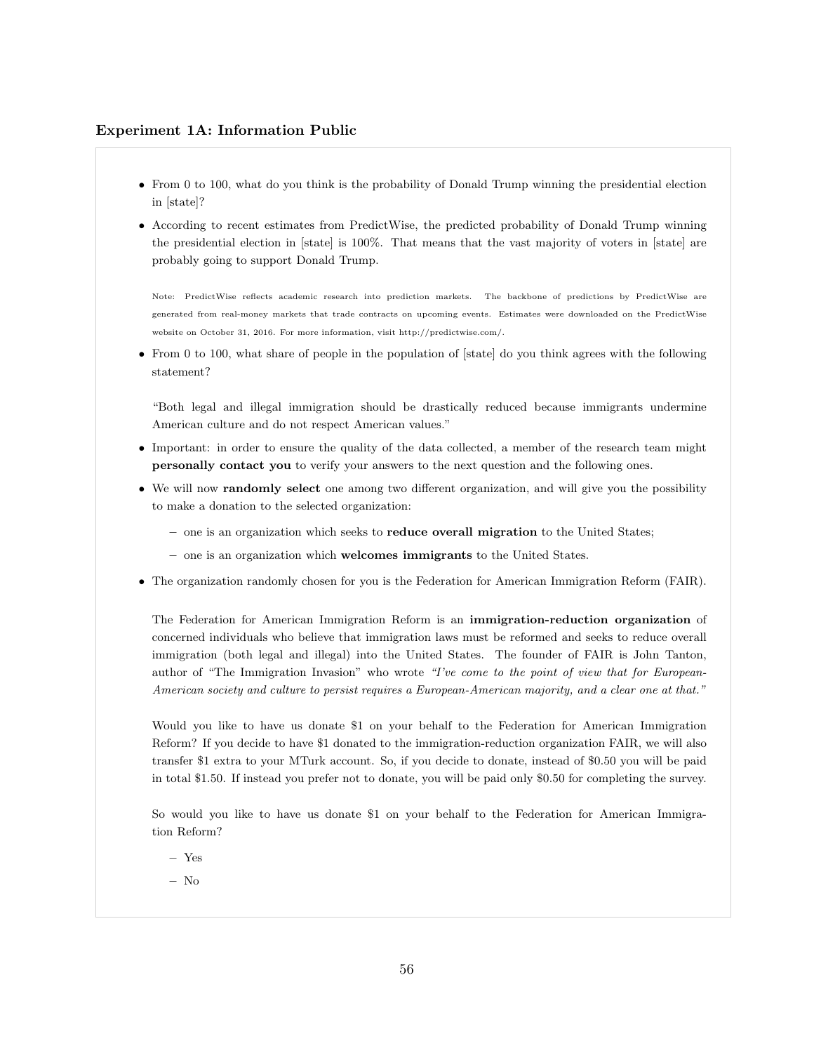### Experiment 1A: Information Public

- From 0 to 100, what do you think is the probability of Donald Trump winning the presidential election in [state]?
- According to recent estimates from PredictWise, the predicted probability of Donald Trump winning the presidential election in [state] is 100%. That means that the vast majority of voters in [state] are probably going to support Donald Trump.

  Note: PredictWise reflects academic research into prediction markets. The backbone of predictions by PredictWise are generated from real-money markets that trade contracts on upcoming events. Estimates were downloaded on the PredictWise website on October 31, 2016. For more information, visit http://predictwise.com/.

- From 0 to 100, what share of people in the population of [state] do you think agrees with the following statement?

  "Both legal and illegal immigration should be drastically reduced because immigrants undermine American culture and do not respect American values."

- Important: in order to ensure the quality of the data collected, a member of the research team might **personally contact you** to verify your answers to the next question and the following ones.
- We will now **randomly select** one among two different organization, and will give you the possibility to make a donation to the selected organization:
  - one is an organization which seeks to **reduce overall migration** to the United States;
  - one is an organization which **welcomes immigrants** to the United States.
- The organization randomly chosen for you is the Federation for American Immigration Reform (FAIR).

  The Federation for American Immigration Reform is an **immigration-reduction organization** of concerned individuals who believe that immigration laws must be reformed and seeks to reduce overall immigration (both legal and illegal) into the United States. The founder of FAIR is John Tanton, author of "The Immigration Invasion" who wrote *"I've come to the point of view that for European-American society and culture to persist requires a European-American majority, and a clear one at that."*

  Would you like to have us donate $1 on your behalf to the Federation for American Immigration Reform? If you decide to have $1 donated to the immigration-reduction organization FAIR, we will also transfer $1 extra to your MTurk account. So, if you decide to donate, instead of $0.50 you will be paid in total $1.50. If instead you prefer not to donate, you will be paid only $0.50 for completing the survey.

  So would you like to have us donate $1 on your behalf to the Federation for American Immigration Reform?

  - Yes
  - No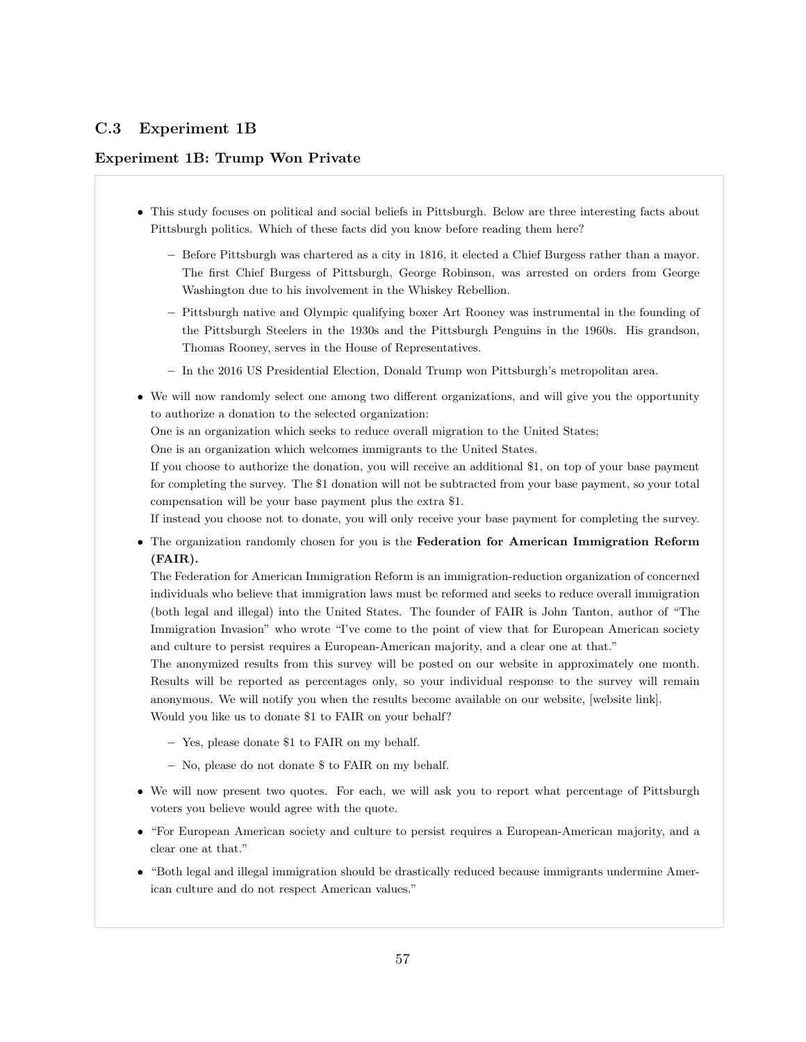## C.3 Experiment 1B

### Experiment 1B: Trump Won Private

- This study focuses on political and social beliefs in Pittsburgh. Below are three interesting facts about Pittsburgh politics. Which of these facts did you know before reading them here?
  - Before Pittsburgh was chartered as a city in 1816, it elected a Chief Burgess rather than a mayor. The first Chief Burgess of Pittsburgh, George Robinson, was arrested on orders from George Washington due to his involvement in the Whiskey Rebellion.
  - Pittsburgh native and Olympic qualifying boxer Art Rooney was instrumental in the founding of the Pittsburgh Steelers in the 1930s and the Pittsburgh Penguins in the 1960s. His grandson, Thomas Rooney, serves in the House of Representatives.
  - In the 2016 US Presidential Election, Donald Trump won Pittsburgh's metropolitan area.
- We will now randomly select one among two different organizations, and will give you the opportunity to authorize a donation to the selected organization:
  One is an organization which seeks to reduce overall migration to the United States;
  One is an organization which welcomes immigrants to the United States.
  If you choose to authorize the donation, you will receive an additional $1, on top of your base payment for completing the survey. The $1 donation will not be subtracted from your base payment, so your total compensation will be your base payment plus the extra $1.
  If instead you choose not to donate, you will only receive your base payment for completing the survey.
- The organization randomly chosen for you is the **Federation for American Immigration Reform (FAIR).**
  The Federation for American Immigration Reform is an immigration-reduction organization of concerned individuals who believe that immigration laws must be reformed and seeks to reduce overall immigration (both legal and illegal) into the United States. The founder of FAIR is John Tanton, author of "The Immigration Invasion" who wrote "I've come to the point of view that for European American society and culture to persist requires a European-American majority, and a clear one at that."
  The anonymized results from this survey will be posted on our website in approximately one month. Results will be reported as percentages only, so your individual response to the survey will remain anonymous. We will notify you when the results become available on our website, [website link].
  Would you like us to donate $1 to FAIR on your behalf?
  - Yes, please donate $1 to FAIR on my behalf.
  - No, please do not donate $ to FAIR on my behalf.
- We will now present two quotes. For each, we will ask you to report what percentage of Pittsburgh voters you believe would agree with the quote.
- "For European American society and culture to persist requires a European-American majority, and a clear one at that."
- "Both legal and illegal immigration should be drastically reduced because immigrants undermine American culture and do not respect American values."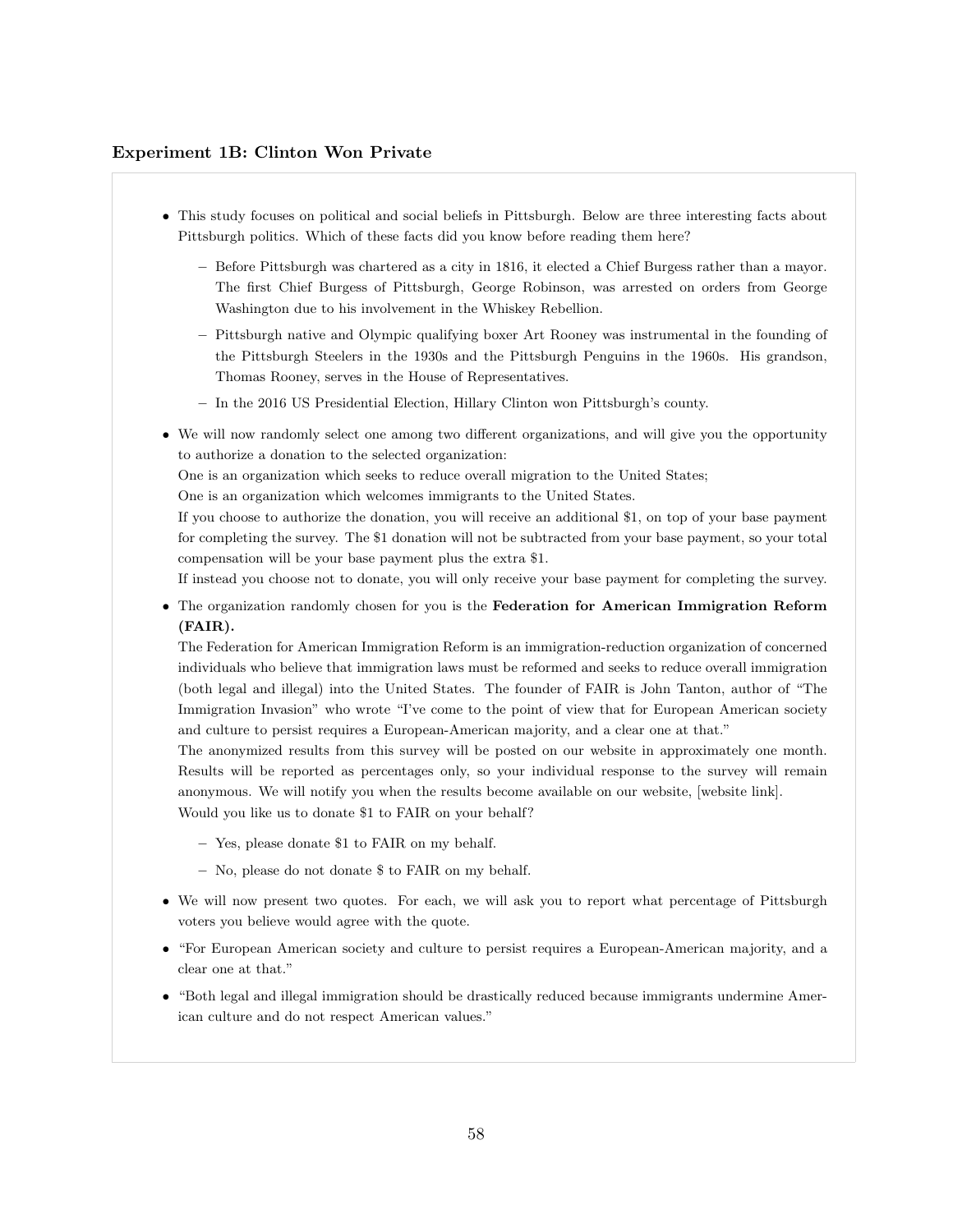### Experiment 1B: Clinton Won Private

- This study focuses on political and social beliefs in Pittsburgh. Below are three interesting facts about Pittsburgh politics. Which of these facts did you know before reading them here?
  - Before Pittsburgh was chartered as a city in 1816, it elected a Chief Burgess rather than a mayor. The first Chief Burgess of Pittsburgh, George Robinson, was arrested on orders from George Washington due to his involvement in the Whiskey Rebellion.
  - Pittsburgh native and Olympic qualifying boxer Art Rooney was instrumental in the founding of the Pittsburgh Steelers in the 1930s and the Pittsburgh Penguins in the 1960s. His grandson, Thomas Rooney, serves in the House of Representatives.
  - In the 2016 US Presidential Election, Hillary Clinton won Pittsburgh's county.
- We will now randomly select one among two different organizations, and will give you the opportunity to authorize a donation to the selected organization:
  One is an organization which seeks to reduce overall migration to the United States;
  One is an organization which welcomes immigrants to the United States.
  If you choose to authorize the donation, you will receive an additional $1, on top of your base payment for completing the survey. The $1 donation will not be subtracted from your base payment, so your total compensation will be your base payment plus the extra $1.
  If instead you choose not to donate, you will only receive your base payment for completing the survey.
- The organization randomly chosen for you is the **Federation for American Immigration Reform (FAIR).**
  The Federation for American Immigration Reform is an immigration-reduction organization of concerned individuals who believe that immigration laws must be reformed and seeks to reduce overall immigration (both legal and illegal) into the United States. The founder of FAIR is John Tanton, author of "The Immigration Invasion" who wrote "I've come to the point of view that for European American society and culture to persist requires a European-American majority, and a clear one at that."
  The anonymized results from this survey will be posted on our website in approximately one month. Results will be reported as percentages only, so your individual response to the survey will remain anonymous. We will notify you when the results become available on our website, [website link].
  Would you like us to donate $1 to FAIR on your behalf?
  - Yes, please donate $1 to FAIR on my behalf.
  - No, please do not donate $ to FAIR on my behalf.
- We will now present two quotes. For each, we will ask you to report what percentage of Pittsburgh voters you believe would agree with the quote.
- "For European American society and culture to persist requires a European-American majority, and a clear one at that."
- "Both legal and illegal immigration should be drastically reduced because immigrants undermine American culture and do not respect American values."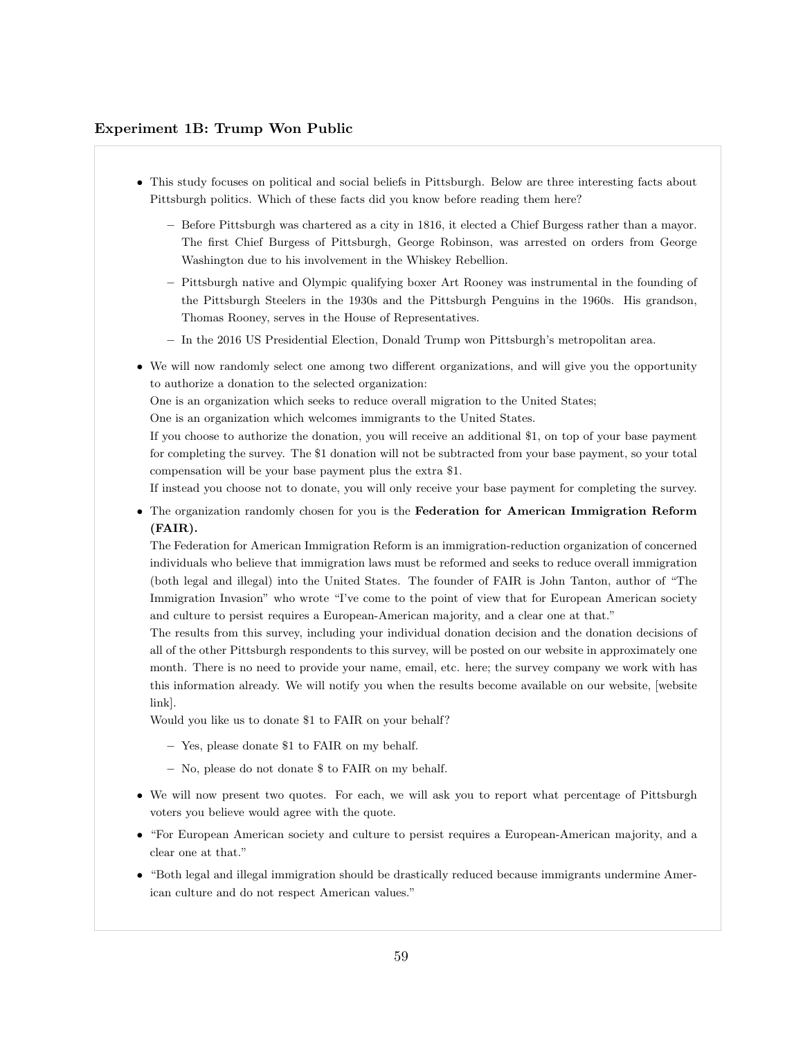### Experiment 1B: Trump Won Public

- This study focuses on political and social beliefs in Pittsburgh. Below are three interesting facts about Pittsburgh politics. Which of these facts did you know before reading them here?
  - Before Pittsburgh was chartered as a city in 1816, it elected a Chief Burgess rather than a mayor. The first Chief Burgess of Pittsburgh, George Robinson, was arrested on orders from George Washington due to his involvement in the Whiskey Rebellion.
  - Pittsburgh native and Olympic qualifying boxer Art Rooney was instrumental in the founding of the Pittsburgh Steelers in the 1930s and the Pittsburgh Penguins in the 1960s. His grandson, Thomas Rooney, serves in the House of Representatives.
  - In the 2016 US Presidential Election, Donald Trump won Pittsburgh's metropolitan area.
- We will now randomly select one among two different organizations, and will give you the opportunity to authorize a donation to the selected organization:
  One is an organization which seeks to reduce overall migration to the United States;
  One is an organization which welcomes immigrants to the United States.
  If you choose to authorize the donation, you will receive an additional $1, on top of your base payment for completing the survey. The $1 donation will not be subtracted from your base payment, so your total compensation will be your base payment plus the extra $1.
  If instead you choose not to donate, you will only receive your base payment for completing the survey.
- The organization randomly chosen for you is the **Federation for American Immigration Reform (FAIR).**
  The Federation for American Immigration Reform is an immigration-reduction organization of concerned individuals who believe that immigration laws must be reformed and seeks to reduce overall immigration (both legal and illegal) into the United States. The founder of FAIR is John Tanton, author of "The Immigration Invasion" who wrote "I've come to the point of view that for European American society and culture to persist requires a European-American majority, and a clear one at that."
  The results from this survey, including your individual donation decision and the donation decisions of all of the other Pittsburgh respondents to this survey, will be posted on our website in approximately one month. There is no need to provide your name, email, etc. here; the survey company we work with has this information already. We will notify you when the results become available on our website, [website link].
  Would you like us to donate $1 to FAIR on your behalf?
  - Yes, please donate $1 to FAIR on my behalf.
  - No, please do not donate $ to FAIR on my behalf.
- We will now present two quotes. For each, we will ask you to report what percentage of Pittsburgh voters you believe would agree with the quote.
- "For European American society and culture to persist requires a European-American majority, and a clear one at that."
- "Both legal and illegal immigration should be drastically reduced because immigrants undermine American culture and do not respect American values."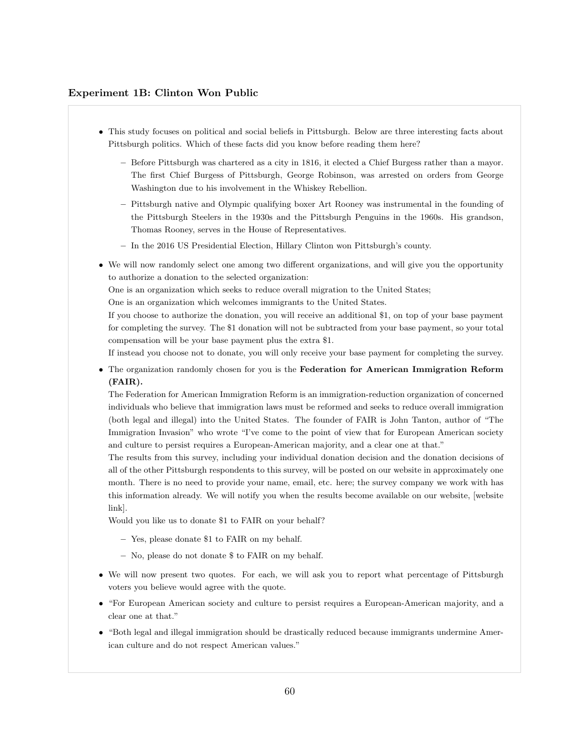### Experiment 1B: Clinton Won Public

- This study focuses on political and social beliefs in Pittsburgh. Below are three interesting facts about Pittsburgh politics. Which of these facts did you know before reading them here?
  - Before Pittsburgh was chartered as a city in 1816, it elected a Chief Burgess rather than a mayor. The first Chief Burgess of Pittsburgh, George Robinson, was arrested on orders from George Washington due to his involvement in the Whiskey Rebellion.
  - Pittsburgh native and Olympic qualifying boxer Art Rooney was instrumental in the founding of the Pittsburgh Steelers in the 1930s and the Pittsburgh Penguins in the 1960s. His grandson, Thomas Rooney, serves in the House of Representatives.
  - In the 2016 US Presidential Election, Hillary Clinton won Pittsburgh's county.
- We will now randomly select one among two different organizations, and will give you the opportunity to authorize a donation to the selected organization:
  One is an organization which seeks to reduce overall migration to the United States;
  One is an organization which welcomes immigrants to the United States.
  If you choose to authorize the donation, you will receive an additional $1, on top of your base payment for completing the survey. The $1 donation will not be subtracted from your base payment, so your total compensation will be your base payment plus the extra $1.
  If instead you choose not to donate, you will only receive your base payment for completing the survey.
- The organization randomly chosen for you is the **Federation for American Immigration Reform (FAIR).**
  The Federation for American Immigration Reform is an immigration-reduction organization of concerned individuals who believe that immigration laws must be reformed and seeks to reduce overall immigration (both legal and illegal) into the United States. The founder of FAIR is John Tanton, author of "The Immigration Invasion" who wrote "I've come to the point of view that for European American society and culture to persist requires a European-American majority, and a clear one at that."
  The results from this survey, including your individual donation decision and the donation decisions of all of the other Pittsburgh respondents to this survey, will be posted on our website in approximately one month. There is no need to provide your name, email, etc. here; the survey company we work with has this information already. We will notify you when the results become available on our website, [website link].
  Would you like us to donate $1 to FAIR on your behalf?
  - Yes, please donate $1 to FAIR on my behalf.
  - No, please do not donate $ to FAIR on my behalf.
- We will now present two quotes. For each, we will ask you to report what percentage of Pittsburgh voters you believe would agree with the quote.
- "For European American society and culture to persist requires a European-American majority, and a clear one at that."
- "Both legal and illegal immigration should be drastically reduced because immigrants undermine American culture and do not respect American values."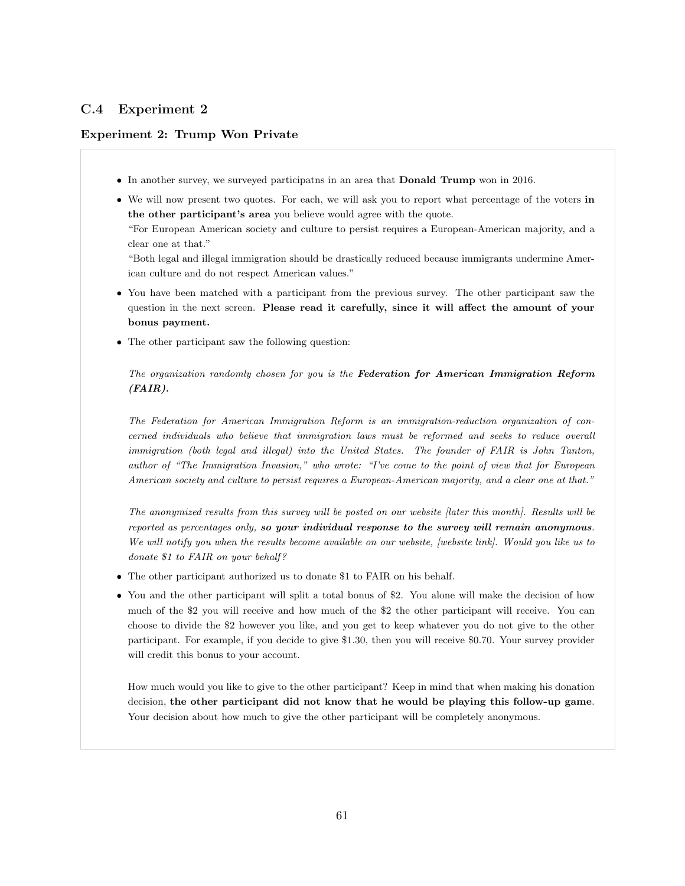## C.4 Experiment 2

### Experiment 2: Trump Won Private

- In another survey, we surveyed participatns in an area that **Donald Trump** won in 2016.
- We will now present two quotes. For each, we will ask you to report what percentage of the voters **in the other participant's area** you believe would agree with the quote.
  "For European American society and culture to persist requires a European-American majority, and a clear one at that."
  "Both legal and illegal immigration should be drastically reduced because immigrants undermine American culture and do not respect American values."
- You have been matched with a participant from the previous survey. The other participant saw the question in the next screen. **Please read it carefully, since it will affect the amount of your bonus payment.**
- The other participant saw the following question:

  *The organization randomly chosen for you is the* ***Federation for American Immigration Reform (FAIR).***

  *The Federation for American Immigration Reform is an immigration-reduction organization of concerned individuals who believe that immigration laws must be reformed and seeks to reduce overall immigration (both legal and illegal) into the United States. The founder of FAIR is John Tanton, author of "The Immigration Invasion," who wrote: "I've come to the point of view that for European American society and culture to persist requires a European-American majority, and a clear one at that."*

  *The anonymized results from this survey will be posted on our website [later this month]. Results will be reported as percentages only,* ***so your individual response to the survey will remain anonymous****. We will notify you when the results become available on our website, [website link]. Would you like us to donate $1 to FAIR on your behalf?*
- The other participant authorized us to donate $1 to FAIR on his behalf.
- You and the other participant will split a total bonus of $2. You alone will make the decision of how much of the $2 you will receive and how much of the $2 the other participant will receive. You can choose to divide the $2 however you like, and you get to keep whatever you do not give to the other participant. For example, if you decide to give $1.30, then you will receive $0.70. Your survey provider will credit this bonus to your account.

  How much would you like to give to the other participant? Keep in mind that when making his donation decision, **the other participant did not know that he would be playing this follow-up game**. Your decision about how much to give the other participant will be completely anonymous.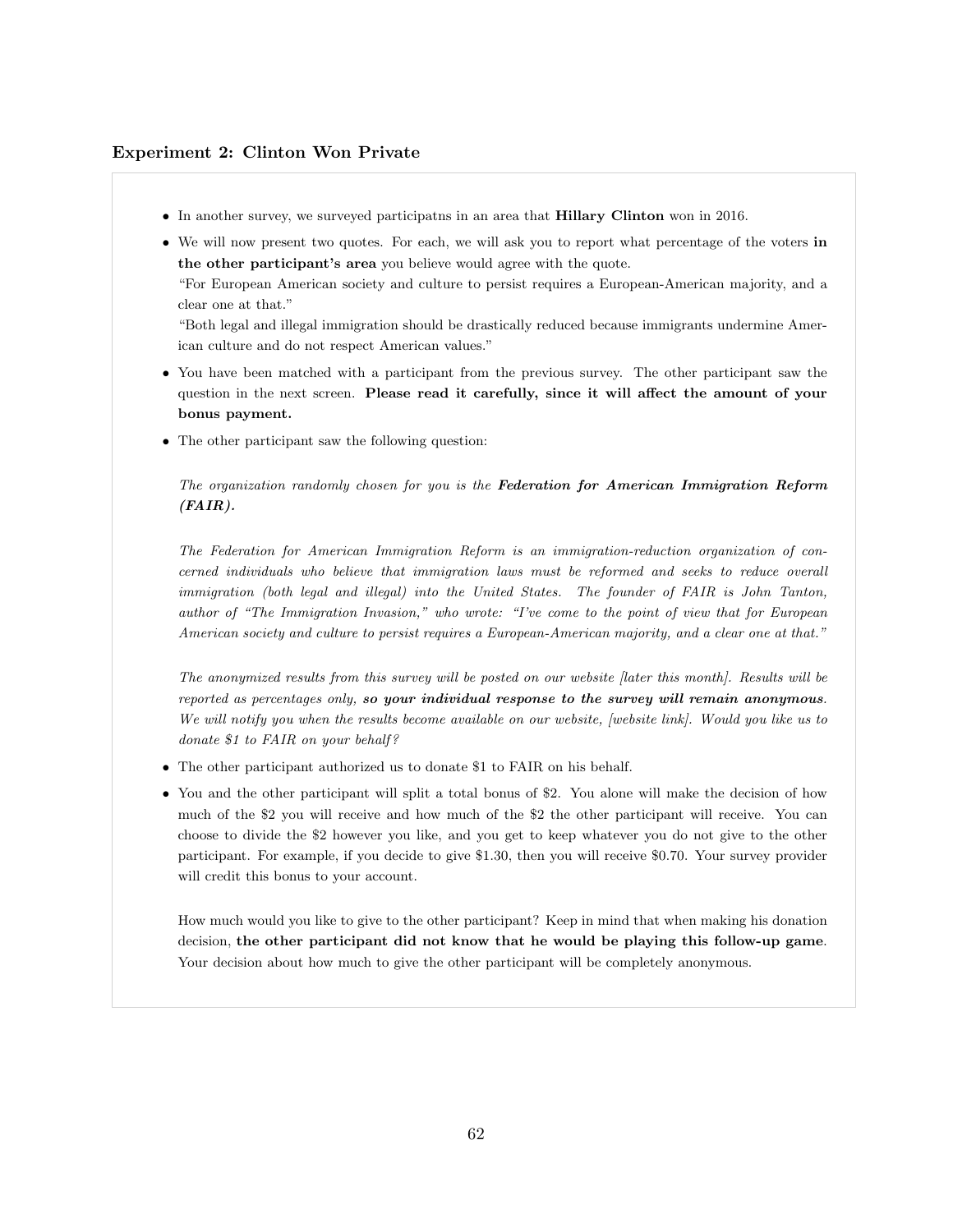### Experiment 2: Clinton Won Private

- In another survey, we surveyed participatns in an area that **Hillary Clinton** won in 2016.
- We will now present two quotes. For each, we will ask you to report what percentage of the voters **in the other participant's area** you believe would agree with the quote.
  "For European American society and culture to persist requires a European-American majority, and a clear one at that."
  "Both legal and illegal immigration should be drastically reduced because immigrants undermine American culture and do not respect American values."
- You have been matched with a participant from the previous survey. The other participant saw the question in the next screen. **Please read it carefully, since it will affect the amount of your bonus payment.**
- The other participant saw the following question:

  *The organization randomly chosen for you is the* ***Federation for American Immigration Reform (FAIR).***

  *The Federation for American Immigration Reform is an immigration-reduction organization of concerned individuals who believe that immigration laws must be reformed and seeks to reduce overall immigration (both legal and illegal) into the United States. The founder of FAIR is John Tanton, author of "The Immigration Invasion," who wrote: "I've come to the point of view that for European American society and culture to persist requires a European-American majority, and a clear one at that."*

  *The anonymized results from this survey will be posted on our website [later this month]. Results will be reported as percentages only,* ***so your individual response to the survey will remain anonymous****. We will notify you when the results become available on our website, [website link]. Would you like us to donate $1 to FAIR on your behalf?*

- The other participant authorized us to donate $1 to FAIR on his behalf.
- You and the other participant will split a total bonus of $2. You alone will make the decision of how much of the $2 you will receive and how much of the $2 the other participant will receive. You can choose to divide the $2 however you like, and you get to keep whatever you do not give to the other participant. For example, if you decide to give $1.30, then you will receive $0.70. Your survey provider will credit this bonus to your account.

  How much would you like to give to the other participant? Keep in mind that when making his donation decision, **the other participant did not know that he would be playing this follow-up game**. Your decision about how much to give the other participant will be completely anonymous.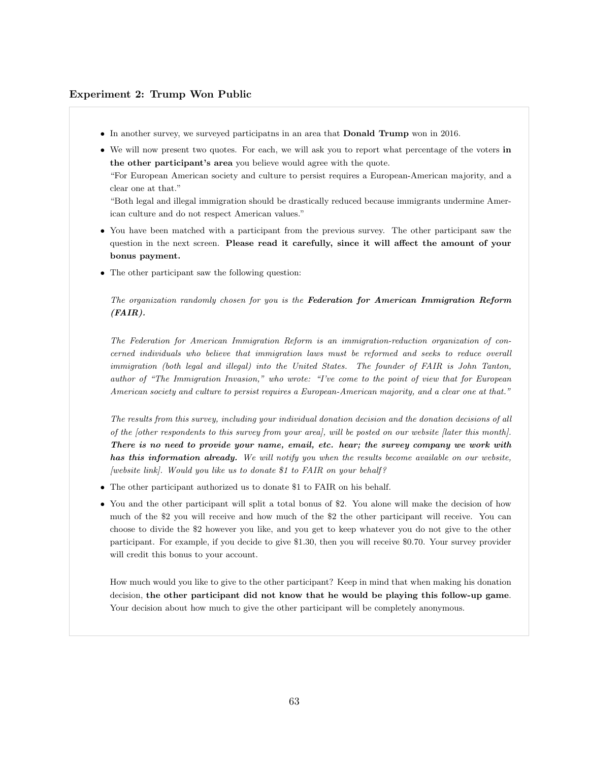### Experiment 2: Trump Won Public

- In another survey, we surveyed participatns in an area that **Donald Trump** won in 2016.
- We will now present two quotes. For each, we will ask you to report what percentage of the voters **in the other participant's area** you believe would agree with the quote.
  "For European American society and culture to persist requires a European-American majority, and a clear one at that."
  "Both legal and illegal immigration should be drastically reduced because immigrants undermine American culture and do not respect American values."
- You have been matched with a participant from the previous survey. The other participant saw the question in the next screen. **Please read it carefully, since it will affect the amount of your bonus payment.**
- The other participant saw the following question:

  *The organization randomly chosen for you is the* ***Federation for American Immigration Reform (FAIR).***

  *The Federation for American Immigration Reform is an immigration-reduction organization of concerned individuals who believe that immigration laws must be reformed and seeks to reduce overall immigration (both legal and illegal) into the United States. The founder of FAIR is John Tanton, author of "The Immigration Invasion," who wrote: "I've come to the point of view that for European American society and culture to persist requires a European-American majority, and a clear one at that."*

  *The results from this survey, including your individual donation decision and the donation decisions of all of the [other respondents to this survey from your area], will be posted on our website [later this month].* ***There is no need to provide your name, email, etc. hear; the survey company we work with has this information already.*** *We will notify you when the results become available on our website, [website link]. Would you like us to donate $1 to FAIR on your behalf?*

- The other participant authorized us to donate $1 to FAIR on his behalf.
- You and the other participant will split a total bonus of $2. You alone will make the decision of how much of the $2 you will receive and how much of the $2 the other participant will receive. You can choose to divide the $2 however you like, and you get to keep whatever you do not give to the other participant. For example, if you decide to give $1.30, then you will receive $0.70. Your survey provider will credit this bonus to your account.

  How much would you like to give to the other participant? Keep in mind that when making his donation decision, **the other participant did not know that he would be playing this follow-up game**. Your decision about how much to give the other participant will be completely anonymous.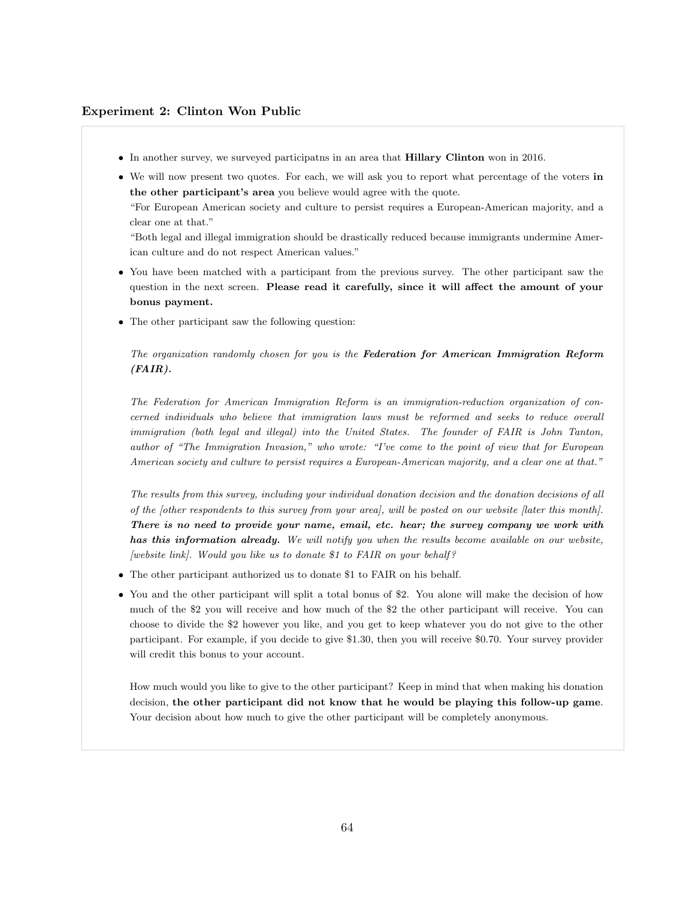### Experiment 2: Clinton Won Public

- In another survey, we surveyed participatns in an area that **Hillary Clinton** won in 2016.
- We will now present two quotes. For each, we will ask you to report what percentage of the voters **in the other participant's area** you believe would agree with the quote.
  "For European American society and culture to persist requires a European-American majority, and a clear one at that."
  "Both legal and illegal immigration should be drastically reduced because immigrants undermine American culture and do not respect American values."
- You have been matched with a participant from the previous survey. The other participant saw the question in the next screen. **Please read it carefully, since it will affect the amount of your bonus payment.**
- The other participant saw the following question:

  *The organization randomly chosen for you is the* ***Federation for American Immigration Reform (FAIR).***

  *The Federation for American Immigration Reform is an immigration-reduction organization of concerned individuals who believe that immigration laws must be reformed and seeks to reduce overall immigration (both legal and illegal) into the United States. The founder of FAIR is John Tanton, author of "The Immigration Invasion," who wrote: "I've come to the point of view that for European American society and culture to persist requires a European-American majority, and a clear one at that."*

  *The results from this survey, including your individual donation decision and the donation decisions of all of the [other respondents to this survey from your area], will be posted on our website [later this month].* ***There is no need to provide your name, email, etc. hear; the survey company we work with has this information already.*** *We will notify you when the results become available on our website, [website link]. Would you like us to donate $1 to FAIR on your behalf?*

- The other participant authorized us to donate $1 to FAIR on his behalf.
- You and the other participant will split a total bonus of $2. You alone will make the decision of how much of the $2 you will receive and how much of the $2 the other participant will receive. You can choose to divide the $2 however you like, and you get to keep whatever you do not give to the other participant. For example, if you decide to give $1.30, then you will receive $0.70. Your survey provider will credit this bonus to your account.

  How much would you like to give to the other participant? Keep in mind that when making his donation decision, **the other participant did not know that he would be playing this follow-up game**. Your decision about how much to give the other participant will be completely anonymous.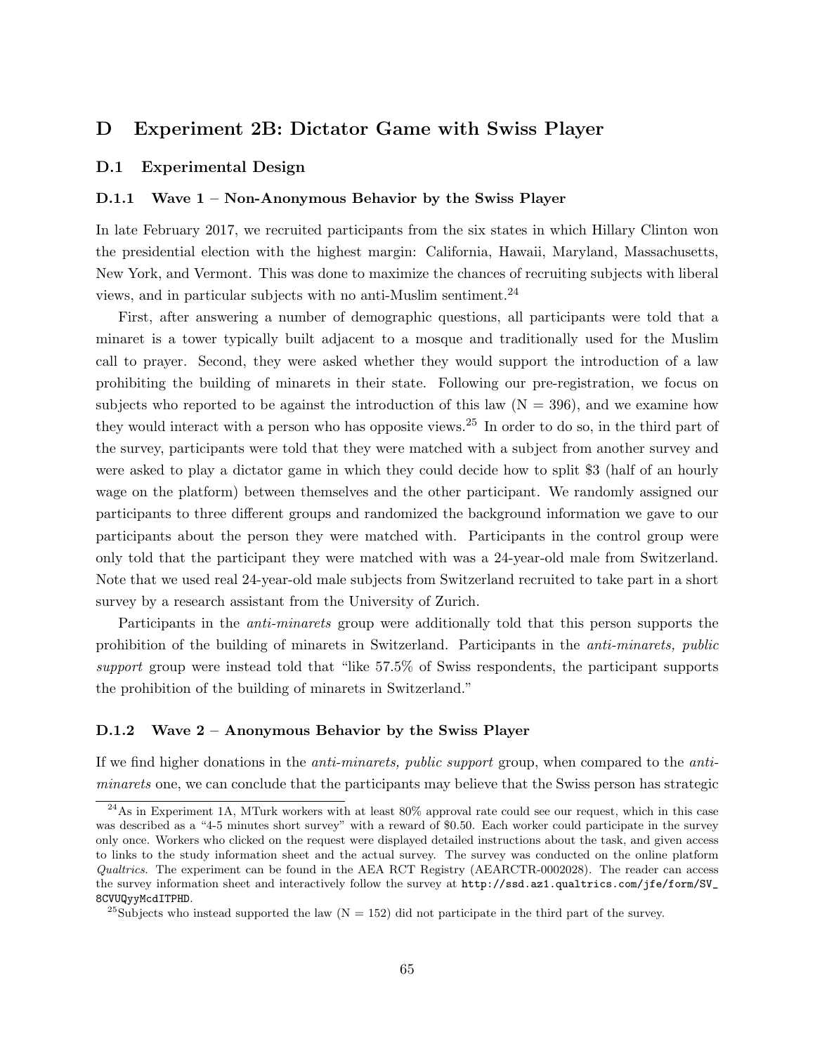# D Experiment 2B: Dictator Game with Swiss Player

## D.1 Experimental Design

### D.1.1 Wave 1 – Non-Anonymous Behavior by the Swiss Player

In late February 2017, we recruited participants from the six states in which Hillary Clinton won the presidential election with the highest margin: California, Hawaii, Maryland, Massachusetts, New York, and Vermont. This was done to maximize the chances of recruiting subjects with liberal views, and in particular subjects with no anti-Muslim sentiment.[24]

First, after answering a number of demographic questions, all participants were told that a minaret is a tower typically built adjacent to a mosque and traditionally used for the Muslim call to prayer. Second, they were asked whether they would support the introduction of a law prohibiting the building of minarets in their state. Following our pre-registration, we focus on subjects who reported to be against the introduction of this law (N = 396), and we examine how they would interact with a person who has opposite views.[25] In order to do so, in the third part of the survey, participants were told that they were matched with a subject from another survey and were asked to play a dictator game in which they could decide how to split $3 (half of an hourly wage on the platform) between themselves and the other participant. We randomly assigned our participants to three different groups and randomized the background information we gave to our participants about the person they were matched with. Participants in the control group were only told that the participant they were matched with was a 24-year-old male from Switzerland. Note that we used real 24-year-old male subjects from Switzerland recruited to take part in a short survey by a research assistant from the University of Zurich.

Participants in the *anti-minarets* group were additionally told that this person supports the prohibition of the building of minarets in Switzerland. Participants in the *anti-minarets, public support* group were instead told that "like 57.5% of Swiss respondents, the participant supports the prohibition of the building of minarets in Switzerland."

### D.1.2 Wave 2 – Anonymous Behavior by the Swiss Player

If we find higher donations in the *anti-minarets, public support* group, when compared to the *anti-minarets* one, we can conclude that the participants may believe that the Swiss person has strategic

---

[24] As in Experiment 1A, MTurk workers with at least 80% approval rate could see our request, which in this case was described as a "4-5 minutes short survey" with a reward of $0.50. Each worker could participate in the survey only once. Workers who clicked on the request were displayed detailed instructions about the task, and given access to links to the study information sheet and the actual survey. The survey was conducted on the online platform *Qualtrics*. The experiment can be found in the AEA RCT Registry (AEARCTR-0002028). The reader can access the survey information sheet and interactively follow the survey at `http://ssd.az1.qualtrics.com/jfe/form/SV_8CVUQyyMcdITPHD`.

[25] Subjects who instead supported the law (N = 152) did not participate in the third part of the survey.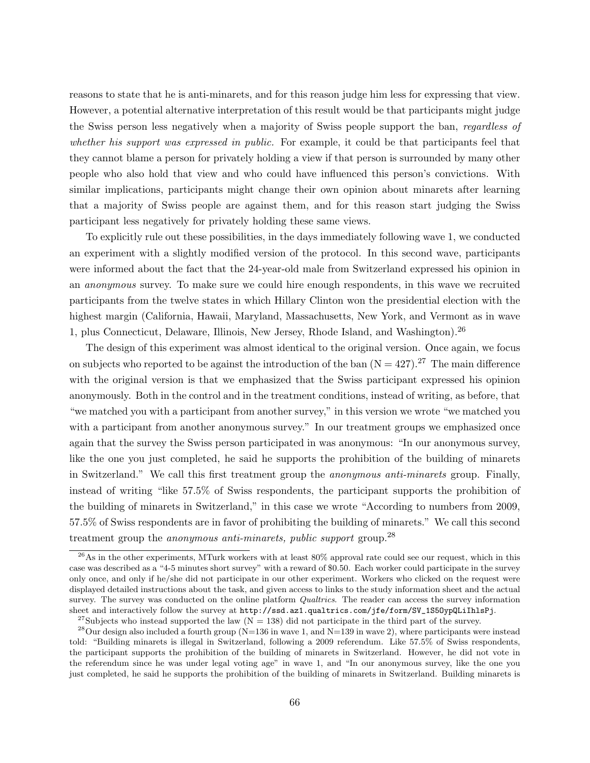reasons to state that he is anti-minarets, and for this reason judge him less for expressing that view. However, a potential alternative interpretation of this result would be that participants might judge the Swiss person less negatively when a majority of Swiss people support the ban, *regardless of whether his support was expressed in public.* For example, it could be that participants feel that they cannot blame a person for privately holding a view if that person is surrounded by many other people who also hold that view and who could have influenced this person's convictions. With similar implications, participants might change their own opinion about minarets after learning that a majority of Swiss people are against them, and for this reason start judging the Swiss participant less negatively for privately holding these same views.

To explicitly rule out these possibilities, in the days immediately following wave 1, we conducted an experiment with a slightly modified version of the protocol. In this second wave, participants were informed about the fact that the 24-year-old male from Switzerland expressed his opinion in an *anonymous* survey. To make sure we could hire enough respondents, in this wave we recruited participants from the twelve states in which Hillary Clinton won the presidential election with the highest margin (California, Hawaii, Maryland, Massachusetts, New York, and Vermont as in wave 1, plus Connecticut, Delaware, Illinois, New Jersey, Rhode Island, and Washington).[26]

The design of this experiment was almost identical to the original version. Once again, we focus on subjects who reported to be against the introduction of the ban (N = 427).[27] The main difference with the original version is that we emphasized that the Swiss participant expressed his opinion anonymously. Both in the control and in the treatment conditions, instead of writing, as before, that "we matched you with a participant from another survey," in this version we wrote "we matched you with a participant from another anonymous survey." In our treatment groups we emphasized once again that the survey the Swiss person participated in was anonymous: "In our anonymous survey, like the one you just completed, he said he supports the prohibition of the building of minarets in Switzerland." We call this first treatment group the *anonymous anti-minarets* group. Finally, instead of writing "like 57.5% of Swiss respondents, the participant supports the prohibition of the building of minarets in Switzerland," in this case we wrote "According to numbers from 2009, 57.5% of Swiss respondents are in favor of prohibiting the building of minarets." We call this second treatment group the *anonymous anti-minarets, public support* group.[28]

[26] As in the other experiments, MTurk workers with at least 80% approval rate could see our request, which in this case was described as a "4-5 minutes short survey" with a reward of $0.50. Each worker could participate in the survey only once, and only if he/she did not participate in our other experiment. Workers who clicked on the request were displayed detailed instructions about the task, and given access to links to the study information sheet and the actual survey. The survey was conducted on the online platform *Qualtrics*. The reader can access the survey information sheet and interactively follow the survey at `http://ssd.az1.qualtrics.com/jfe/form/SV_1S5OypQLiIhlsPj`.

[27] Subjects who instead supported the law (N = 138) did not participate in the third part of the survey.

[28] Our design also included a fourth group (N=136 in wave 1, and N=139 in wave 2), where participants were instead told: "Building minarets is illegal in Switzerland, following a 2009 referendum. Like 57.5% of Swiss respondents, the participant supports the prohibition of the building of minarets in Switzerland. However, he did not vote in the referendum since he was under legal voting age" in wave 1, and "In our anonymous survey, like the one you just completed, he said he supports the prohibition of the building of minarets in Switzerland. Building minarets is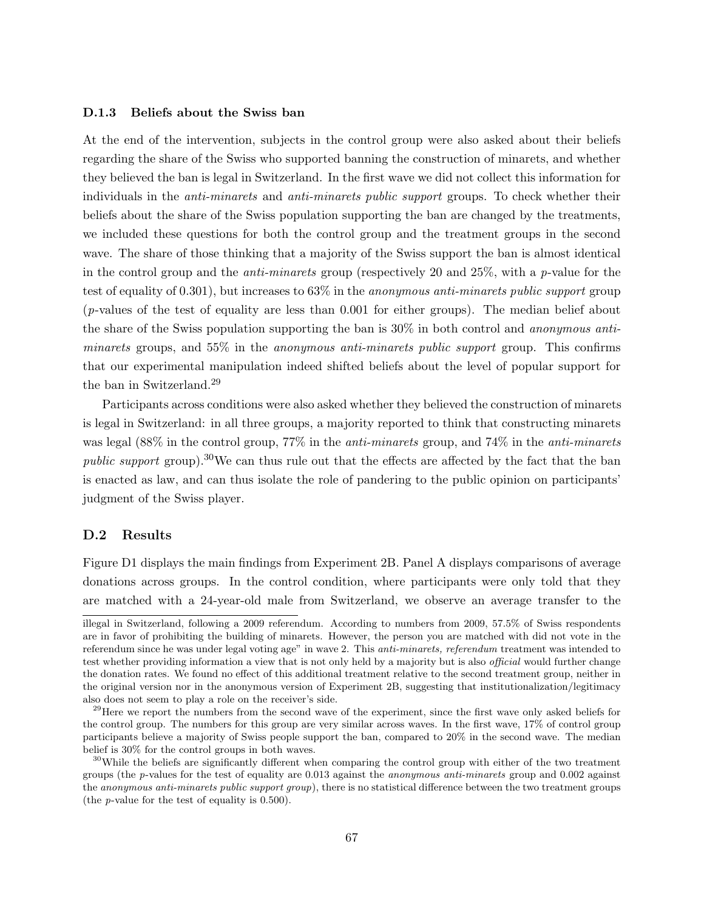### D.1.3 Beliefs about the Swiss ban

At the end of the intervention, subjects in the control group were also asked about their beliefs regarding the share of the Swiss who supported banning the construction of minarets, and whether they believed the ban is legal in Switzerland. In the first wave we did not collect this information for individuals in the *anti-minarets* and *anti-minarets public support* groups. To check whether their beliefs about the share of the Swiss population supporting the ban are changed by the treatments, we included these questions for both the control group and the treatment groups in the second wave. The share of those thinking that a majority of the Swiss support the ban is almost identical in the control group and the *anti-minarets* group (respectively 20 and 25%, with a $p$-value for the test of equality of 0.301), but increases to 63% in the *anonymous anti-minarets public support* group ($p$-values of the test of equality are less than 0.001 for either groups). The median belief about the share of the Swiss population supporting the ban is 30% in both control and *anonymous anti-minarets* groups, and 55% in the *anonymous anti-minarets public support* group. This confirms that our experimental manipulation indeed shifted beliefs about the level of popular support for the ban in Switzerland.[29]

Participants across conditions were also asked whether they believed the construction of minarets is legal in Switzerland: in all three groups, a majority reported to think that constructing minarets was legal (88% in the control group, 77% in the *anti-minarets* group, and 74% in the *anti-minarets public support* group).[30]We can thus rule out that the effects are affected by the fact that the ban is enacted as law, and can thus isolate the role of pandering to the public opinion on participants' judgment of the Swiss player.

## D.2 Results

Figure D1 displays the main findings from Experiment 2B. Panel A displays comparisons of average donations across groups. In the control condition, where participants were only told that they are matched with a 24-year-old male from Switzerland, we observe an average transfer to the

---

illegal in Switzerland, following a 2009 referendum. According to numbers from 2009, 57.5% of Swiss respondents are in favor of prohibiting the building of minarets. However, the person you are matched with did not vote in the referendum since he was under legal voting age" in wave 2. This *anti-minarets, referendum* treatment was intended to test whether providing information a view that is not only held by a majority but is also *official* would further change the donation rates. We found no effect of this additional treatment relative to the second treatment group, neither in the original version nor in the anonymous version of Experiment 2B, suggesting that institutionalization/legitimacy also does not seem to play a role on the receiver's side.

[29] Here we report the numbers from the second wave of the experiment, since the first wave only asked beliefs for the control group. The numbers for this group are very similar across waves. In the first wave, 17% of control group participants believe a majority of Swiss people support the ban, compared to 20% in the second wave. The median belief is 30% for the control groups in both waves.

[30] While the beliefs are significantly different when comparing the control group with either of the two treatment groups (the $p$-values for the test of equality are 0.013 against the *anonymous anti-minarets* group and 0.002 against the *anonymous anti-minarets public support group*), there is no statistical difference between the two treatment groups (the $p$-value for the test of equality is 0.500).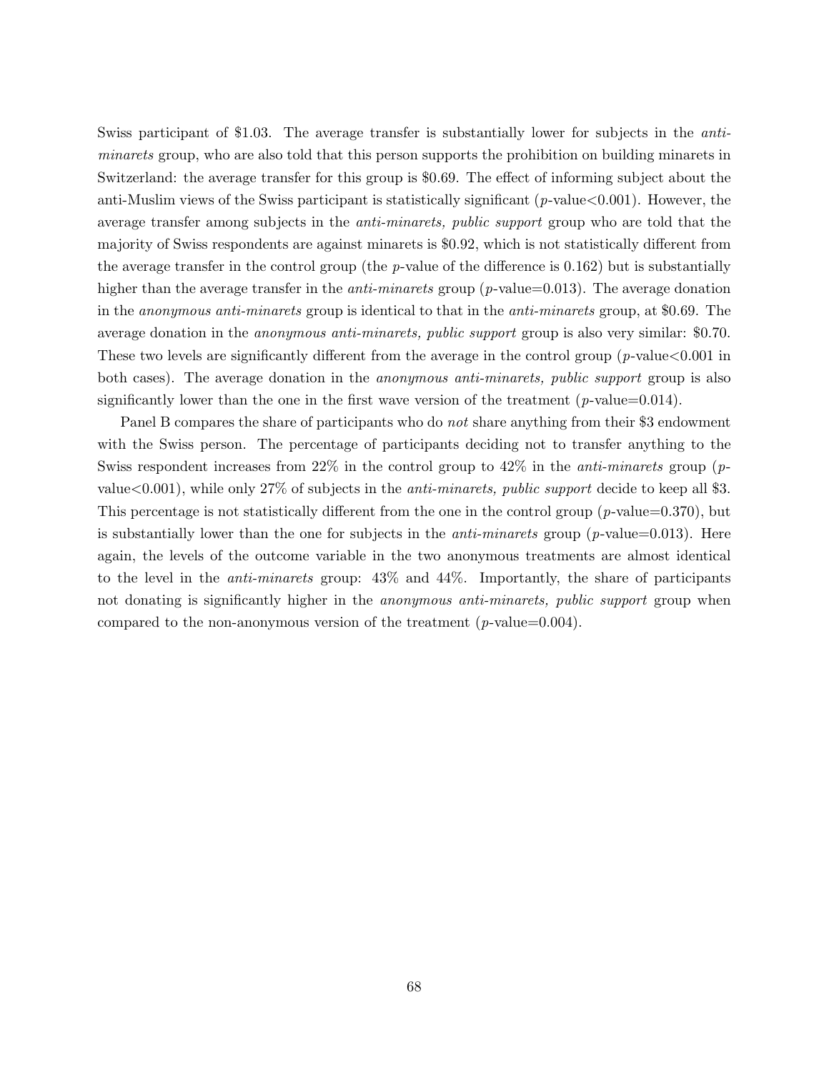Swiss participant of \$1.03. The average transfer is substantially lower for subjects in the *anti-minarets* group, who are also told that this person supports the prohibition on building minarets in Switzerland: the average transfer for this group is \$0.69. The effect of informing subject about the anti-Muslim views of the Swiss participant is statistically significant ($p$-value<0.001). However, the average transfer among subjects in the *anti-minarets, public support* group who are told that the majority of Swiss respondents are against minarets is \$0.92, which is not statistically different from the average transfer in the control group (the $p$-value of the difference is 0.162) but is substantially higher than the average transfer in the *anti-minarets* group ($p$-value=0.013). The average donation in the *anonymous anti-minarets* group is identical to that in the *anti-minarets* group, at \$0.69. The average donation in the *anonymous anti-minarets, public support* group is also very similar: \$0.70. These two levels are significantly different from the average in the control group ($p$-value<0.001 in both cases). The average donation in the *anonymous anti-minarets, public support* group is also significantly lower than the one in the first wave version of the treatment ($p$-value=0.014).

Panel B compares the share of participants who do *not* share anything from their \$3 endowment with the Swiss person. The percentage of participants deciding not to transfer anything to the Swiss respondent increases from 22% in the control group to 42% in the *anti-minarets* group ($p$-value<0.001), while only 27% of subjects in the *anti-minarets, public support* decide to keep all \$3. This percentage is not statistically different from the one in the control group ($p$-value=0.370), but is substantially lower than the one for subjects in the *anti-minarets* group ($p$-value=0.013). Here again, the levels of the outcome variable in the two anonymous treatments are almost identical to the level in the *anti-minarets* group: 43% and 44%. Importantly, the share of participants not donating is significantly higher in the *anonymous anti-minarets, public support* group when compared to the non-anonymous version of the treatment ($p$-value=0.004).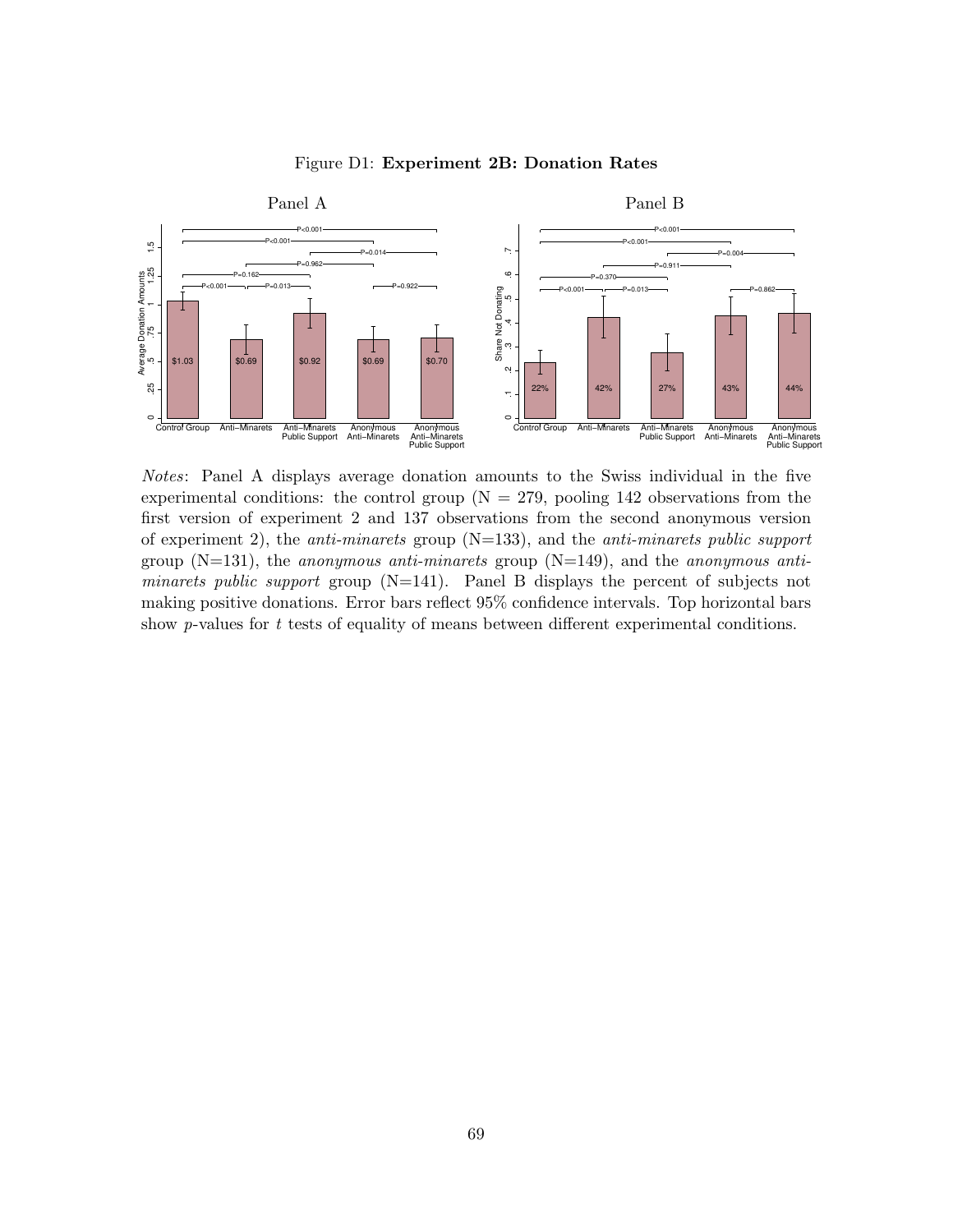Figure D1: **Experiment 2B: Donation Rates**

*Notes*: Panel A displays average donation amounts to the Swiss individual in the five experimental conditions: the control group (N = 279, pooling 142 observations from the first version of experiment 2 and 137 observations from the second anonymous version of experiment 2), the *anti-minarets* group (N=133), and the *anti-minarets public support* group (N=131), the *anonymous anti-minarets* group (N=149), and the *anonymous anti-minarets public support* group (N=141). Panel B displays the percent of subjects not making positive donations. Error bars reflect 95% confidence intervals. Top horizontal bars show $p$-values for $t$ tests of equality of means between different experimental conditions.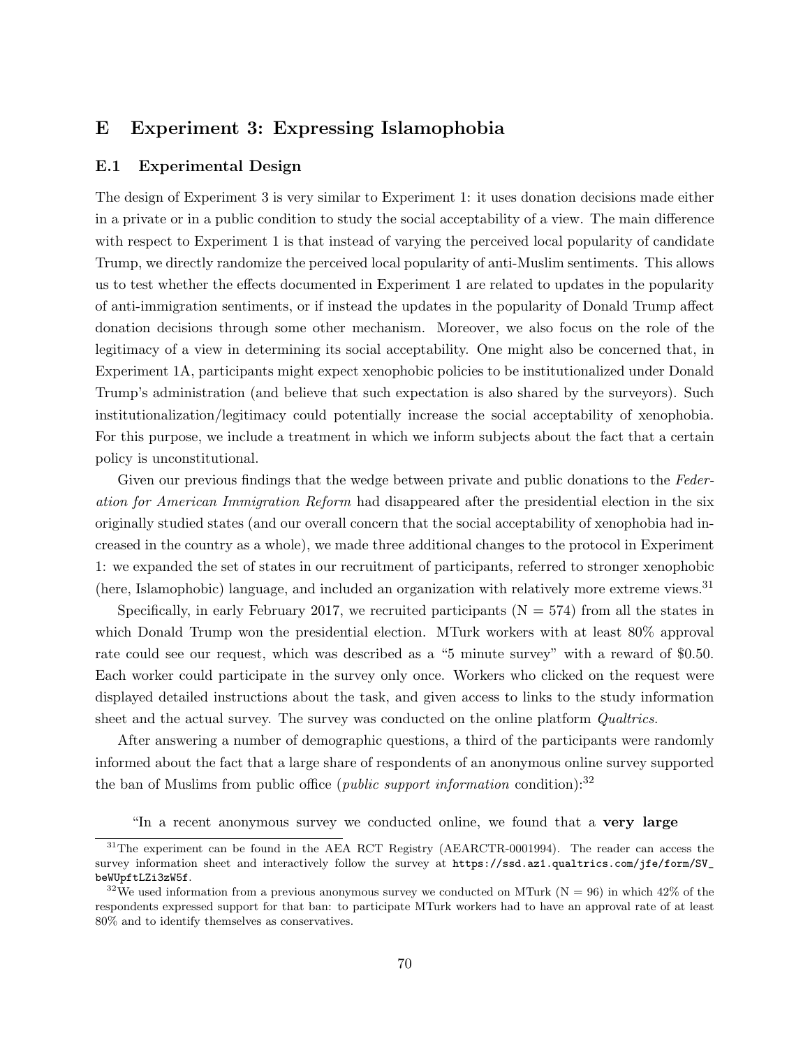# E Experiment 3: Expressing Islamophobia

## E.1 Experimental Design

The design of Experiment 3 is very similar to Experiment 1: it uses donation decisions made either in a private or in a public condition to study the social acceptability of a view. The main difference with respect to Experiment 1 is that instead of varying the perceived local popularity of candidate Trump, we directly randomize the perceived local popularity of anti-Muslim sentiments. This allows us to test whether the effects documented in Experiment 1 are related to updates in the popularity of anti-immigration sentiments, or if instead the updates in the popularity of Donald Trump affect donation decisions through some other mechanism. Moreover, we also focus on the role of the legitimacy of a view in determining its social acceptability. One might also be concerned that, in Experiment 1A, participants might expect xenophobic policies to be institutionalized under Donald Trump's administration (and believe that such expectation is also shared by the surveyors). Such institutionalization/legitimacy could potentially increase the social acceptability of xenophobia. For this purpose, we include a treatment in which we inform subjects about the fact that a certain policy is unconstitutional.

Given our previous findings that the wedge between private and public donations to the *Federation for American Immigration Reform* had disappeared after the presidential election in the six originally studied states (and our overall concern that the social acceptability of xenophobia had increased in the country as a whole), we made three additional changes to the protocol in Experiment 1: we expanded the set of states in our recruitment of participants, referred to stronger xenophobic (here, Islamophobic) language, and included an organization with relatively more extreme views.[31]

Specifically, in early February 2017, we recruited participants (N = 574) from all the states in which Donald Trump won the presidential election. MTurk workers with at least 80% approval rate could see our request, which was described as a "5 minute survey" with a reward of $0.50. Each worker could participate in the survey only once. Workers who clicked on the request were displayed detailed instructions about the task, and given access to links to the study information sheet and the actual survey. The survey was conducted on the online platform *Qualtrics.*

After answering a number of demographic questions, a third of the participants were randomly informed about the fact that a large share of respondents of an anonymous online survey supported the ban of Muslims from public office (*public support information* condition):[32]

"In a recent anonymous survey we conducted online, we found that a **very large**

[31] The experiment can be found in the AEA RCT Registry (AEARCTR-0001994). The reader can access the survey information sheet and interactively follow the survey at https://ssd.az1.qualtrics.com/jfe/form/SV_beWUpftLZi3zW5f.

[32] We used information from a previous anonymous survey we conducted on MTurk (N = 96) in which 42% of the respondents expressed support for that ban: to participate MTurk workers had to have an approval rate of at least 80% and to identify themselves as conservatives.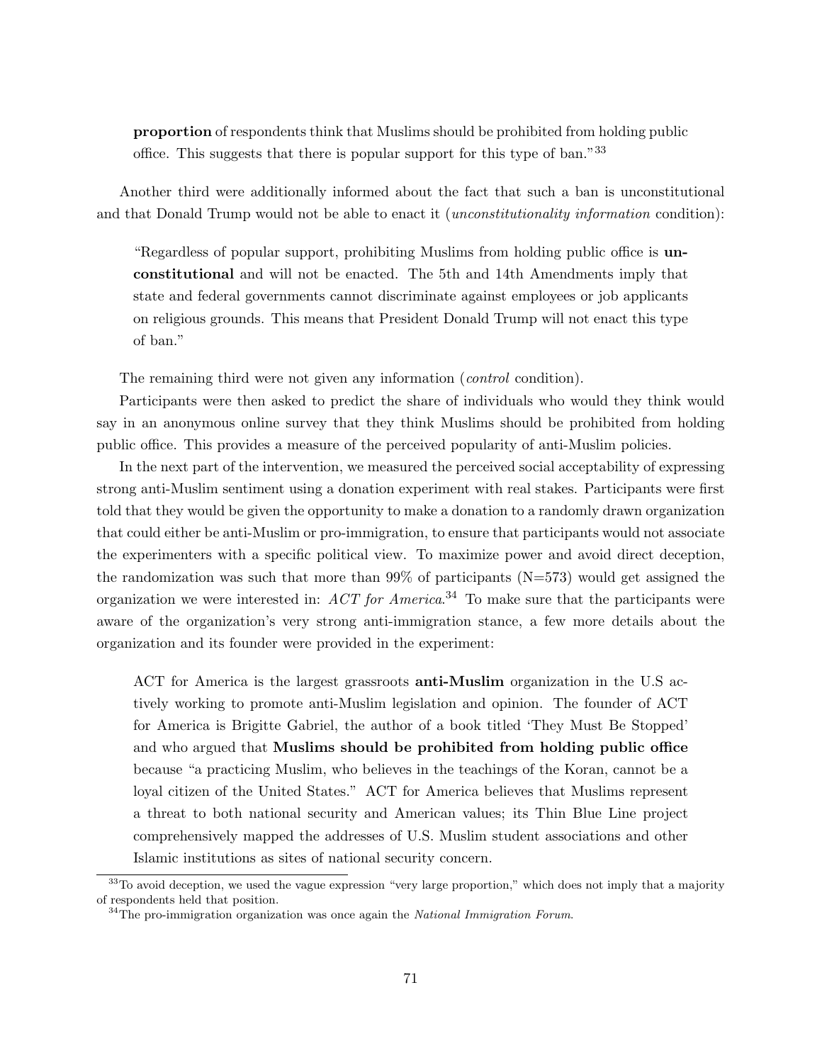**proportion** of respondents think that Muslims should be prohibited from holding public office. This suggests that there is popular support for this type of ban."[33]

Another third were additionally informed about the fact that such a ban is unconstitutional and that Donald Trump would not be able to enact it (*unconstitutionality information* condition):

> "Regardless of popular support, prohibiting Muslims from holding public office is **unconstitutional** and will not be enacted. The 5th and 14th Amendments imply that state and federal governments cannot discriminate against employees or job applicants on religious grounds. This means that President Donald Trump will not enact this type of ban."

The remaining third were not given any information (*control* condition).

Participants were then asked to predict the share of individuals who would they think would say in an anonymous online survey that they think Muslims should be prohibited from holding public office. This provides a measure of the perceived popularity of anti-Muslim policies.

In the next part of the intervention, we measured the perceived social acceptability of expressing strong anti-Muslim sentiment using a donation experiment with real stakes. Participants were first told that they would be given the opportunity to make a donation to a randomly drawn organization that could either be anti-Muslim or pro-immigration, to ensure that participants would not associate the experimenters with a specific political view. To maximize power and avoid direct deception, the randomization was such that more than 99% of participants (N=573) would get assigned the organization we were interested in: *ACT for America*.[34] To make sure that the participants were aware of the organization's very strong anti-immigration stance, a few more details about the organization and its founder were provided in the experiment:

> ACT for America is the largest grassroots **anti-Muslim** organization in the U.S actively working to promote anti-Muslim legislation and opinion. The founder of ACT for America is Brigitte Gabriel, the author of a book titled 'They Must Be Stopped' and who argued that **Muslims should be prohibited from holding public office** because "a practicing Muslim, who believes in the teachings of the Koran, cannot be a loyal citizen of the United States." ACT for America believes that Muslims represent a threat to both national security and American values; its Thin Blue Line project comprehensively mapped the addresses of U.S. Muslim student associations and other Islamic institutions as sites of national security concern.

[33] To avoid deception, we used the vague expression "very large proportion," which does not imply that a majority of respondents held that position.

[34] The pro-immigration organization was once again the *National Immigration Forum*.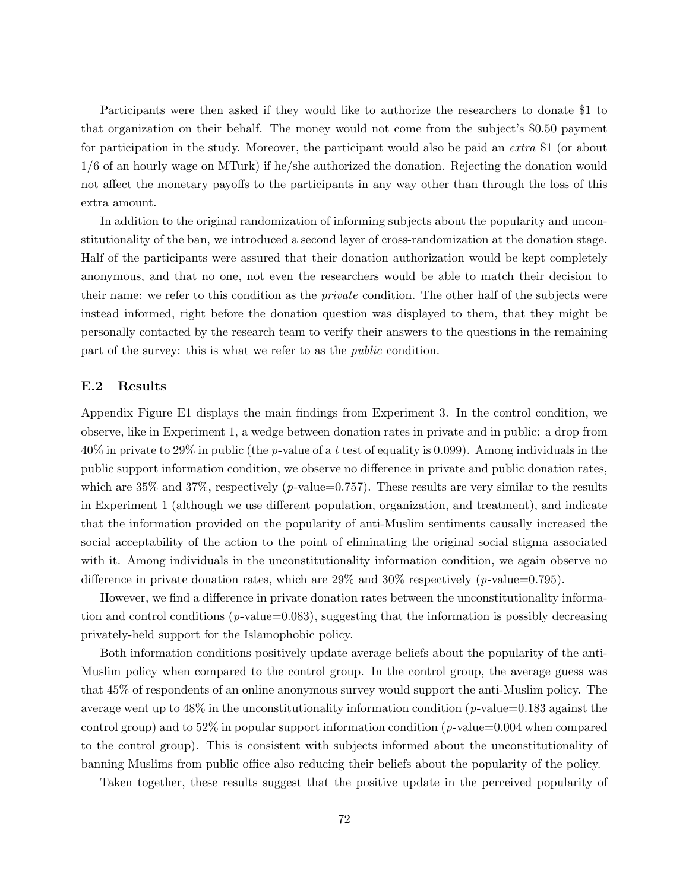Participants were then asked if they would like to authorize the researchers to donate \$1 to that organization on their behalf. The money would not come from the subject's \$0.50 payment for participation in the study. Moreover, the participant would also be paid an *extra* \$1 (or about 1/6 of an hourly wage on MTurk) if he/she authorized the donation. Rejecting the donation would not affect the monetary payoffs to the participants in any way other than through the loss of this extra amount.

In addition to the original randomization of informing subjects about the popularity and unconstitutionality of the ban, we introduced a second layer of cross-randomization at the donation stage. Half of the participants were assured that their donation authorization would be kept completely anonymous, and that no one, not even the researchers would be able to match their decision to their name: we refer to this condition as the *private* condition. The other half of the subjects were instead informed, right before the donation question was displayed to them, that they might be personally contacted by the research team to verify their answers to the questions in the remaining part of the survey: this is what we refer to as the *public* condition.

### E.2 Results

Appendix Figure E1 displays the main findings from Experiment 3. In the control condition, we observe, like in Experiment 1, a wedge between donation rates in private and in public: a drop from 40% in private to 29% in public (the $p$-value of a $t$ test of equality is 0.099). Among individuals in the public support information condition, we observe no difference in private and public donation rates, which are 35% and 37%, respectively ($p$-value=0.757). These results are very similar to the results in Experiment 1 (although we use different population, organization, and treatment), and indicate that the information provided on the popularity of anti-Muslim sentiments causally increased the social acceptability of the action to the point of eliminating the original social stigma associated with it. Among individuals in the unconstitutionality information condition, we again observe no difference in private donation rates, which are 29% and 30% respectively ($p$-value=0.795).

However, we find a difference in private donation rates between the unconstitutionality information and control conditions ($p$-value=0.083), suggesting that the information is possibly decreasing privately-held support for the Islamophobic policy.

Both information conditions positively update average beliefs about the popularity of the anti-Muslim policy when compared to the control group. In the control group, the average guess was that 45% of respondents of an online anonymous survey would support the anti-Muslim policy. The average went up to 48% in the unconstitutionality information condition ($p$-value=0.183 against the control group) and to 52% in popular support information condition ($p$-value=0.004 when compared to the control group). This is consistent with subjects informed about the unconstitutionality of banning Muslims from public office also reducing their beliefs about the popularity of the policy.

Taken together, these results suggest that the positive update in the perceived popularity of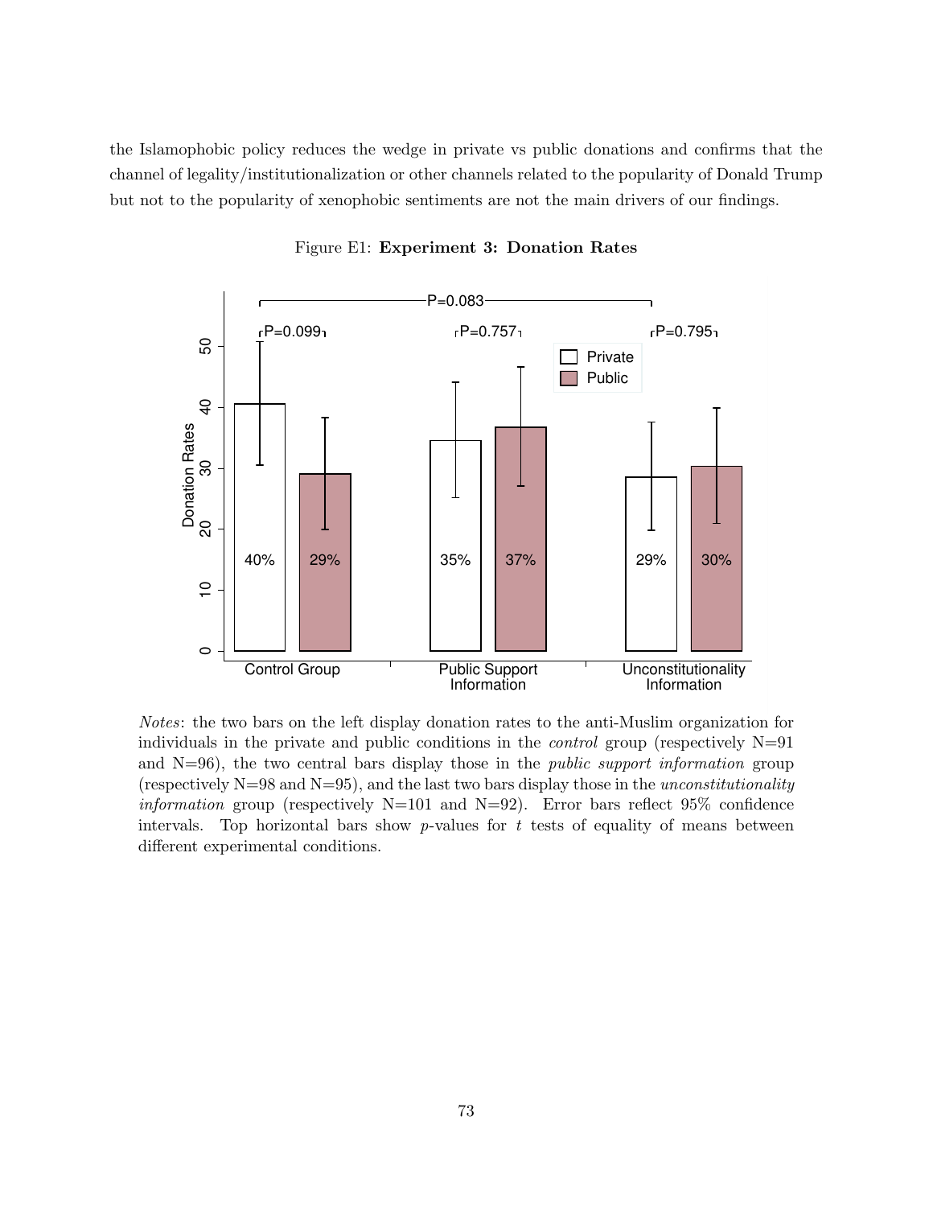the Islamophobic policy reduces the wedge in private vs public donations and confirms that the channel of legality/institutionalization or other channels related to the popularity of Donald Trump but not to the popularity of xenophobic sentiments are not the main drivers of our findings.

Figure E1: **Experiment 3: Donation Rates**

P=0.083

P=0.099

P=0.757

P=0.795

Private

Public

Donation Rates

0
10
20
30
40
50

40%
29%
35%
37%
29%
30%

Control Group

Public Support Information

Unconstitutionality Information

*Notes*: the two bars on the left display donation rates to the anti-Muslim organization for individuals in the private and public conditions in the *control* group (respectively N=91 and N=96), the two central bars display those in the *public support information* group (respectively N=98 and N=95), and the last two bars display those in the *unconstitutionality information* group (respectively N=101 and N=92). Error bars reflect 95% confidence intervals. Top horizontal bars show $p$-values for $t$ tests of equality of means between different experimental conditions.